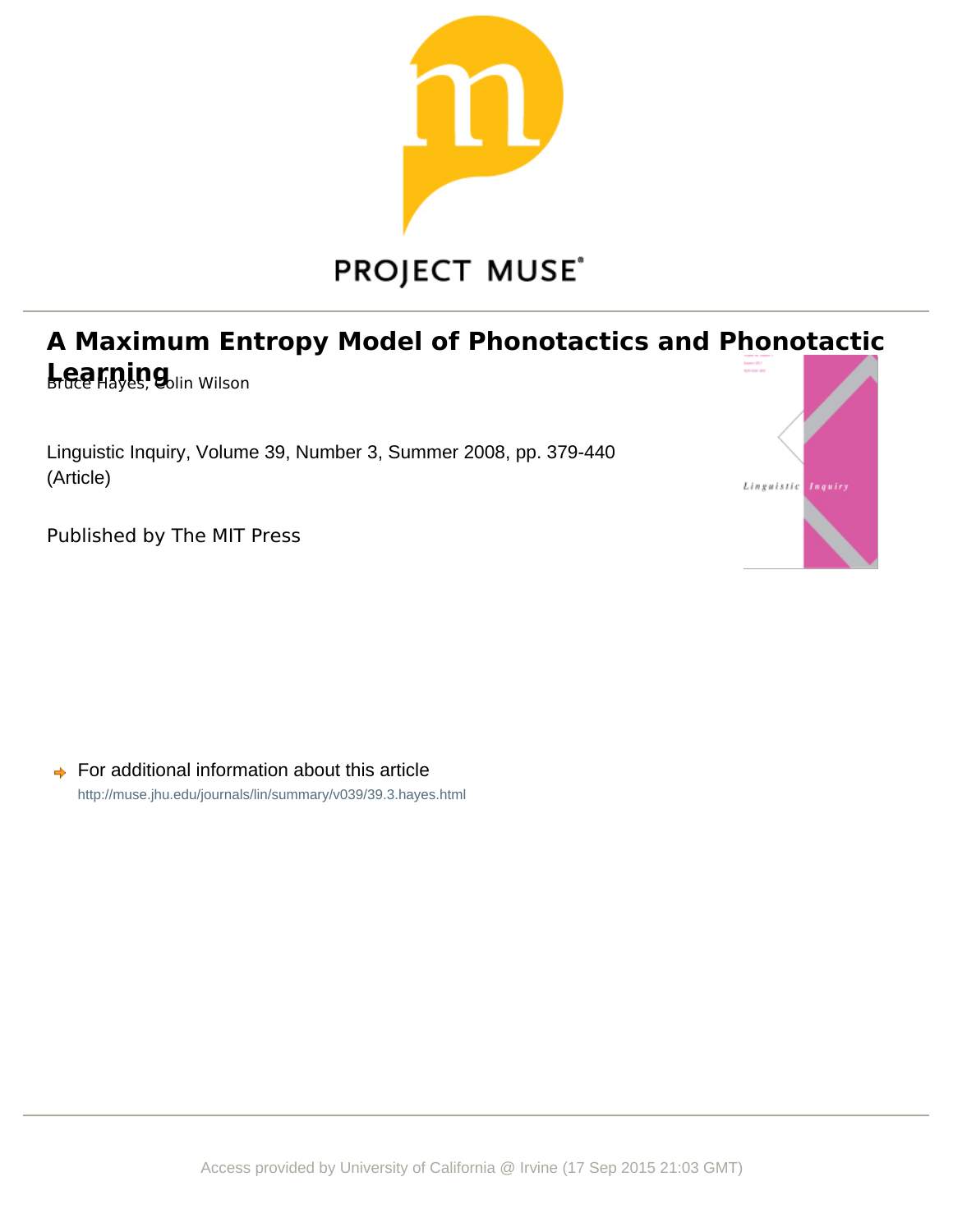PROJECT MUSE

# A Maximum Entropy Model of Phonotactics and Phonotactic Learning

Bruce Hayes, Colin Wilson

Linguistic Inquiry, Volume 39, Number 3, Summer 2008, pp. 379-440 (Article)

Published by The MIT Press

For additional information about this article

http://muse.jhu.edu/journals/lin/summary/v039/39.3.hayes.html

Access provided by University of California @ Irvine (17 Sep 2015 21:03 GMT)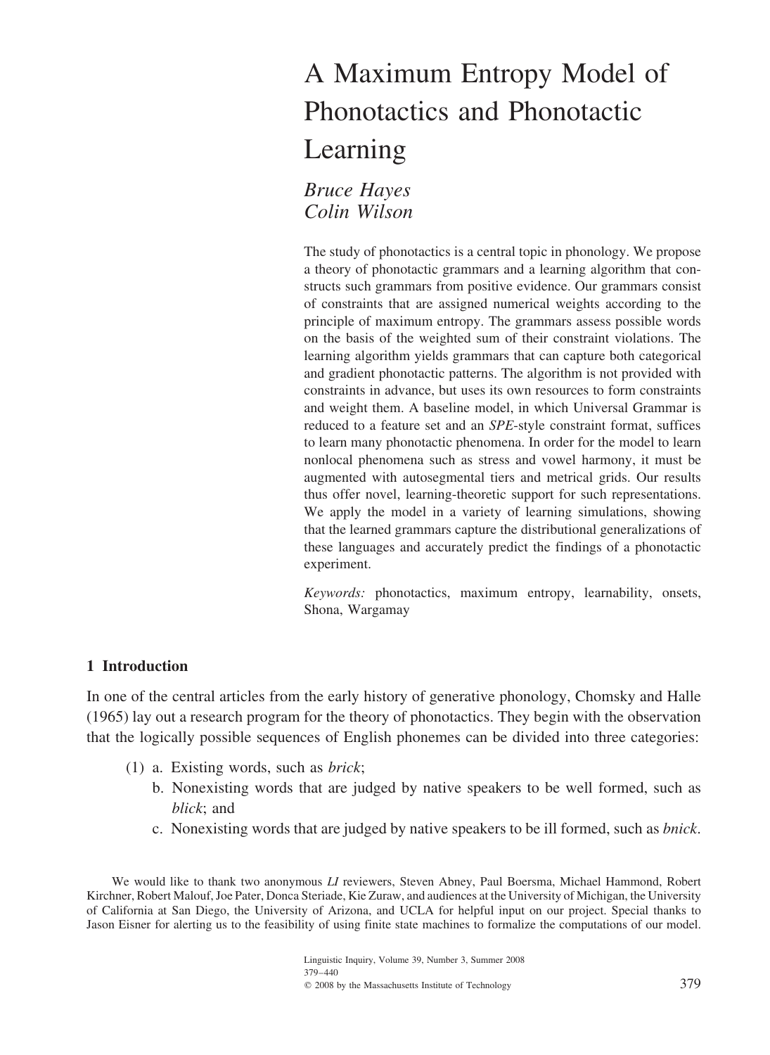# A Maximum Entropy Model of Phonotactics and Phonotactic Learning

*Bruce Hayes*
*Colin Wilson*

The study of phonotactics is a central topic in phonology. We propose a theory of phonotactic grammars and a learning algorithm that constructs such grammars from positive evidence. Our grammars consist of constraints that are assigned numerical weights according to the principle of maximum entropy. The grammars assess possible words on the basis of the weighted sum of their constraint violations. The learning algorithm yields grammars that can capture both categorical and gradient phonotactic patterns. The algorithm is not provided with constraints in advance, but uses its own resources to form constraints and weight them. A baseline model, in which Universal Grammar is reduced to a feature set and an *SPE*-style constraint format, suffices to learn many phonotactic phenomena. In order for the model to learn nonlocal phenomena such as stress and vowel harmony, it must be augmented with autosegmental tiers and metrical grids. Our results thus offer novel, learning-theoretic support for such representations. We apply the model in a variety of learning simulations, showing that the learned grammars capture the distributional generalizations of these languages and accurately predict the findings of a phonotactic experiment.

*Keywords:* phonotactics, maximum entropy, learnability, onsets, Shona, Wargamay

## 1 Introduction

In one of the central articles from the early history of generative phonology, Chomsky and Halle (1965) lay out a research program for the theory of phonotactics. They begin with the observation that the logically possible sequences of English phonemes can be divided into three categories:

(1) a. Existing words, such as *brick*;
   b. Nonexisting words that are judged by native speakers to be well formed, such as *blick*; and
   c. Nonexisting words that are judged by native speakers to be ill formed, such as *bnick*.

We would like to thank two anonymous *LI* reviewers, Steven Abney, Paul Boersma, Michael Hammond, Robert Kirchner, Robert Malouf, Joe Pater, Donca Steriade, Kie Zuraw, and audiences at the University of Michigan, the University of California at San Diego, the University of Arizona, and UCLA for helpful input on our project. Special thanks to Jason Eisner for alerting us to the feasibility of using finite state machines to formalize the computations of our model.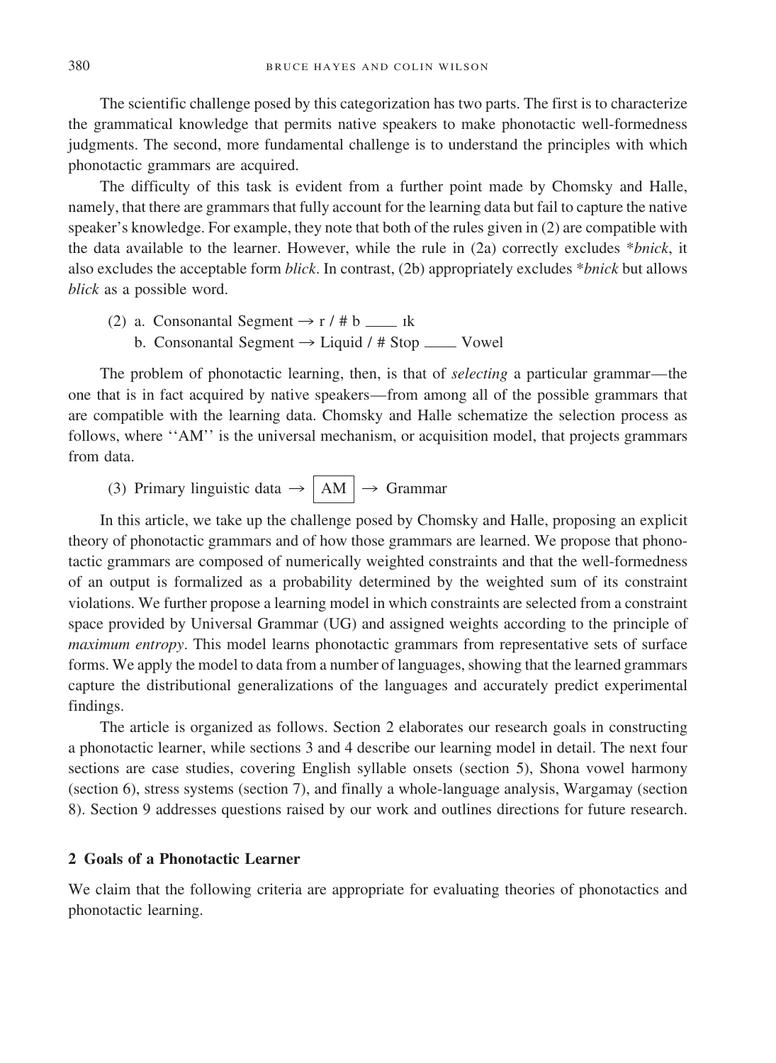The scientific challenge posed by this categorization has two parts. The first is to characterize the grammatical knowledge that permits native speakers to make phonotactic well-formedness judgments. The second, more fundamental challenge is to understand the principles with which phonotactic grammars are acquired.

The difficulty of this task is evident from a further point made by Chomsky and Halle, namely, that there are grammars that fully account for the learning data but fail to capture the native speaker's knowledge. For example, they note that both of the rules given in (2) are compatible with the data available to the learner. However, while the rule in (2a) correctly excludes \**bnick*, it also excludes the acceptable form *blick*. In contrast, (2b) appropriately excludes \**bnick* but allows *blick* as a possible word.

(2) a. Consonantal Segment → r / # b \_\_\_\_ ɪk
    b. Consonantal Segment → Liquid / # Stop \_\_\_\_ Vowel

The problem of phonotactic learning, then, is that of *selecting* a particular grammar—the one that is in fact acquired by native speakers—from among all of the possible grammars that are compatible with the learning data. Chomsky and Halle schematize the selection process as follows, where ''AM'' is the universal mechanism, or acquisition model, that projects grammars from data.

(3) Primary linguistic data → [AM] → Grammar

In this article, we take up the challenge posed by Chomsky and Halle, proposing an explicit theory of phonotactic grammars and of how those grammars are learned. We propose that phonotactic grammars are composed of numerically weighted constraints and that the well-formedness of an output is formalized as a probability determined by the weighted sum of its constraint violations. We further propose a learning model in which constraints are selected from a constraint space provided by Universal Grammar (UG) and assigned weights according to the principle of *maximum entropy*. This model learns phonotactic grammars from representative sets of surface forms. We apply the model to data from a number of languages, showing that the learned grammars capture the distributional generalizations of the languages and accurately predict experimental findings.

The article is organized as follows. Section 2 elaborates our research goals in constructing a phonotactic learner, while sections 3 and 4 describe our learning model in detail. The next four sections are case studies, covering English syllable onsets (section 5), Shona vowel harmony (section 6), stress systems (section 7), and finally a whole-language analysis, Wargamay (section 8). Section 9 addresses questions raised by our work and outlines directions for future research.

## 2 Goals of a Phonotactic Learner

We claim that the following criteria are appropriate for evaluating theories of phonotactics and phonotactic learning.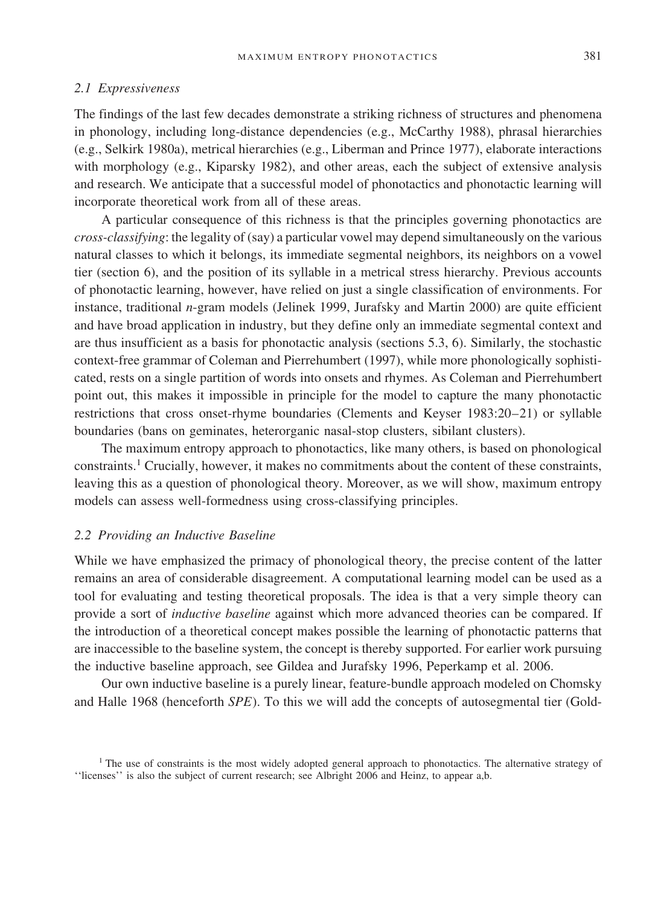### 2.1 Expressiveness

The findings of the last few decades demonstrate a striking richness of structures and phenomena in phonology, including long-distance dependencies (e.g., McCarthy 1988), phrasal hierarchies (e.g., Selkirk 1980a), metrical hierarchies (e.g., Liberman and Prince 1977), elaborate interactions with morphology (e.g., Kiparsky 1982), and other areas, each the subject of extensive analysis and research. We anticipate that a successful model of phonotactics and phonotactic learning will incorporate theoretical work from all of these areas.

A particular consequence of this richness is that the principles governing phonotactics are *cross-classifying*: the legality of (say) a particular vowel may depend simultaneously on the various natural classes to which it belongs, its immediate segmental neighbors, its neighbors on a vowel tier (section 6), and the position of its syllable in a metrical stress hierarchy. Previous accounts of phonotactic learning, however, have relied on just a single classification of environments. For instance, traditional *n*-gram models (Jelinek 1999, Jurafsky and Martin 2000) are quite efficient and have broad application in industry, but they define only an immediate segmental context and are thus insufficient as a basis for phonotactic analysis (sections 5.3, 6). Similarly, the stochastic context-free grammar of Coleman and Pierrehumbert (1997), while more phonologically sophisticated, rests on a single partition of words into onsets and rhymes. As Coleman and Pierrehumbert point out, this makes it impossible in principle for the model to capture the many phonotactic restrictions that cross onset-rhyme boundaries (Clements and Keyser 1983:20–21) or syllable boundaries (bans on geminates, heterorganic nasal-stop clusters, sibilant clusters).

The maximum entropy approach to phonotactics, like many others, is based on phonological constraints.[1] Crucially, however, it makes no commitments about the content of these constraints, leaving this as a question of phonological theory. Moreover, as we will show, maximum entropy models can assess well-formedness using cross-classifying principles.

### 2.2 Providing an Inductive Baseline

While we have emphasized the primacy of phonological theory, the precise content of the latter remains an area of considerable disagreement. A computational learning model can be used as a tool for evaluating and testing theoretical proposals. The idea is that a very simple theory can provide a sort of *inductive baseline* against which more advanced theories can be compared. If the introduction of a theoretical concept makes possible the learning of phonotactic patterns that are inaccessible to the baseline system, the concept is thereby supported. For earlier work pursuing the inductive baseline approach, see Gildea and Jurafsky 1996, Peperkamp et al. 2006.

Our own inductive baseline is a purely linear, feature-bundle approach modeled on Chomsky and Halle 1968 (henceforth *SPE*). To this we will add the concepts of autosegmental tier (Gold-

[1] The use of constraints is the most widely adopted general approach to phonotactics. The alternative strategy of ''licenses'' is also the subject of current research; see Albright 2006 and Heinz, to appear a,b.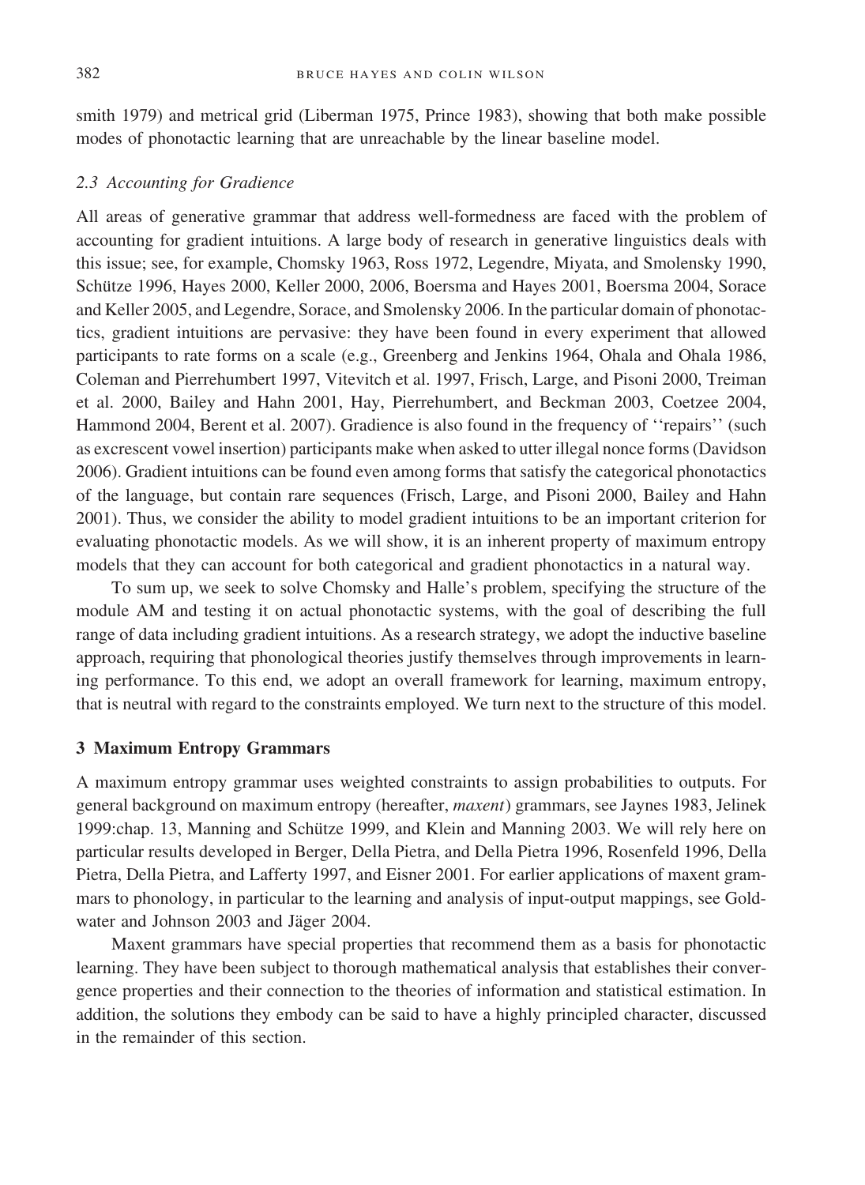smith 1979) and metrical grid (Liberman 1975, Prince 1983), showing that both make possible modes of phonotactic learning that are unreachable by the linear baseline model.

### *2.3 Accounting for Gradience*

All areas of generative grammar that address well-formedness are faced with the problem of accounting for gradient intuitions. A large body of research in generative linguistics deals with this issue; see, for example, Chomsky 1963, Ross 1972, Legendre, Miyata, and Smolensky 1990, Schütze 1996, Hayes 2000, Keller 2000, 2006, Boersma and Hayes 2001, Boersma 2004, Sorace and Keller 2005, and Legendre, Sorace, and Smolensky 2006. In the particular domain of phonotactics, gradient intuitions are pervasive: they have been found in every experiment that allowed participants to rate forms on a scale (e.g., Greenberg and Jenkins 1964, Ohala and Ohala 1986, Coleman and Pierrehumbert 1997, Vitevitch et al. 1997, Frisch, Large, and Pisoni 2000, Treiman et al. 2000, Bailey and Hahn 2001, Hay, Pierrehumbert, and Beckman 2003, Coetzee 2004, Hammond 2004, Berent et al. 2007). Gradience is also found in the frequency of ''repairs'' (such as excrescent vowel insertion) participants make when asked to utter illegal nonce forms (Davidson 2006). Gradient intuitions can be found even among forms that satisfy the categorical phonotactics of the language, but contain rare sequences (Frisch, Large, and Pisoni 2000, Bailey and Hahn 2001). Thus, we consider the ability to model gradient intuitions to be an important criterion for evaluating phonotactic models. As we will show, it is an inherent property of maximum entropy models that they can account for both categorical and gradient phonotactics in a natural way.

To sum up, we seek to solve Chomsky and Halle's problem, specifying the structure of the module AM and testing it on actual phonotactic systems, with the goal of describing the full range of data including gradient intuitions. As a research strategy, we adopt the inductive baseline approach, requiring that phonological theories justify themselves through improvements in learning performance. To this end, we adopt an overall framework for learning, maximum entropy, that is neutral with regard to the constraints employed. We turn next to the structure of this model.

## 3 Maximum Entropy Grammars

A maximum entropy grammar uses weighted constraints to assign probabilities to outputs. For general background on maximum entropy (hereafter, *maxent*) grammars, see Jaynes 1983, Jelinek 1999:chap. 13, Manning and Schütze 1999, and Klein and Manning 2003. We will rely here on particular results developed in Berger, Della Pietra, and Della Pietra 1996, Rosenfeld 1996, Della Pietra, Della Pietra, and Lafferty 1997, and Eisner 2001. For earlier applications of maxent grammars to phonology, in particular to the learning and analysis of input-output mappings, see Goldwater and Johnson 2003 and Jäger 2004.

Maxent grammars have special properties that recommend them as a basis for phonotactic learning. They have been subject to thorough mathematical analysis that establishes their convergence properties and their connection to the theories of information and statistical estimation. In addition, the solutions they embody can be said to have a highly principled character, discussed in the remainder of this section.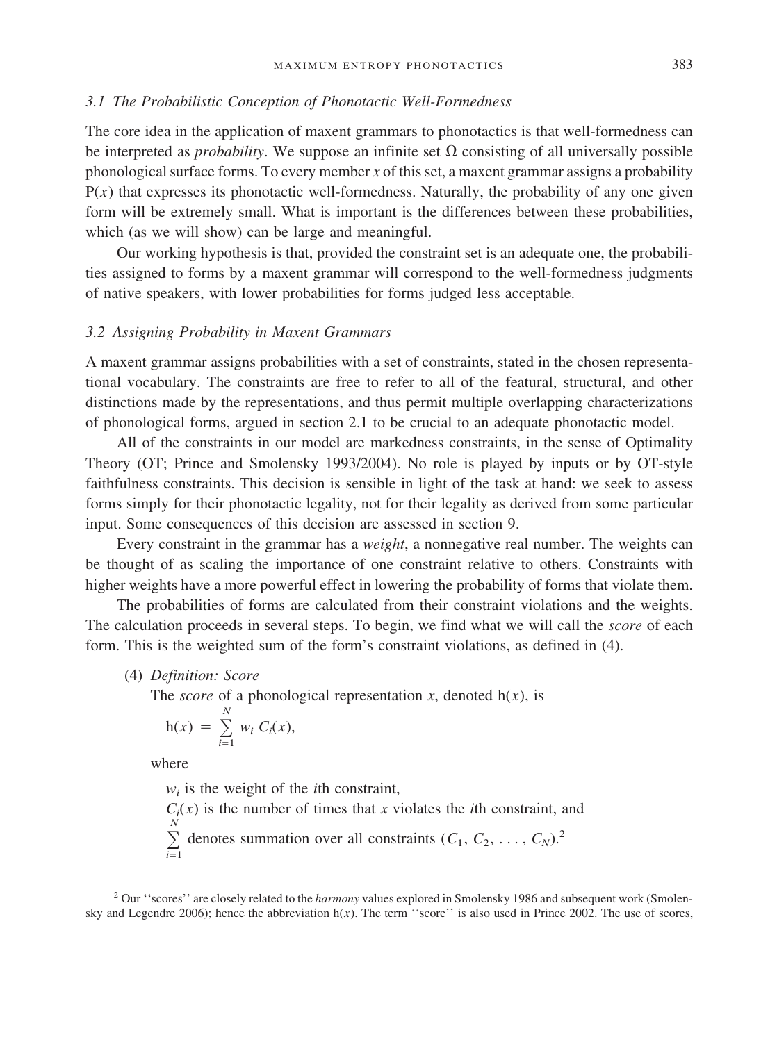### 3.1 *The Probabilistic Conception of Phonotactic Well-Formedness*

The core idea in the application of maxent grammars to phonotactics is that well-formedness can be interpreted as *probability*. We suppose an infinite set $\Omega$ consisting of all universally possible phonological surface forms. To every member $x$ of this set, a maxent grammar assigns a probability $P(x)$ that expresses its phonotactic well-formedness. Naturally, the probability of any one given form will be extremely small. What is important is the differences between these probabilities, which (as we will show) can be large and meaningful.

Our working hypothesis is that, provided the constraint set is an adequate one, the probabilities assigned to forms by a maxent grammar will correspond to the well-formedness judgments of native speakers, with lower probabilities for forms judged less acceptable.

### 3.2 *Assigning Probability in Maxent Grammars*

A maxent grammar assigns probabilities with a set of constraints, stated in the chosen representational vocabulary. The constraints are free to refer to all of the featural, structural, and other distinctions made by the representations, and thus permit multiple overlapping characterizations of phonological forms, argued in section 2.1 to be crucial to an adequate phonotactic model.

All of the constraints in our model are markedness constraints, in the sense of Optimality Theory (OT; Prince and Smolensky 1993/2004). No role is played by inputs or by OT-style faithfulness constraints. This decision is sensible in light of the task at hand: we seek to assess forms simply for their phonotactic legality, not for their legality as derived from some particular input. Some consequences of this decision are assessed in section 9.

Every constraint in the grammar has a *weight*, a nonnegative real number. The weights can be thought of as scaling the importance of one constraint relative to others. Constraints with higher weights have a more powerful effect in lowering the probability of forms that violate them.

The probabilities of forms are calculated from their constraint violations and the weights. The calculation proceeds in several steps. To begin, we find what we will call the *score* of each form. This is the weighted sum of the form's constraint violations, as defined in (4).

(4) *Definition: Score*

The *score* of a phonological representation $x$, denoted $h(x)$, is

$$h(x) = \sum_{i=1}^{N} w_i \, C_i(x),$$

where

$w_i$ is the weight of the $i$th constraint,

$C_i(x)$ is the number of times that $x$ violates the $i$th constraint, and

$\sum_{i=1}^{N}$ denotes summation over all constraints ($C_1, C_2, \ldots, C_N$).[2]

[2] Our ''scores'' are closely related to the *harmony* values explored in Smolensky 1986 and subsequent work (Smolensky and Legendre 2006); hence the abbreviation $h(x)$. The term ''score'' is also used in Prince 2002. The use of scores,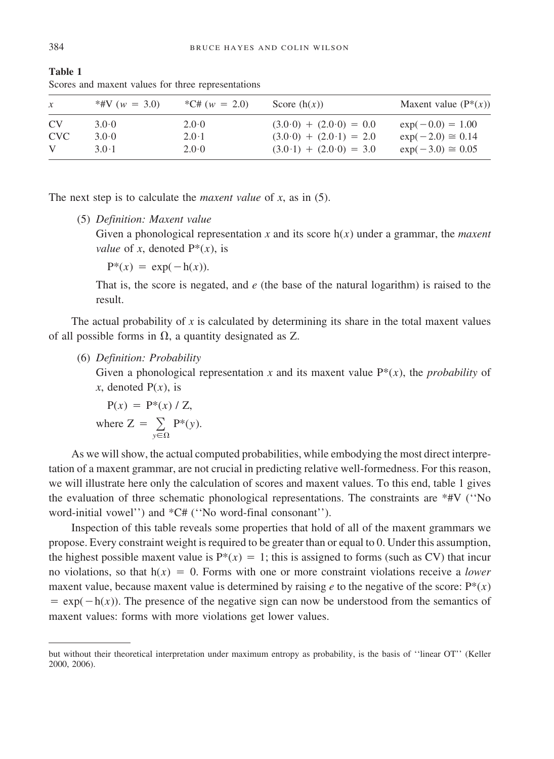**Table 1**
Scores and maxent values for three representations

| $x$ | *#V ($w = 3.0$) | *C# ($w = 2.0$) | Score ($\mathrm{h}(x)$) | Maxent value ($\mathrm{P}^*(x)$) |
|---|---|---|---|---|
| CV | $3.0 \cdot 0$ | $2.0 \cdot 0$ | $(3.0 \cdot 0) + (2.0 \cdot 0) = 0.0$ | $\exp(-0.0) = 1.00$ |
| CVC | $3.0 \cdot 0$ | $2.0 \cdot 1$ | $(3.0 \cdot 0) + (2.0 \cdot 1) = 2.0$ | $\exp(-2.0) \cong 0.14$ |
| V | $3.0 \cdot 1$ | $2.0 \cdot 0$ | $(3.0 \cdot 1) + (2.0 \cdot 0) = 3.0$ | $\exp(-3.0) \cong 0.05$ |

The next step is to calculate the *maxent value* of $x$, as in (5).

(5) *Definition: Maxent value*
Given a phonological representation $x$ and its score $\mathrm{h}(x)$ under a grammar, the *maxent value* of $x$, denoted $\mathrm{P}^*(x)$, is

$$\mathrm{P}^*(x) = \exp(-\mathrm{h}(x)).$$

That is, the score is negated, and $e$ (the base of the natural logarithm) is raised to the result.

The actual probability of $x$ is calculated by determining its share in the total maxent values of all possible forms in $\Omega$, a quantity designated as Z.

(6) *Definition: Probability*
Given a phonological representation $x$ and its maxent value $\mathrm{P}^*(x)$, the *probability* of $x$, denoted $\mathrm{P}(x)$, is

$$\mathrm{P}(x) = \mathrm{P}^*(x) \,/\, \mathrm{Z},$$

$$\text{where } \mathrm{Z} = \sum_{y \in \Omega} \mathrm{P}^*(y).$$

As we will show, the actual computed probabilities, while embodying the most direct interpretation of a maxent grammar, are not crucial in predicting relative well-formedness. For this reason, we will illustrate here only the calculation of scores and maxent values. To this end, table 1 gives the evaluation of three schematic phonological representations. The constraints are *#V (''No word-initial vowel'') and *C# (''No word-final consonant'').

Inspection of this table reveals some properties that hold of all of the maxent grammars we propose. Every constraint weight is required to be greater than or equal to 0. Under this assumption, the highest possible maxent value is $\mathrm{P}^*(x) = 1$; this is assigned to forms (such as CV) that incur no violations, so that $\mathrm{h}(x) = 0$. Forms with one or more constraint violations receive a *lower* maxent value, because maxent value is determined by raising $e$ to the negative of the score: $\mathrm{P}^*(x) = \exp(-\mathrm{h}(x))$. The presence of the negative sign can now be understood from the semantics of maxent values: forms with more violations get lower values.

but without their theoretical interpretation under maximum entropy as probability, is the basis of ''linear OT'' (Keller 2000, 2006).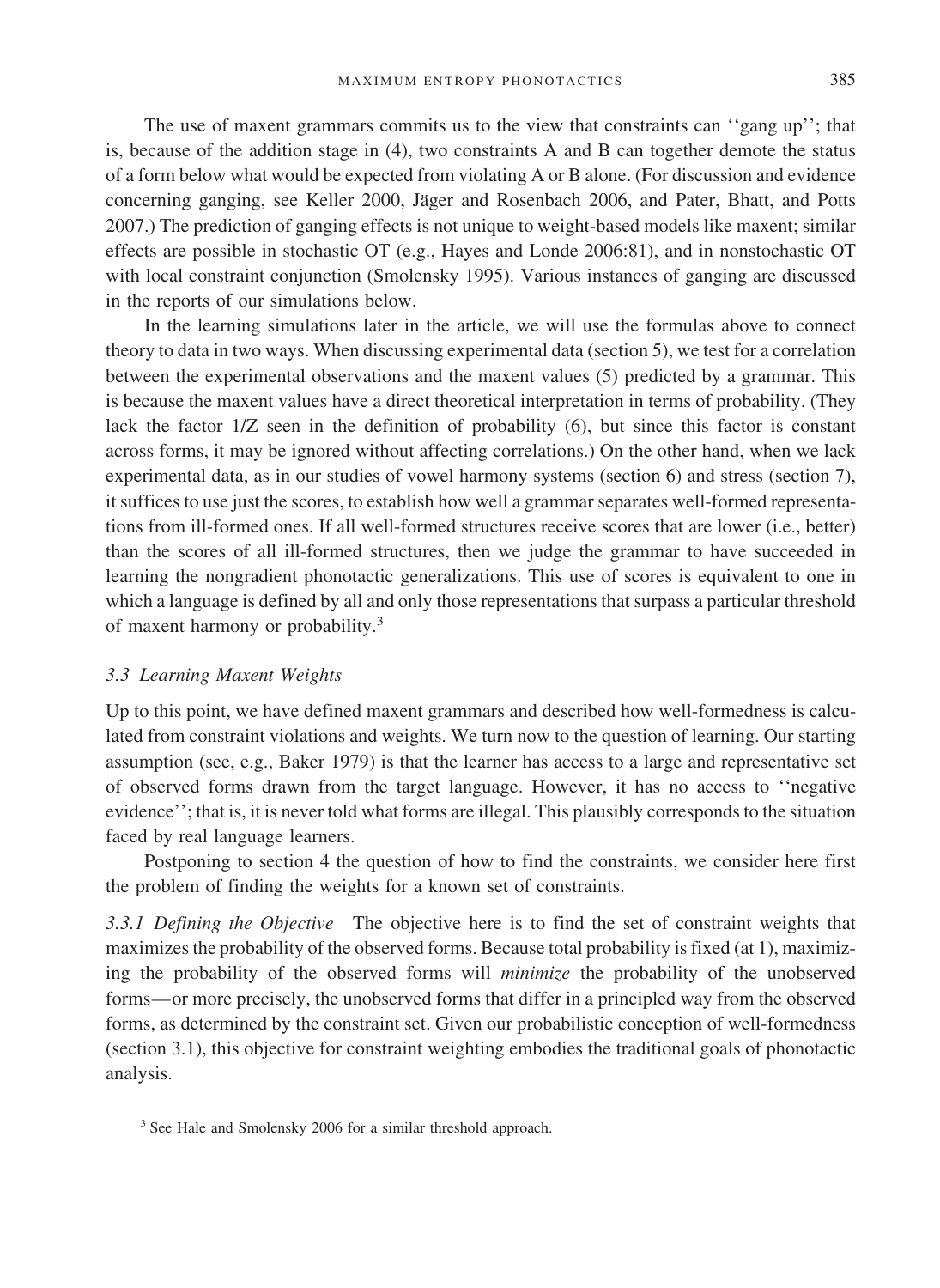The use of maxent grammars commits us to the view that constraints can ''gang up''; that is, because of the addition stage in (4), two constraints A and B can together demote the status of a form below what would be expected from violating A or B alone. (For discussion and evidence concerning ganging, see Keller 2000, Jäger and Rosenbach 2006, and Pater, Bhatt, and Potts 2007.) The prediction of ganging effects is not unique to weight-based models like maxent; similar effects are possible in stochastic OT (e.g., Hayes and Londe 2006:81), and in nonstochastic OT with local constraint conjunction (Smolensky 1995). Various instances of ganging are discussed in the reports of our simulations below.

In the learning simulations later in the article, we will use the formulas above to connect theory to data in two ways. When discussing experimental data (section 5), we test for a correlation between the experimental observations and the maxent values (5) predicted by a grammar. This is because the maxent values have a direct theoretical interpretation in terms of probability. (They lack the factor 1/Z seen in the definition of probability (6), but since this factor is constant across forms, it may be ignored without affecting correlations.) On the other hand, when we lack experimental data, as in our studies of vowel harmony systems (section 6) and stress (section 7), it suffices to use just the scores, to establish how well a grammar separates well-formed representations from ill-formed ones. If all well-formed structures receive scores that are lower (i.e., better) than the scores of all ill-formed structures, then we judge the grammar to have succeeded in learning the nongradient phonotactic generalizations. This use of scores is equivalent to one in which a language is defined by all and only those representations that surpass a particular threshold of maxent harmony or probability.[3]

### 3.3 Learning Maxent Weights

Up to this point, we have defined maxent grammars and described how well-formedness is calculated from constraint violations and weights. We turn now to the question of learning. Our starting assumption (see, e.g., Baker 1979) is that the learner has access to a large and representative set of observed forms drawn from the target language. However, it has no access to ''negative evidence''; that is, it is never told what forms are illegal. This plausibly corresponds to the situation faced by real language learners.

Postponing to section 4 the question of how to find the constraints, we consider here first the problem of finding the weights for a known set of constraints.

*3.3.1 Defining the Objective* The objective here is to find the set of constraint weights that maximizes the probability of the observed forms. Because total probability is fixed (at 1), maximizing the probability of the observed forms will *minimize* the probability of the unobserved forms—or more precisely, the unobserved forms that differ in a principled way from the observed forms, as determined by the constraint set. Given our probabilistic conception of well-formedness (section 3.1), this objective for constraint weighting embodies the traditional goals of phonotactic analysis.

[3] See Hale and Smolensky 2006 for a similar threshold approach.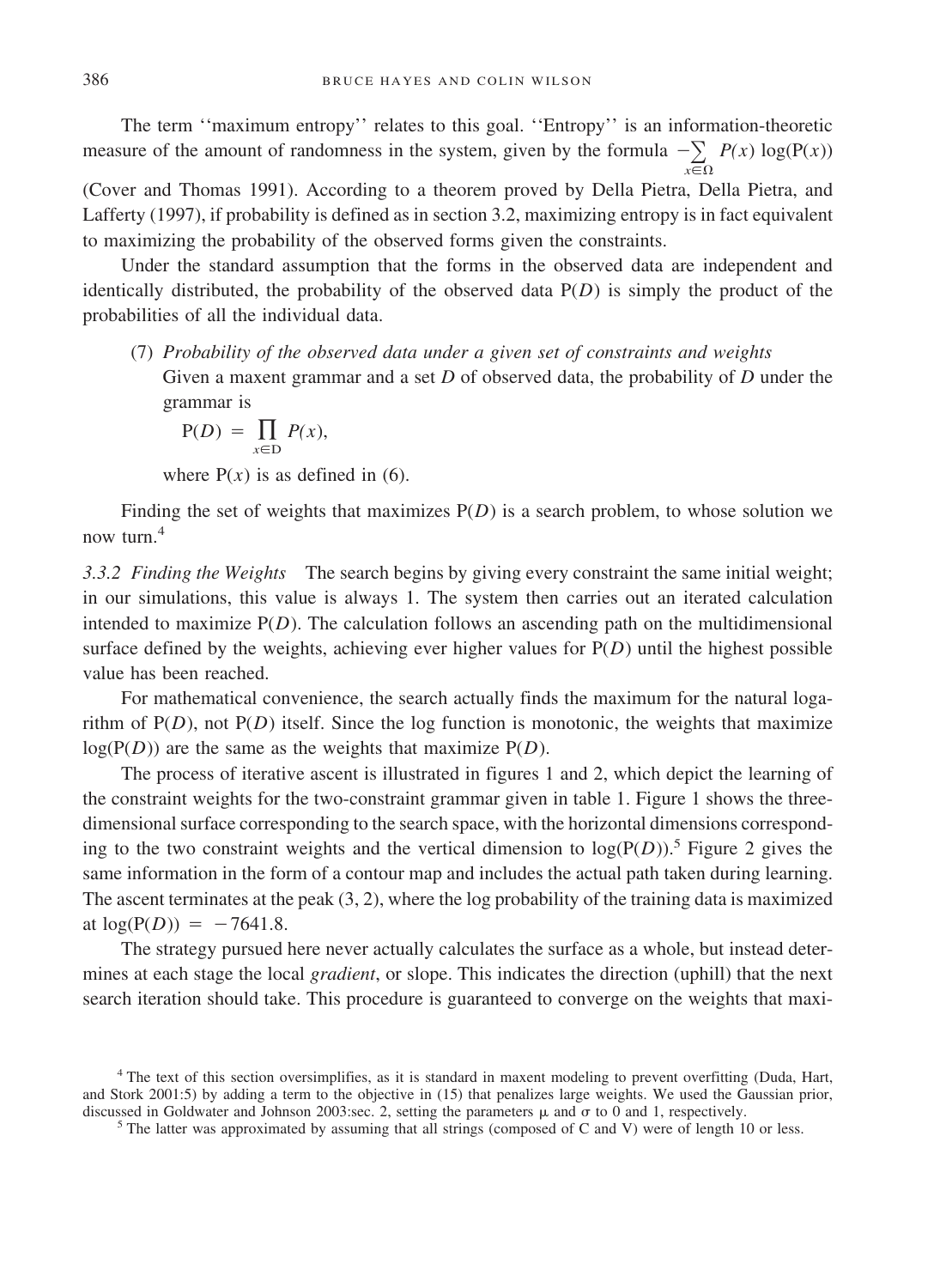The term ''maximum entropy'' relates to this goal. ''Entropy'' is an information-theoretic measure of the amount of randomness in the system, given by the formula $-\sum_{x \in \Omega} P(x) \log(P(x))$ (Cover and Thomas 1991). According to a theorem proved by Della Pietra, Della Pietra, and Lafferty (1997), if probability is defined as in section 3.2, maximizing entropy is in fact equivalent to maximizing the probability of the observed forms given the constraints.

Under the standard assumption that the forms in the observed data are independent and identically distributed, the probability of the observed data P(*D*) is simply the product of the probabilities of all the individual data.

(7) *Probability of the observed data under a given set of constraints and weights*
Given a maxent grammar and a set *D* of observed data, the probability of *D* under the grammar is

$$\mathrm{P}(D) = \prod_{x \in \mathrm{D}} P(x),$$

where P($x$) is as defined in (6).

Finding the set of weights that maximizes P(*D*) is a search problem, to whose solution we now turn.[4]

*3.3.2 Finding the Weights* The search begins by giving every constraint the same initial weight; in our simulations, this value is always 1. The system then carries out an iterated calculation intended to maximize P(*D*). The calculation follows an ascending path on the multidimensional surface defined by the weights, achieving ever higher values for P(*D*) until the highest possible value has been reached.

For mathematical convenience, the search actually finds the maximum for the natural logarithm of P(*D*), not P(*D*) itself. Since the log function is monotonic, the weights that maximize log(P(*D*)) are the same as the weights that maximize P(*D*).

The process of iterative ascent is illustrated in figures 1 and 2, which depict the learning of the constraint weights for the two-constraint grammar given in table 1. Figure 1 shows the three-dimensional surface corresponding to the search space, with the horizontal dimensions corresponding to the two constraint weights and the vertical dimension to log(P(*D*)).[5] Figure 2 gives the same information in the form of a contour map and includes the actual path taken during learning. The ascent terminates at the peak (3, 2), where the log probability of the training data is maximized at $\log(\mathrm{P}(D)) = -7641.8$.

The strategy pursued here never actually calculates the surface as a whole, but instead determines at each stage the local *gradient*, or slope. This indicates the direction (uphill) that the next search iteration should take. This procedure is guaranteed to converge on the weights that maxi-

[4] The text of this section oversimplifies, as it is standard in maxent modeling to prevent overfitting (Duda, Hart, and Stork 2001:5) by adding a term to the objective in (15) that penalizes large weights. We used the Gaussian prior, discussed in Goldwater and Johnson 2003:sec. 2, setting the parameters $\mu$ and $\sigma$ to 0 and 1, respectively.

[5] The latter was approximated by assuming that all strings (composed of C and V) were of length 10 or less.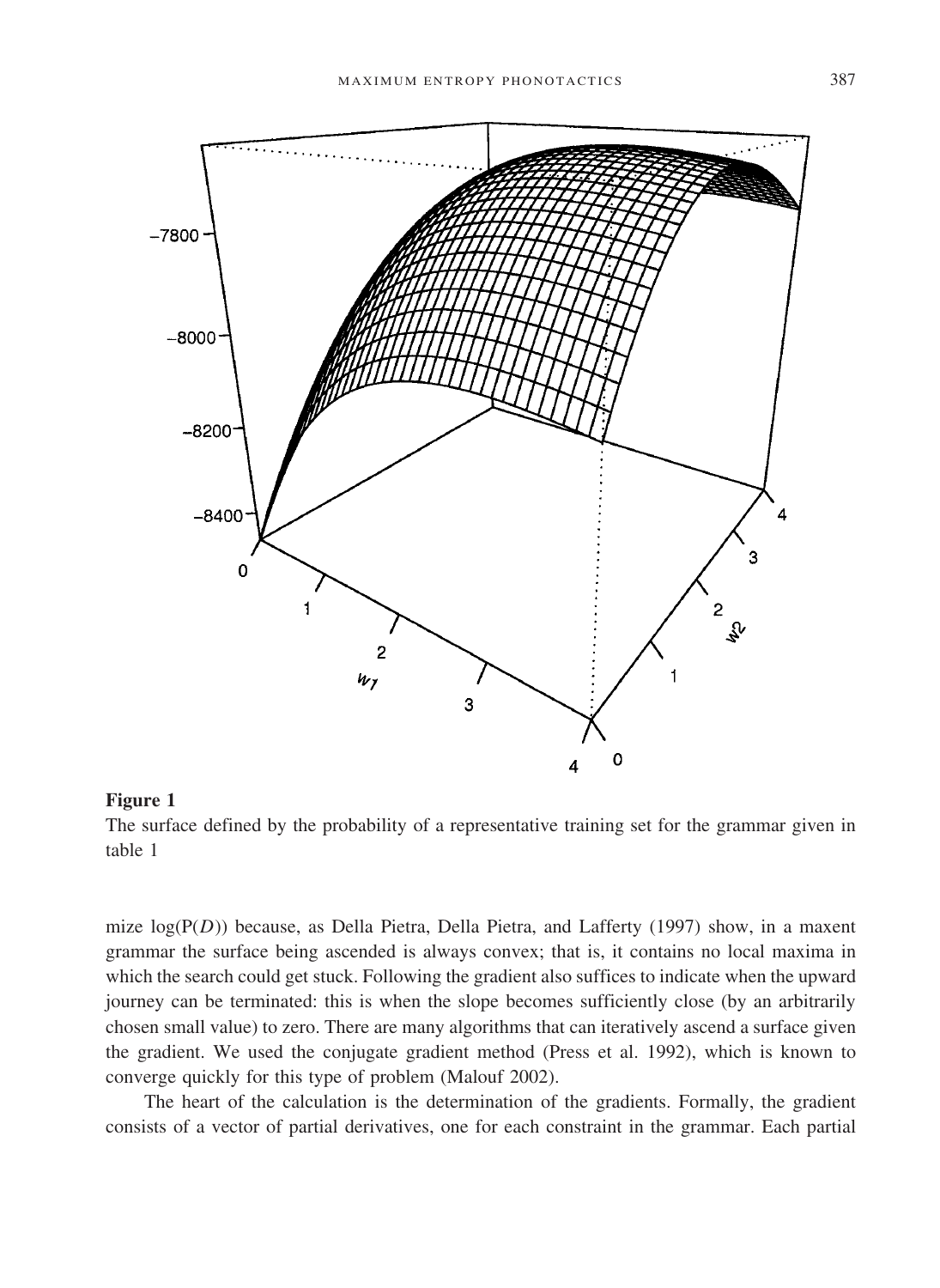**Figure 1**

The surface defined by the probability of a representative training set for the grammar given in table 1

mize log(P($D$)) because, as Della Pietra, Della Pietra, and Lafferty (1997) show, in a maxent grammar the surface being ascended is always convex; that is, it contains no local maxima in which the search could get stuck. Following the gradient also suffices to indicate when the upward journey can be terminated: this is when the slope becomes sufficiently close (by an arbitrarily chosen small value) to zero. There are many algorithms that can iteratively ascend a surface given the gradient. We used the conjugate gradient method (Press et al. 1992), which is known to converge quickly for this type of problem (Malouf 2002).

The heart of the calculation is the determination of the gradients. Formally, the gradient consists of a vector of partial derivatives, one for each constraint in the grammar. Each partial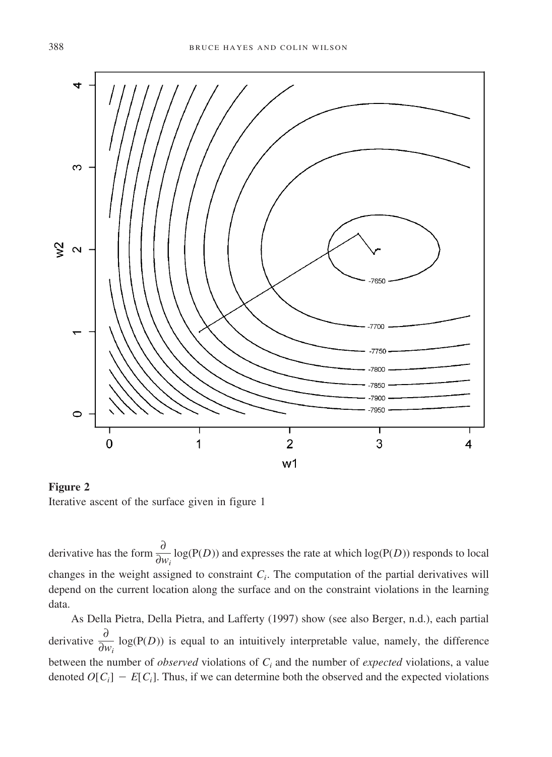**Figure 2**
Iterative ascent of the surface given in figure 1

derivative has the form $\frac{\partial}{\partial w_i} \log(\mathrm{P}(D))$ and expresses the rate at which $\log(\mathrm{P}(D))$ responds to local changes in the weight assigned to constraint $C_i$. The computation of the partial derivatives will depend on the current location along the surface and on the constraint violations in the learning data.

As Della Pietra, Della Pietra, and Lafferty (1997) show (see also Berger, n.d.), each partial derivative $\frac{\partial}{\partial w_i} \log(\mathrm{P}(D))$ is equal to an intuitively interpretable value, namely, the difference between the number of *observed* violations of $C_i$ and the number of *expected* violations, a value denoted $O[C_i] - E[C_i]$. Thus, if we can determine both the observed and the expected violations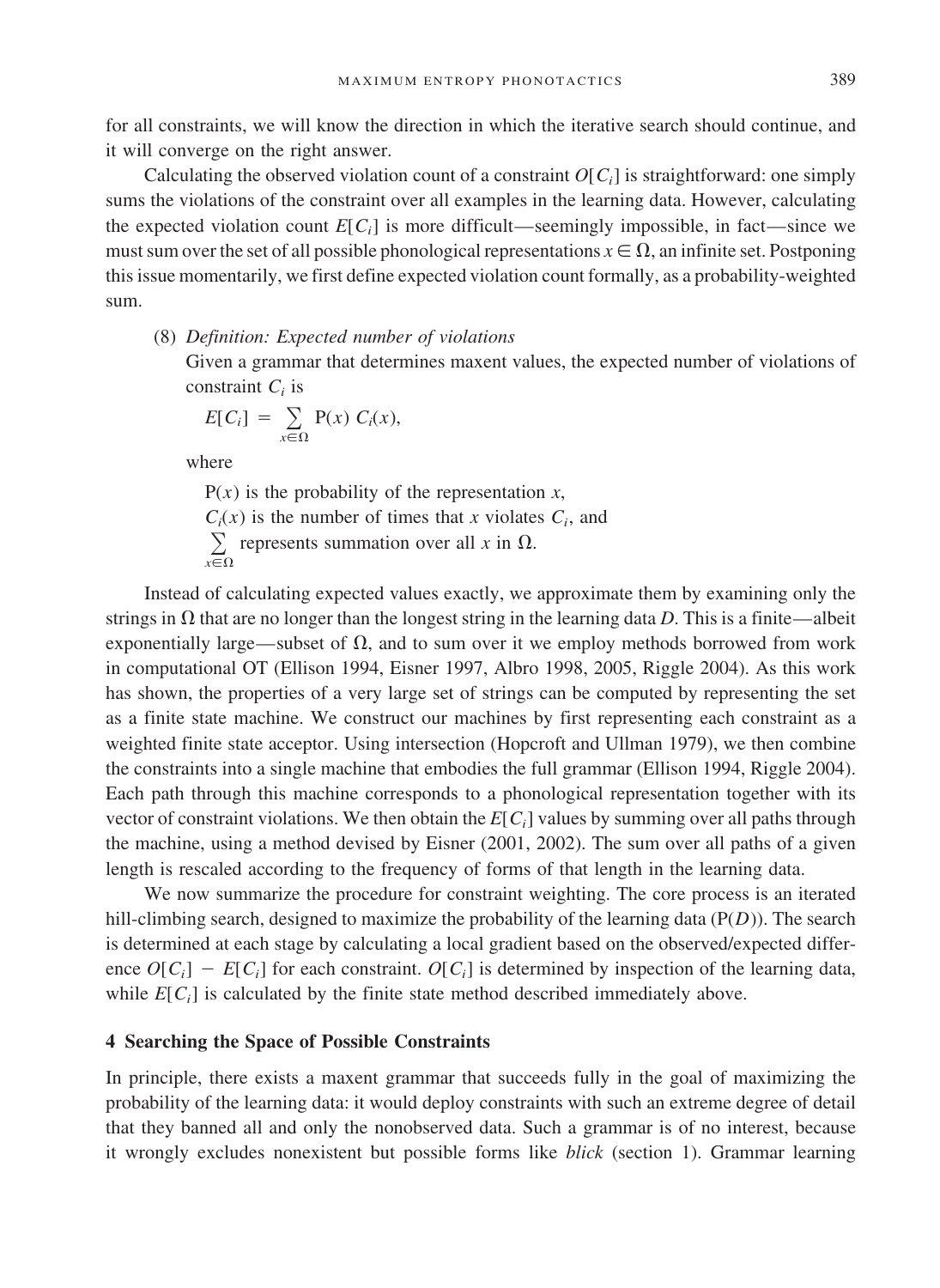for all constraints, we will know the direction in which the iterative search should continue, and it will converge on the right answer.

Calculating the observed violation count of a constraint $O[C_i]$ is straightforward: one simply sums the violations of the constraint over all examples in the learning data. However, calculating the expected violation count $E[C_i]$ is more difficult—seemingly impossible, in fact—since we must sum over the set of all possible phonological representations $x \in \Omega$, an infinite set. Postponing this issue momentarily, we first define expected violation count formally, as a probability-weighted sum.

(8) *Definition: Expected number of violations*
Given a grammar that determines maxent values, the expected number of violations of constraint $C_i$ is

$$E[C_i] = \sum_{x \in \Omega} \mathrm{P}(x)\ C_i(x),$$

where

$\mathrm{P}(x)$ is the probability of the representation $x$,
$C_i(x)$ is the number of times that $x$ violates $C_i$, and
$\sum_{x \in \Omega}$ represents summation over all $x$ in $\Omega$.

Instead of calculating expected values exactly, we approximate them by examining only the strings in $\Omega$ that are no longer than the longest string in the learning data $D$. This is a finite—albeit exponentially large—subset of $\Omega$, and to sum over it we employ methods borrowed from work in computational OT (Ellison 1994, Eisner 1997, Albro 1998, 2005, Riggle 2004). As this work has shown, the properties of a very large set of strings can be computed by representing the set as a finite state machine. We construct our machines by first representing each constraint as a weighted finite state acceptor. Using intersection (Hopcroft and Ullman 1979), we then combine the constraints into a single machine that embodies the full grammar (Ellison 1994, Riggle 2004). Each path through this machine corresponds to a phonological representation together with its vector of constraint violations. We then obtain the $E[C_i]$ values by summing over all paths through the machine, using a method devised by Eisner (2001, 2002). The sum over all paths of a given length is rescaled according to the frequency of forms of that length in the learning data.

We now summarize the procedure for constraint weighting. The core process is an iterated hill-climbing search, designed to maximize the probability of the learning data ($\mathrm{P}(D)$). The search is determined at each stage by calculating a local gradient based on the observed/expected difference $O[C_i] - E[C_i]$ for each constraint. $O[C_i]$ is determined by inspection of the learning data, while $E[C_i]$ is calculated by the finite state method described immediately above.

## 4 Searching the Space of Possible Constraints

In principle, there exists a maxent grammar that succeeds fully in the goal of maximizing the probability of the learning data: it would deploy constraints with such an extreme degree of detail that they banned all and only the nonobserved data. Such a grammar is of no interest, because it wrongly excludes nonexistent but possible forms like *blick* (section 1). Grammar learning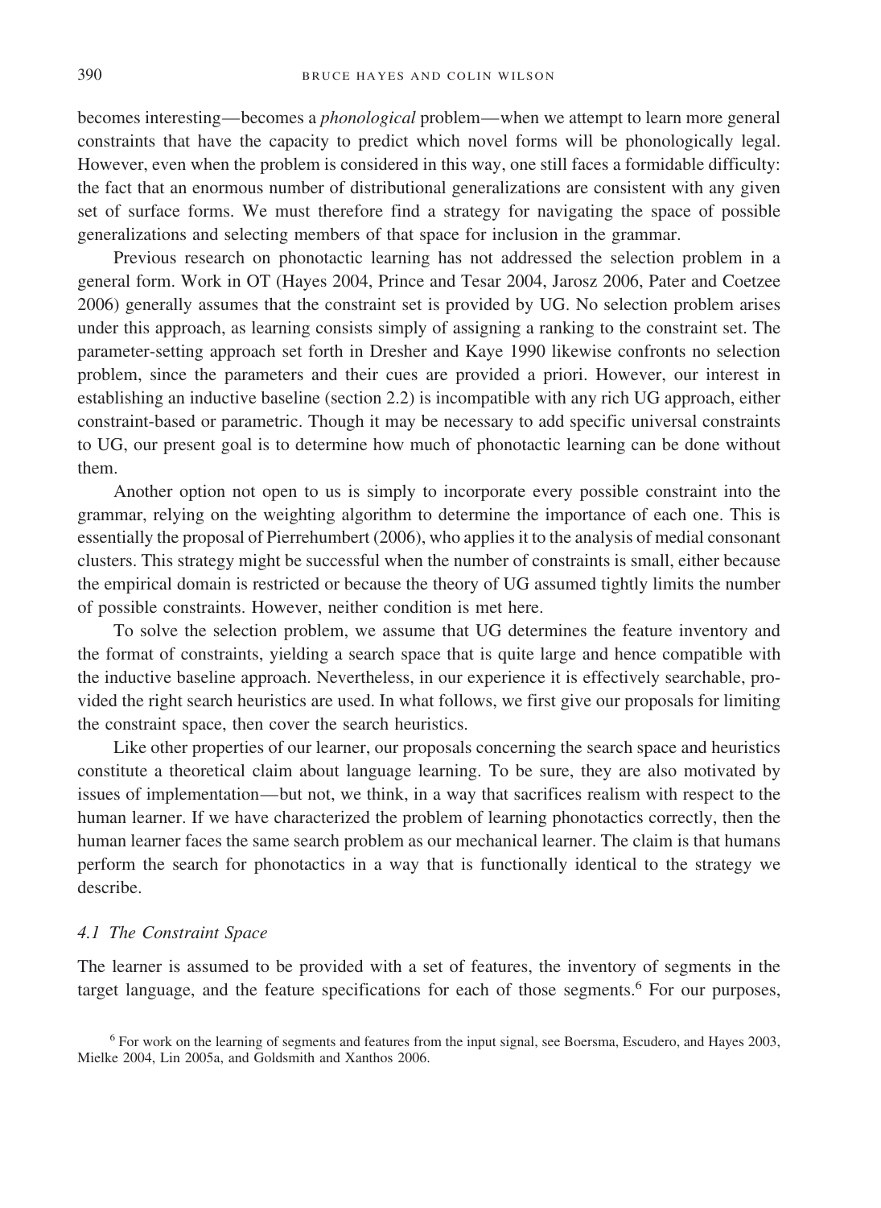becomes interesting—becomes a *phonological* problem—when we attempt to learn more general constraints that have the capacity to predict which novel forms will be phonologically legal. However, even when the problem is considered in this way, one still faces a formidable difficulty: the fact that an enormous number of distributional generalizations are consistent with any given set of surface forms. We must therefore find a strategy for navigating the space of possible generalizations and selecting members of that space for inclusion in the grammar.

Previous research on phonotactic learning has not addressed the selection problem in a general form. Work in OT (Hayes 2004, Prince and Tesar 2004, Jarosz 2006, Pater and Coetzee 2006) generally assumes that the constraint set is provided by UG. No selection problem arises under this approach, as learning consists simply of assigning a ranking to the constraint set. The parameter-setting approach set forth in Dresher and Kaye 1990 likewise confronts no selection problem, since the parameters and their cues are provided a priori. However, our interest in establishing an inductive baseline (section 2.2) is incompatible with any rich UG approach, either constraint-based or parametric. Though it may be necessary to add specific universal constraints to UG, our present goal is to determine how much of phonotactic learning can be done without them.

Another option not open to us is simply to incorporate every possible constraint into the grammar, relying on the weighting algorithm to determine the importance of each one. This is essentially the proposal of Pierrehumbert (2006), who applies it to the analysis of medial consonant clusters. This strategy might be successful when the number of constraints is small, either because the empirical domain is restricted or because the theory of UG assumed tightly limits the number of possible constraints. However, neither condition is met here.

To solve the selection problem, we assume that UG determines the feature inventory and the format of constraints, yielding a search space that is quite large and hence compatible with the inductive baseline approach. Nevertheless, in our experience it is effectively searchable, provided the right search heuristics are used. In what follows, we first give our proposals for limiting the constraint space, then cover the search heuristics.

Like other properties of our learner, our proposals concerning the search space and heuristics constitute a theoretical claim about language learning. To be sure, they are also motivated by issues of implementation—but not, we think, in a way that sacrifices realism with respect to the human learner. If we have characterized the problem of learning phonotactics correctly, then the human learner faces the same search problem as our mechanical learner. The claim is that humans perform the search for phonotactics in a way that is functionally identical to the strategy we describe.

### *4.1 The Constraint Space*

The learner is assumed to be provided with a set of features, the inventory of segments in the target language, and the feature specifications for each of those segments.[6] For our purposes,

[6] For work on the learning of segments and features from the input signal, see Boersma, Escudero, and Hayes 2003, Mielke 2004, Lin 2005a, and Goldsmith and Xanthos 2006.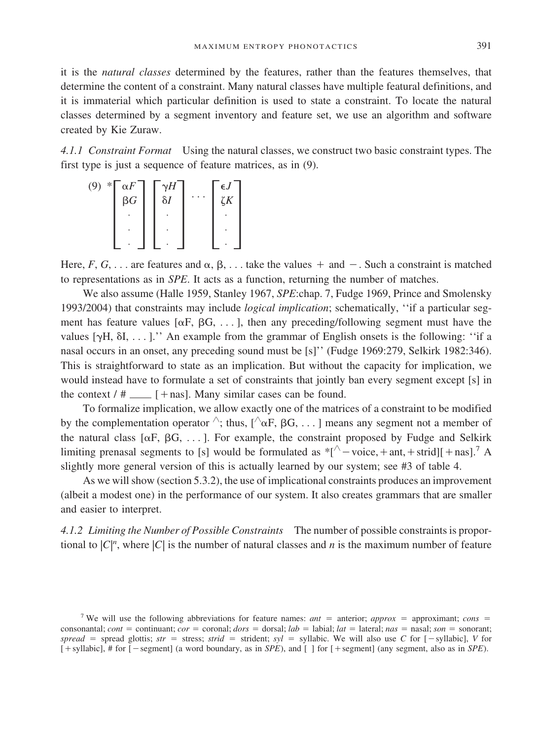it is the *natural classes* determined by the features, rather than the features themselves, that determine the content of a constraint. Many natural classes have multiple featural definitions, and it is immaterial which particular definition is used to state a constraint. To locate the natural classes determined by a segment inventory and feature set, we use an algorithm and software created by Kie Zuraw.

*4.1.1 Constraint Format* Using the natural classes, we construct two basic constraint types. The first type is just a sequence of feature matrices, as in (9).

(9) $*\begin{bmatrix} \alpha F \\ \beta G \\ \cdot \\ \cdot \\ \cdot \end{bmatrix} \begin{bmatrix} \gamma H \\ \delta I \\ \cdot \\ \cdot \\ \cdot \end{bmatrix} \cdots \begin{bmatrix} \epsilon J \\ \zeta K \\ \cdot \\ \cdot \\ \cdot \end{bmatrix}$

Here, $F$, $G$, . . . are features and $\alpha$, $\beta$, . . . take the values + and −. Such a constraint is matched to representations as in *SPE*. It acts as a function, returning the number of matches.

We also assume (Halle 1959, Stanley 1967, *SPE*:chap. 7, Fudge 1969, Prince and Smolensky 1993/2004) that constraints may include *logical implication*; schematically, ''if a particular segment has feature values [αF, βG, . . . ], then any preceding/following segment must have the values [γH, δI, . . . ].'' An example from the grammar of English onsets is the following: ''if a nasal occurs in an onset, any preceding sound must be [s]'' (Fudge 1969:279, Selkirk 1982:346). This is straightforward to state as an implication. But without the capacity for implication, we would instead have to formulate a set of constraints that jointly ban every segment except [s] in the context / # ___ [+nas]. Many similar cases can be found.

To formalize implication, we allow exactly one of the matrices of a constraint to be modified by the complementation operator ^; thus, [^αF, βG, . . . ] means any segment not a member of the natural class [αF, βG, . . . ]. For example, the constraint proposed by Fudge and Selkirk limiting prenasal segments to [s] would be formulated as *[^−voice, +ant, +strid][+nas].[7] A slightly more general version of this is actually learned by our system; see #3 of table 4.

As we will show (section 5.3.2), the use of implicational constraints produces an improvement (albeit a modest one) in the performance of our system. It also creates grammars that are smaller and easier to interpret.

*4.1.2 Limiting the Number of Possible Constraints* The number of possible constraints is proportional to $|C|^n$, where $|C|$ is the number of natural classes and $n$ is the maximum number of feature

[7] We will use the following abbreviations for feature names: *ant* = anterior; *approx* = approximant; *cons* = consonantal; *cont* = continuant; *cor* = coronal; *dors* = dorsal; *lab* = labial; *lat* = lateral; *nas* = nasal; *son* = sonorant; *spread* = spread glottis; *str* = stress; *strid* = strident; *syl* = syllabic. We will also use *C* for [−syllabic], *V* for [+syllabic], # for [−segment] (a word boundary, as in *SPE*), and [ ] for [+segment] (any segment, also as in *SPE*).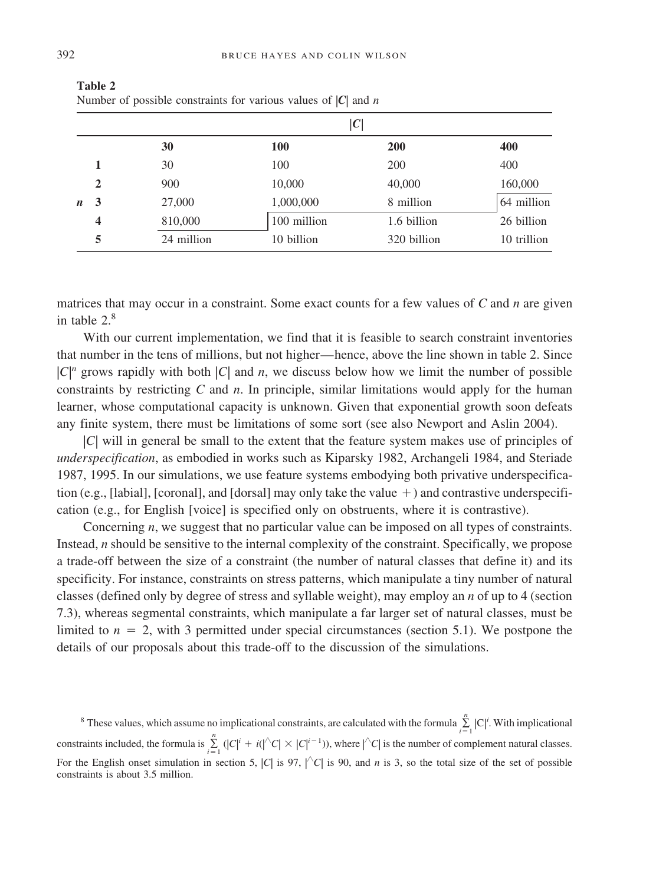**Table 2**
Number of possible constraints for various values of $|C|$ and $n$

| | | $\|C\|$ | | | |
|---|---|---|---|---|---|
| | | **30** | **100** | **200** | **400** |
| | **1** | 30 | 100 | 200 | 400 |
| | **2** | 900 | 10,000 | 40,000 | 160,000 |
| ***n*** | **3** | 27,000 | 1,000,000 | 8 million | 64 million |
| | **4** | 810,000 | 100 million | 1.6 billion | 26 billion |
| | **5** | 24 million | 10 billion | 320 billion | 10 trillion |

matrices that may occur in a constraint. Some exact counts for a few values of *C* and *n* are given in table 2.[8]

With our current implementation, we find that it is feasible to search constraint inventories that number in the tens of millions, but not higher—hence, above the line shown in table 2. Since $|C|^n$ grows rapidly with both $|C|$ and $n$, we discuss below how we limit the number of possible constraints by restricting *C* and *n*. In principle, similar limitations would apply for the human learner, whose computational capacity is unknown. Given that exponential growth soon defeats any finite system, there must be limitations of some sort (see also Newport and Aslin 2004).

$|C|$ will in general be small to the extent that the feature system makes use of principles of *underspecification*, as embodied in works such as Kiparsky 1982, Archangeli 1984, and Steriade 1987, 1995. In our simulations, we use feature systems embodying both privative underspecification (e.g., [labial], [coronal], and [dorsal] may only take the value +) and contrastive underspecification (e.g., for English [voice] is specified only on obstruents, where it is contrastive).

Concerning *n*, we suggest that no particular value can be imposed on all types of constraints. Instead, *n* should be sensitive to the internal complexity of the constraint. Specifically, we propose a trade-off between the size of a constraint (the number of natural classes that define it) and its specificity. For instance, constraints on stress patterns, which manipulate a tiny number of natural classes (defined only by degree of stress and syllable weight), may employ an *n* of up to 4 (section 7.3), whereas segmental constraints, which manipulate a far larger set of natural classes, must be limited to $n = 2$, with 3 permitted under special circumstances (section 5.1). We postpone the details of our proposals about this trade-off to the discussion of the simulations.

[8] These values, which assume no implicational constraints, are calculated with the formula $\sum_{i=1}^{n} |C|^i$. With implicational constraints included, the formula is $\sum_{i=1}^{n} (|C|^i + i(|{}^\wedge C| \times |C|^{i-1}))$, where $|{}^\wedge C|$ is the number of complement natural classes. For the English onset simulation in section 5, $|C|$ is 97, $|{}^\wedge C|$ is 90, and $n$ is 3, so the total size of the set of possible constraints is about 3.5 million.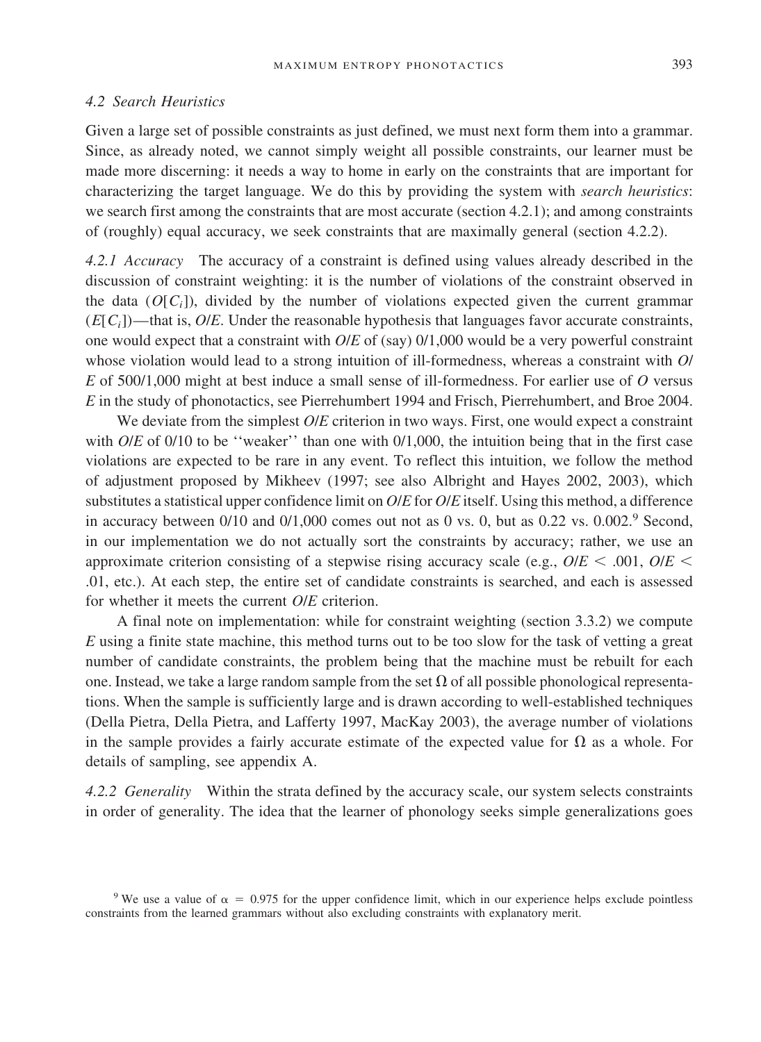### 4.2 Search Heuristics

Given a large set of possible constraints as just defined, we must next form them into a grammar. Since, as already noted, we cannot simply weight all possible constraints, our learner must be made more discerning: it needs a way to home in early on the constraints that are important for characterizing the target language. We do this by providing the system with *search heuristics*: we search first among the constraints that are most accurate (section 4.2.1); and among constraints of (roughly) equal accuracy, we seek constraints that are maximally general (section 4.2.2).

*4.2.1 Accuracy* The accuracy of a constraint is defined using values already described in the discussion of constraint weighting: it is the number of violations of the constraint observed in the data ($O[C_i]$), divided by the number of violations expected given the current grammar ($E[C_i]$)—that is, *O*/*E*. Under the reasonable hypothesis that languages favor accurate constraints, one would expect that a constraint with *O*/*E* of (say) 0/1,000 would be a very powerful constraint whose violation would lead to a strong intuition of ill-formedness, whereas a constraint with *O*/*E* of 500/1,000 might at best induce a small sense of ill-formedness. For earlier use of *O* versus *E* in the study of phonotactics, see Pierrehumbert 1994 and Frisch, Pierrehumbert, and Broe 2004.

We deviate from the simplest *O*/*E* criterion in two ways. First, one would expect a constraint with *O*/*E* of 0/10 to be ''weaker'' than one with 0/1,000, the intuition being that in the first case violations are expected to be rare in any event. To reflect this intuition, we follow the method of adjustment proposed by Mikheev (1997; see also Albright and Hayes 2002, 2003), which substitutes a statistical upper confidence limit on *O*/*E* for *O*/*E* itself. Using this method, a difference in accuracy between 0/10 and 0/1,000 comes out not as 0 vs. 0, but as 0.22 vs. 0.002.[9] Second, in our implementation we do not actually sort the constraints by accuracy; rather, we use an approximate criterion consisting of a stepwise rising accuracy scale (e.g., $O/E < .001$, $O/E < .01$, etc.). At each step, the entire set of candidate constraints is searched, and each is assessed for whether it meets the current *O*/*E* criterion.

A final note on implementation: while for constraint weighting (section 3.3.2) we compute *E* using a finite state machine, this method turns out to be too slow for the task of vetting a great number of candidate constraints, the problem being that the machine must be rebuilt for each one. Instead, we take a large random sample from the set $\Omega$ of all possible phonological representations. When the sample is sufficiently large and is drawn according to well-established techniques (Della Pietra, Della Pietra, and Lafferty 1997, MacKay 2003), the average number of violations in the sample provides a fairly accurate estimate of the expected value for $\Omega$ as a whole. For details of sampling, see appendix A.

*4.2.2 Generality* Within the strata defined by the accuracy scale, our system selects constraints in order of generality. The idea that the learner of phonology seeks simple generalizations goes

[9] We use a value of $\alpha = 0.975$ for the upper confidence limit, which in our experience helps exclude pointless constraints from the learned grammars without also excluding constraints with explanatory merit.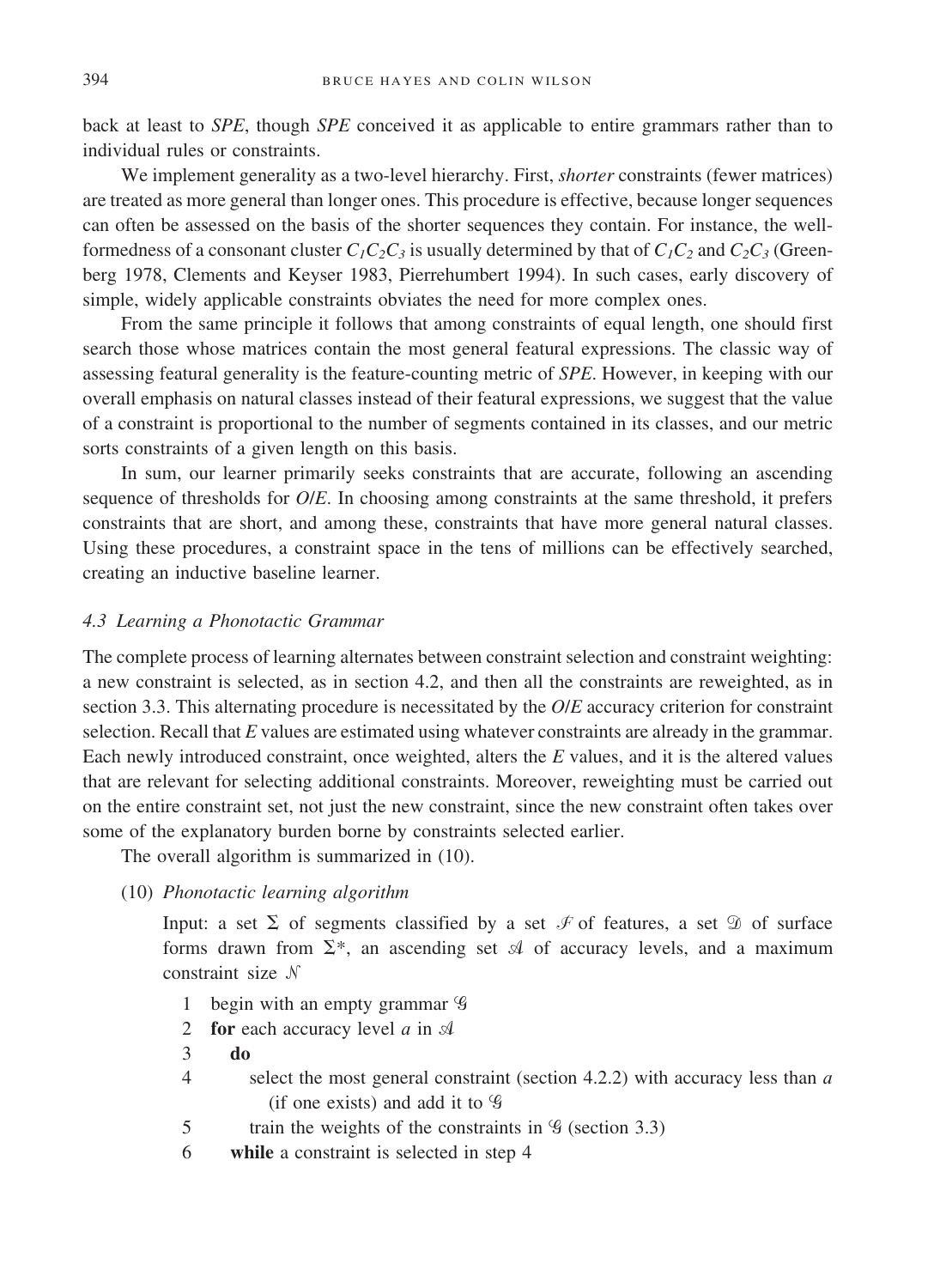back at least to *SPE*, though *SPE* conceived it as applicable to entire grammars rather than to individual rules or constraints.

We implement generality as a two-level hierarchy. First, *shorter* constraints (fewer matrices) are treated as more general than longer ones. This procedure is effective, because longer sequences can often be assessed on the basis of the shorter sequences they contain. For instance, the well-formedness of a consonant cluster $C_1C_2C_3$ is usually determined by that of $C_1C_2$ and $C_2C_3$ (Greenberg 1978, Clements and Keyser 1983, Pierrehumbert 1994). In such cases, early discovery of simple, widely applicable constraints obviates the need for more complex ones.

From the same principle it follows that among constraints of equal length, one should first search those whose matrices contain the most general featural expressions. The classic way of assessing featural generality is the feature-counting metric of *SPE*. However, in keeping with our overall emphasis on natural classes instead of their featural expressions, we suggest that the value of a constraint is proportional to the number of segments contained in its classes, and our metric sorts constraints of a given length on this basis.

In sum, our learner primarily seeks constraints that are accurate, following an ascending sequence of thresholds for *O*/*E*. In choosing among constraints at the same threshold, it prefers constraints that are short, and among these, constraints that have more general natural classes. Using these procedures, a constraint space in the tens of millions can be effectively searched, creating an inductive baseline learner.

### *4.3 Learning a Phonotactic Grammar*

The complete process of learning alternates between constraint selection and constraint weighting: a new constraint is selected, as in section 4.2, and then all the constraints are reweighted, as in section 3.3. This alternating procedure is necessitated by the *O*/*E* accuracy criterion for constraint selection. Recall that *E* values are estimated using whatever constraints are already in the grammar. Each newly introduced constraint, once weighted, alters the *E* values, and it is the altered values that are relevant for selecting additional constraints. Moreover, reweighting must be carried out on the entire constraint set, not just the new constraint, since the new constraint often takes over some of the explanatory burden borne by constraints selected earlier.

The overall algorithm is summarized in (10).

(10) *Phonotactic learning algorithm*

Input: a set $\Sigma$ of segments classified by a set $\mathscr{F}$ of features, a set $\mathscr{D}$ of surface forms drawn from $\Sigma^*$, an ascending set $\mathscr{A}$ of accuracy levels, and a maximum constraint size $\mathscr{N}$

```
1  begin with an empty grammar 𝒢
2  for each accuracy level a in 𝒜
3    do
4       select the most general constraint (section 4.2.2) with accuracy less than a
           (if one exists) and add it to 𝒢
5       train the weights of the constraints in 𝒢 (section 3.3)
6    while a constraint is selected in step 4
```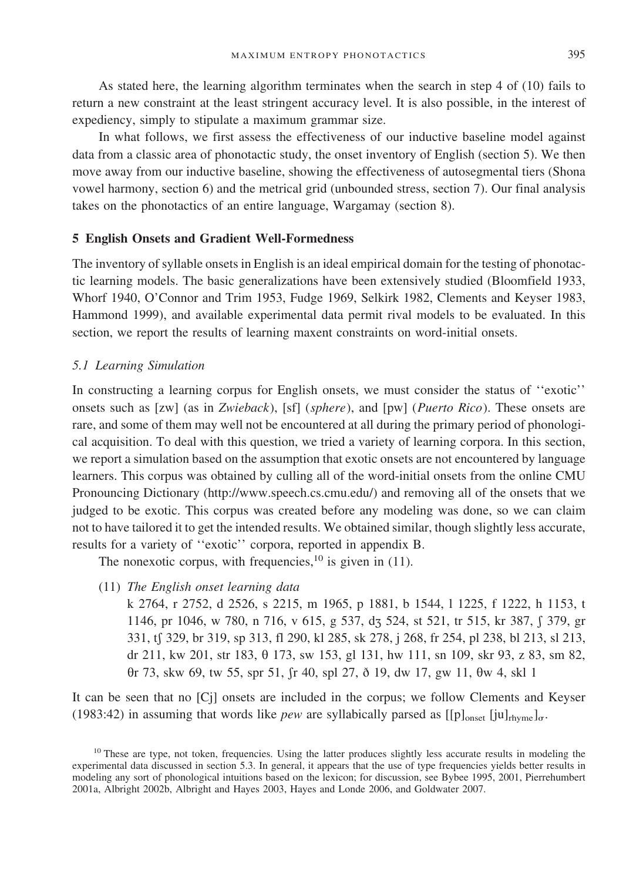As stated here, the learning algorithm terminates when the search in step 4 of (10) fails to return a new constraint at the least stringent accuracy level. It is also possible, in the interest of expediency, simply to stipulate a maximum grammar size.

In what follows, we first assess the effectiveness of our inductive baseline model against data from a classic area of phonotactic study, the onset inventory of English (section 5). We then move away from our inductive baseline, showing the effectiveness of autosegmental tiers (Shona vowel harmony, section 6) and the metrical grid (unbounded stress, section 7). Our final analysis takes on the phonotactics of an entire language, Wargamay (section 8).

## 5 English Onsets and Gradient Well-Formedness

The inventory of syllable onsets in English is an ideal empirical domain for the testing of phonotactic learning models. The basic generalizations have been extensively studied (Bloomfield 1933, Whorf 1940, O'Connor and Trim 1953, Fudge 1969, Selkirk 1982, Clements and Keyser 1983, Hammond 1999), and available experimental data permit rival models to be evaluated. In this section, we report the results of learning maxent constraints on word-initial onsets.

### *5.1 Learning Simulation*

In constructing a learning corpus for English onsets, we must consider the status of ''exotic'' onsets such as [zw] (as in *Zwieback*), [sf] (*sphere*), and [pw] (*Puerto Rico*). These onsets are rare, and some of them may well not be encountered at all during the primary period of phonological acquisition. To deal with this question, we tried a variety of learning corpora. In this section, we report a simulation based on the assumption that exotic onsets are not encountered by language learners. This corpus was obtained by culling all of the word-initial onsets from the online CMU Pronouncing Dictionary (http://www.speech.cs.cmu.edu/) and removing all of the onsets that we judged to be exotic. This corpus was created before any modeling was done, so we can claim not to have tailored it to get the intended results. We obtained similar, though slightly less accurate, results for a variety of ''exotic'' corpora, reported in appendix B.

The nonexotic corpus, with frequencies,[10] is given in (11).

(11) *The English onset learning data*
k 2764, r 2752, d 2526, s 2215, m 1965, p 1881, b 1544, l 1225, f 1222, h 1153, t 1146, pr 1046, w 780, n 716, v 615, g 537, dʒ 524, st 521, tr 515, kr 387, ʃ 379, gr 331, tʃ 329, br 319, sp 313, fl 290, kl 285, sk 278, j 268, fr 254, pl 238, bl 213, sl 213, dr 211, kw 201, str 183, θ 173, sw 153, gl 131, hw 111, sn 109, skr 93, z 83, sm 82, θr 73, skw 69, tw 55, spr 51, ʃr 40, spl 27, ð 19, dw 17, gw 11, θw 4, skl 1

It can be seen that no [Cj] onsets are included in the corpus; we follow Clements and Keyser (1983:42) in assuming that words like *pew* are syllabically parsed as $[[\text{p}]_{\text{onset}}\ [\text{ju}]_{\text{rhyme}}]_{\sigma}$.

[10] These are type, not token, frequencies. Using the latter produces slightly less accurate results in modeling the experimental data discussed in section 5.3. In general, it appears that the use of type frequencies yields better results in modeling any sort of phonological intuitions based on the lexicon; for discussion, see Bybee 1995, 2001, Pierrehumbert 2001a, Albright 2002b, Albright and Hayes 2003, Hayes and Londe 2006, and Goldwater 2007.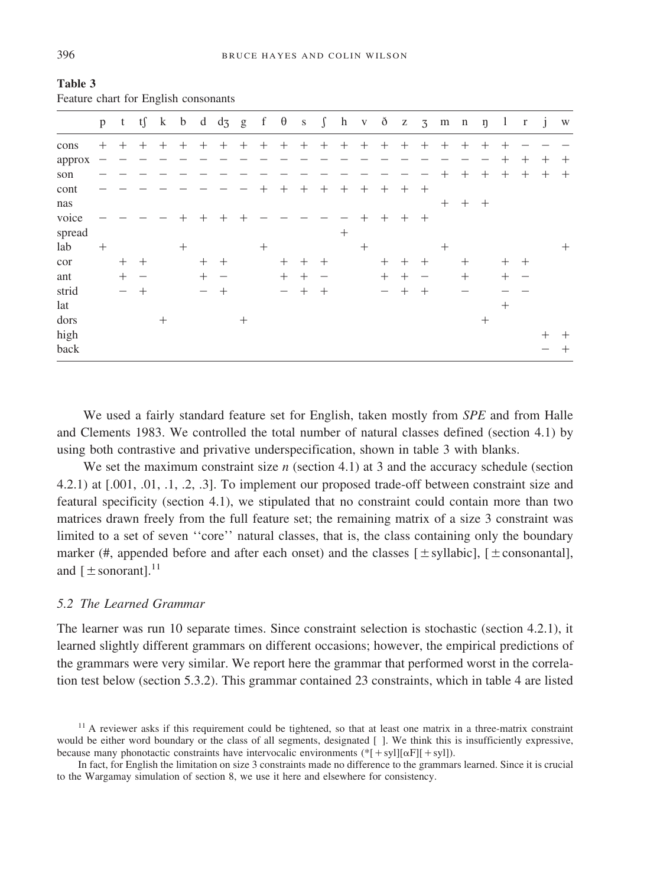**Table 3**
Feature chart for English consonants

| | p | t | tʃ | k | b | d | dʒ | g | f | θ | s | ʃ | h | v | ð | z | ʒ | m | n | ŋ | l | r | j | w |
|---|---|---|---|---|---|---|---|---|---|---|---|---|---|---|---|---|---|---|---|---|---|---|---|---|
| cons | + | + | + | + | + | + | + | + | + | + | + | + | + | + | + | + | + | + | + | + | + | − | − | − |
| approx | − | − | − | − | − | − | − | − | − | − | − | − | − | − | − | − | − | − | − | − | + | + | + | + |
| son | − | − | − | − | − | − | − | − | − | − | − | − | − | − | − | − | − | + | + | + | + | + | + | + |
| cont | − | − | − | − | − | − | − | − | + | + | + | + | + | + | + | + | + | | | | | | | |
| nas | | | | | | | | | | | | | | | | | | + | + | + | | | | |
| voice | − | − | − | − | + | + | + | + | − | − | − | − | − | + | + | + | + | | | | | | | |
| spread | | | | | | | | | | | | | + | | | | | | | | | | | |
| lab | + | | | | + | | | | + | | | | | + | | | | + | | | | | | + |
| cor | | + | + | | | + | + | | | + | + | + | | | + | + | + | | + | | + | + | | |
| ant | | + | − | | | + | − | | | + | + | − | | | + | + | − | | + | | + | − | | |
| strid | | − | + | | | − | + | | | − | + | + | | | − | + | + | | − | | − | − | | |
| lat | | | | | | | | | | | | | | | | | | | | | + | | | |
| dors | | | | + | | | | + | | | | | | | | | | | | + | | | | |
| high | | | | | | | | | | | | | | | | | | | | | | | + | + |
| back | | | | | | | | | | | | | | | | | | | | | | | − | + |

We used a fairly standard feature set for English, taken mostly from *SPE* and from Halle and Clements 1983. We controlled the total number of natural classes defined (section 4.1) by using both contrastive and privative underspecification, shown in table 3 with blanks.

We set the maximum constraint size *n* (section 4.1) at 3 and the accuracy schedule (section 4.2.1) at [.001, .01, .1, .2, .3]. To implement our proposed trade-off between constraint size and featural specificity (section 4.1), we stipulated that no constraint could contain more than two matrices drawn freely from the full feature set; the remaining matrix of a size 3 constraint was limited to a set of seven ''core'' natural classes, that is, the class containing only the boundary marker (#, appended before and after each onset) and the classes [±syllabic], [±consonantal], and [±sonorant].[11]

### 5.2 The Learned Grammar

The learner was run 10 separate times. Since constraint selection is stochastic (section 4.2.1), it learned slightly different grammars on different occasions; however, the empirical predictions of the grammars were very similar. We report here the grammar that performed worst in the correlation test below (section 5.3.2). This grammar contained 23 constraints, which in table 4 are listed

[11] A reviewer asks if this requirement could be tightened, so that at least one matrix in a three-matrix constraint would be either word boundary or the class of all segments, designated [ ]. We think this is insufficiently expressive, because many phonotactic constraints have intervocalic environments (*[+syl][αF][+syl]).

In fact, for English the limitation on size 3 constraints made no difference to the grammars learned. Since it is crucial to the Wargamay simulation of section 8, we use it here and elsewhere for consistency.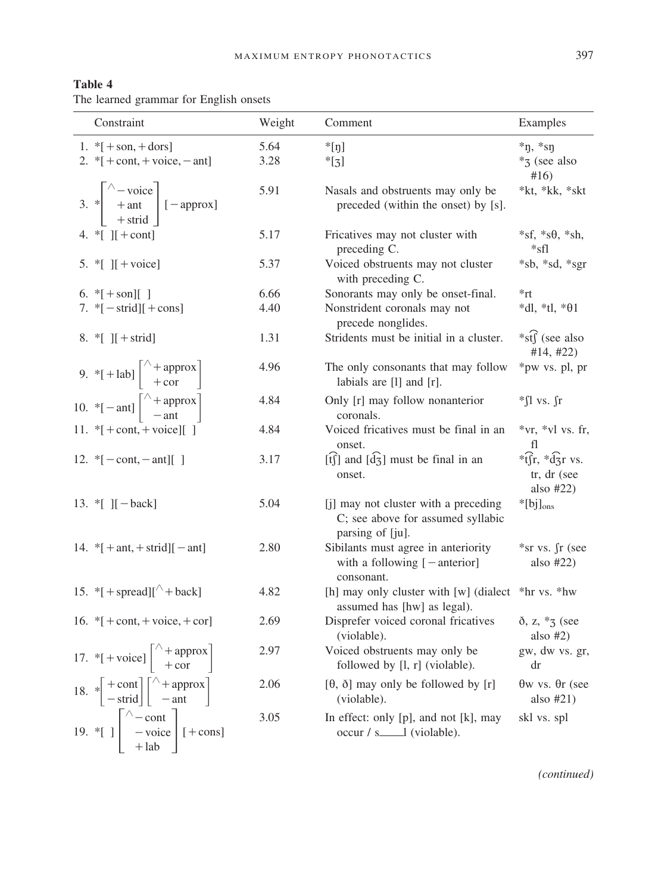**Table 4**
The learned grammar for English onsets

| Constraint | Weight | Comment | Examples |
|---|---|---|---|
| 1. *[+son, +dors] | 5.64 | *[ŋ] | *ŋ, *sŋ |
| 2. *[+cont, +voice, −ant] | 3.28 | *[ʒ] | *ʒ (see also #16) |
| 3. $*\begin{bmatrix} ^\wedge\text{−voice} \\ \text{+ant} \\ \text{+strid} \end{bmatrix}$ [−approx] | 5.91 | Nasals and obstruents may only be preceded (within the onset) by [s]. | *kt, *kk, *skt |
| 4. *[ ][+cont] | 5.17 | Fricatives may not cluster with preceding C. | *sf, *sθ, *sh, *sfl |
| 5. *[ ][+voice] | 5.37 | Voiced obstruents may not cluster with preceding C. | *sb, *sd, *sgr |
| 6. *[+son][ ] | 6.66 | Sonorants may only be onset-final. | *rt |
| 7. *[−strid][+cons] | 4.40 | Nonstrident coronals may not precede nonglides. | *dl, *tl, *θl |
| 8. *[ ][+strid] | 1.31 | Stridents must be initial in a cluster. | *st͡ʃ (see also #14, #22) |
| 9. *[+lab] $\begin{bmatrix} ^\wedge\text{+approx} \\ \text{+cor} \end{bmatrix}$ | 4.96 | The only consonants that may follow labials are [l] and [r]. | *pw vs. pl, pr |
| 10. *[−ant] $\begin{bmatrix} ^\wedge\text{+approx} \\ \text{−ant} \end{bmatrix}$ | 4.84 | Only [r] may follow nonanterior coronals. | *ʃl vs. ʃr |
| 11. *[+cont, +voice][ ] | 4.84 | Voiced fricatives must be final in an onset. | *vr, *vl vs. fr, fl |
| 12. *[−cont, −ant][ ] | 3.17 | [t͡ʃ] and [d͡ʒ] must be final in an onset. | *t͡ʃr, *d͡ʒr vs. tr, dr (see also #22) |
| 13. *[ ][−back] | 5.04 | [j] may not cluster with a preceding C; see above for assumed syllabic parsing of [ju]. | *[bj]$_{ons}$ |
| 14. *[+ant, +strid][−ant] | 2.80 | Sibilants must agree in anteriority with a following [−anterior] consonant. | *sr vs. ʃr (see also #22) |
| 15. *[+spread][^+back] | 4.82 | [h] may only cluster with [w] (dialect assumed has [hw] as legal). | *hr vs. *hw |
| 16. *[+cont, +voice, +cor] | 2.69 | Disprefer voiced coronal fricatives (violable). | ð, z, *ʒ (see also #2) |
| 17. *[+voice] $\begin{bmatrix} ^\wedge\text{+approx} \\ \text{+cor} \end{bmatrix}$ | 2.97 | Voiced obstruents may only be followed by [l, r] (violable). | gw, dw vs. gr, dr |
| 18. $*\begin{bmatrix} \text{+cont} \\ \text{−strid} \end{bmatrix}$ $\begin{bmatrix} ^\wedge\text{+approx} \\ \text{−ant} \end{bmatrix}$ | 2.06 | [θ, ð] may only be followed by [r] (violable). | θw vs. θr (see also #21) |
| 19. *[ ] $\begin{bmatrix} ^\wedge\text{−cont} \\ \text{−voice} \\ \text{+lab} \end{bmatrix}$ [+cons] | 3.05 | In effect: only [p], and not [k], may occur / s___l (violable). | skl vs. spl |

*(continued)*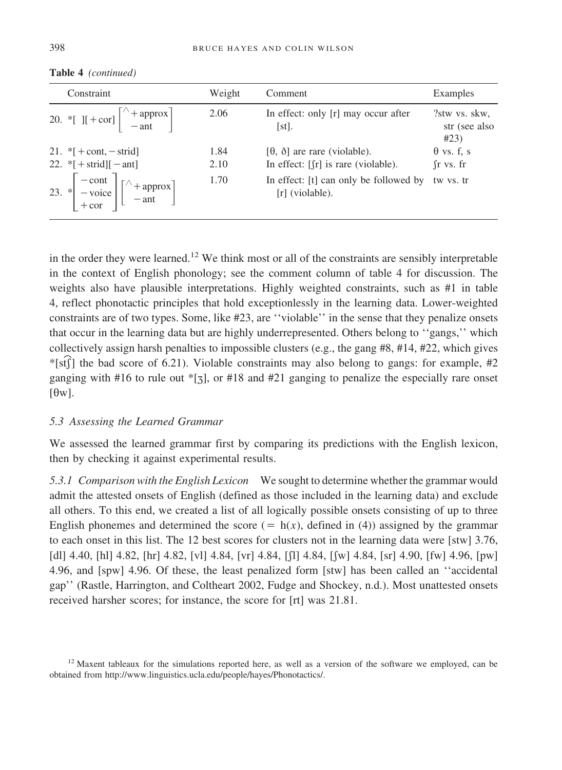**Table 4** *(continued)*

| Constraint | Weight | Comment | Examples |
|---|---|---|---|
| 20. $*[\ ][+\text{cor}]\begin{bmatrix} ^{\wedge}+\text{approx} \\ -\text{ant} \end{bmatrix}$ | 2.06 | In effect: only [r] may occur after [st]. | ?stw vs. skw, str (see also #23) |
| 21. $*[+\text{cont}, -\text{strid}]$ | 1.84 | [θ, ð] are rare (violable). | θ vs. f, s |
| 22. $*[+\text{strid}][-\text{ant}]$ | 2.10 | In effect: [ʃr] is rare (violable). | ʃr vs. fr |
| 23. $*\begin{bmatrix} -\text{cont} \\ -\text{voice} \\ +\text{cor} \end{bmatrix}\begin{bmatrix} ^{\wedge}+\text{approx} \\ -\text{ant} \end{bmatrix}$ | 1.70 | In effect: [t] can only be followed by [r] (violable). | tw vs. tr |

in the order they were learned.[12] We think most or all of the constraints are sensibly interpretable in the context of English phonology; see the comment column of table 4 for discussion. The weights also have plausible interpretations. Highly weighted constraints, such as #1 in table 4, reflect phonotactic principles that hold exceptionlessly in the learning data. Lower-weighted constraints are of two types. Some, like #23, are ''violable'' in the sense that they penalize onsets that occur in the learning data but are highly underrepresented. Others belong to ''gangs,'' which collectively assign harsh penalties to impossible clusters (e.g., the gang #8, #14, #22, which gives *[st͡ʃ] the bad score of 6.21). Violable constraints may also belong to gangs: for example, #2 ganging with #16 to rule out *[ʒ], or #18 and #21 ganging to penalize the especially rare onset [θw].

### *5.3 Assessing the Learned Grammar*

We assessed the learned grammar first by comparing its predictions with the English lexicon, then by checking it against experimental results.

*5.3.1 Comparison with the English Lexicon* We sought to determine whether the grammar would admit the attested onsets of English (defined as those included in the learning data) and exclude all others. To this end, we created a list of all logically possible onsets consisting of up to three English phonemes and determined the score ($= h(x)$, defined in (4)) assigned by the grammar to each onset in this list. The 12 best scores for clusters not in the learning data were [stw] 3.76, [dl] 4.40, [hl] 4.82, [hr] 4.82, [vl] 4.84, [vr] 4.84, [ʃl] 4.84, [ʃw] 4.84, [sr] 4.90, [fw] 4.96, [pw] 4.96, and [spw] 4.96. Of these, the least penalized form [stw] has been called an ''accidental gap'' (Rastle, Harrington, and Coltheart 2002, Fudge and Shockey, n.d.). Most unattested onsets received harsher scores; for instance, the score for [rt] was 21.81.

[12] Maxent tableaux for the simulations reported here, as well as a version of the software we employed, can be obtained from http://www.linguistics.ucla.edu/people/hayes/Phonotactics/.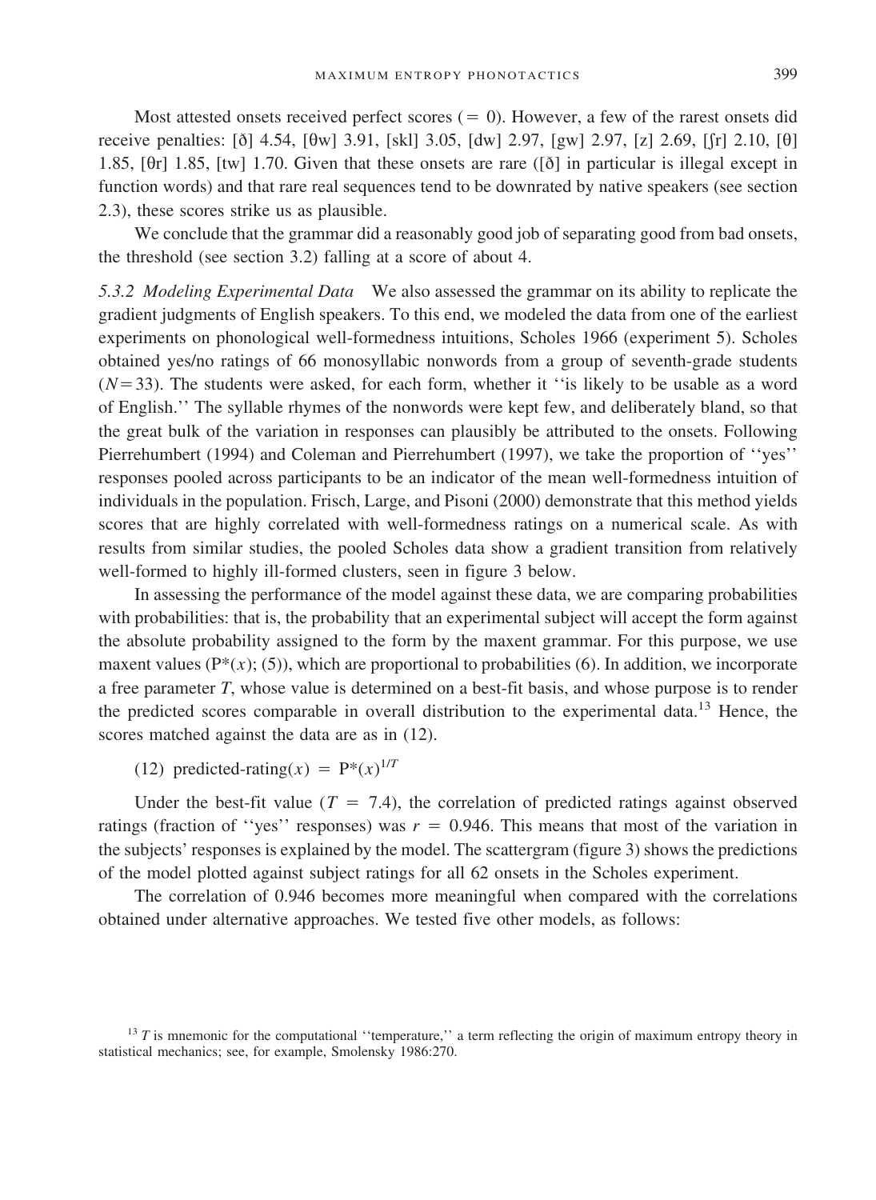Most attested onsets received perfect scores (= 0). However, a few of the rarest onsets did receive penalties: [ð] 4.54, [θw] 3.91, [skl] 3.05, [dw] 2.97, [gw] 2.97, [z] 2.69, [ʃr] 2.10, [θ] 1.85, [θr] 1.85, [tw] 1.70. Given that these onsets are rare ([ð] in particular is illegal except in function words) and that rare real sequences tend to be downrated by native speakers (see section 2.3), these scores strike us as plausible.

We conclude that the grammar did a reasonably good job of separating good from bad onsets, the threshold (see section 3.2) falling at a score of about 4.

*5.3.2 Modeling Experimental Data* We also assessed the grammar on its ability to replicate the gradient judgments of English speakers. To this end, we modeled the data from one of the earliest experiments on phonological well-formedness intuitions, Scholes 1966 (experiment 5). Scholes obtained yes/no ratings of 66 monosyllabic nonwords from a group of seventh-grade students ($N = 33$). The students were asked, for each form, whether it ''is likely to be usable as a word of English.'' The syllable rhymes of the nonwords were kept few, and deliberately bland, so that the great bulk of the variation in responses can plausibly be attributed to the onsets. Following Pierrehumbert (1994) and Coleman and Pierrehumbert (1997), we take the proportion of ''yes'' responses pooled across participants to be an indicator of the mean well-formedness intuition of individuals in the population. Frisch, Large, and Pisoni (2000) demonstrate that this method yields scores that are highly correlated with well-formedness ratings on a numerical scale. As with results from similar studies, the pooled Scholes data show a gradient transition from relatively well-formed to highly ill-formed clusters, seen in figure 3 below.

In assessing the performance of the model against these data, we are comparing probabilities with probabilities: that is, the probability that an experimental subject will accept the form against the absolute probability assigned to the form by the maxent grammar. For this purpose, we use maxent values ($P^*(x)$; (5)), which are proportional to probabilities (6). In addition, we incorporate a free parameter $T$, whose value is determined on a best-fit basis, and whose purpose is to render the predicted scores comparable in overall distribution to the experimental data.[13] Hence, the scores matched against the data are as in (12).

(12) predicted-rating($x$) = $P^*(x)^{1/T}$

Under the best-fit value ($T = 7.4$), the correlation of predicted ratings against observed ratings (fraction of ''yes'' responses) was $r = 0.946$. This means that most of the variation in the subjects' responses is explained by the model. The scattergram (figure 3) shows the predictions of the model plotted against subject ratings for all 62 onsets in the Scholes experiment.

The correlation of 0.946 becomes more meaningful when compared with the correlations obtained under alternative approaches. We tested five other models, as follows:

[13] $T$ is mnemonic for the computational ''temperature,'' a term reflecting the origin of maximum entropy theory in statistical mechanics; see, for example, Smolensky 1986:270.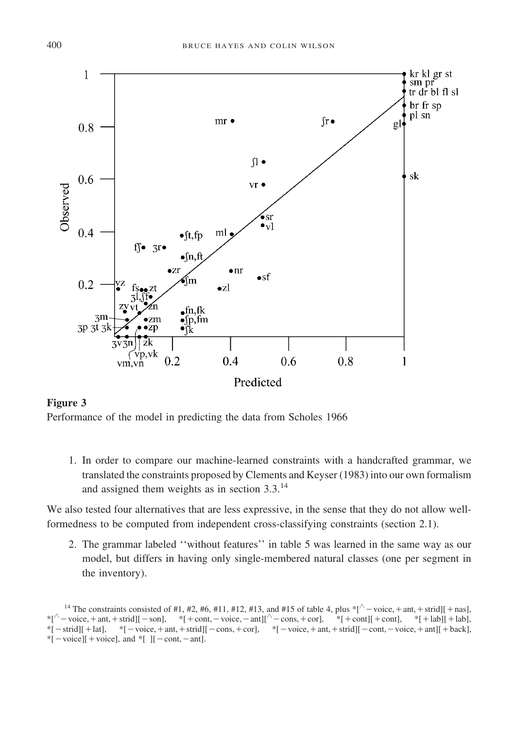**Figure 3**
Performance of the model in predicting the data from Scholes 1966

1. In order to compare our machine-learned constraints with a handcrafted grammar, we translated the constraints proposed by Clements and Keyser (1983) into our own formalism and assigned them weights as in section 3.3.[14]

We also tested four alternatives that are less expressive, in the sense that they do not allow well-formedness to be computed from independent cross-classifying constraints (section 2.1).

2. The grammar labeled ''without features'' in table 5 was learned in the same way as our model, but differs in having only single-membered natural classes (one per segment in the inventory).

[14] The constraints consisted of #1, #2, #6, #11, #12, #13, and #15 of table 4, plus *[^ − voice, + ant, + strid][ + nas], *[^ − voice, + ant, + strid][ − son], *[ + cont, − voice, − ant][^ − cons, + cor], *[ + cont][ + cont], *[ + lab][ + lab], *[ − strid][ + lat], *[ − voice, + ant, + strid][ − cons, + cor], *[ − voice, + ant, + strid][ − cont, − voice, + ant][ + back], *[ − voice][ + voice], and *[ ][ − cont, − ant].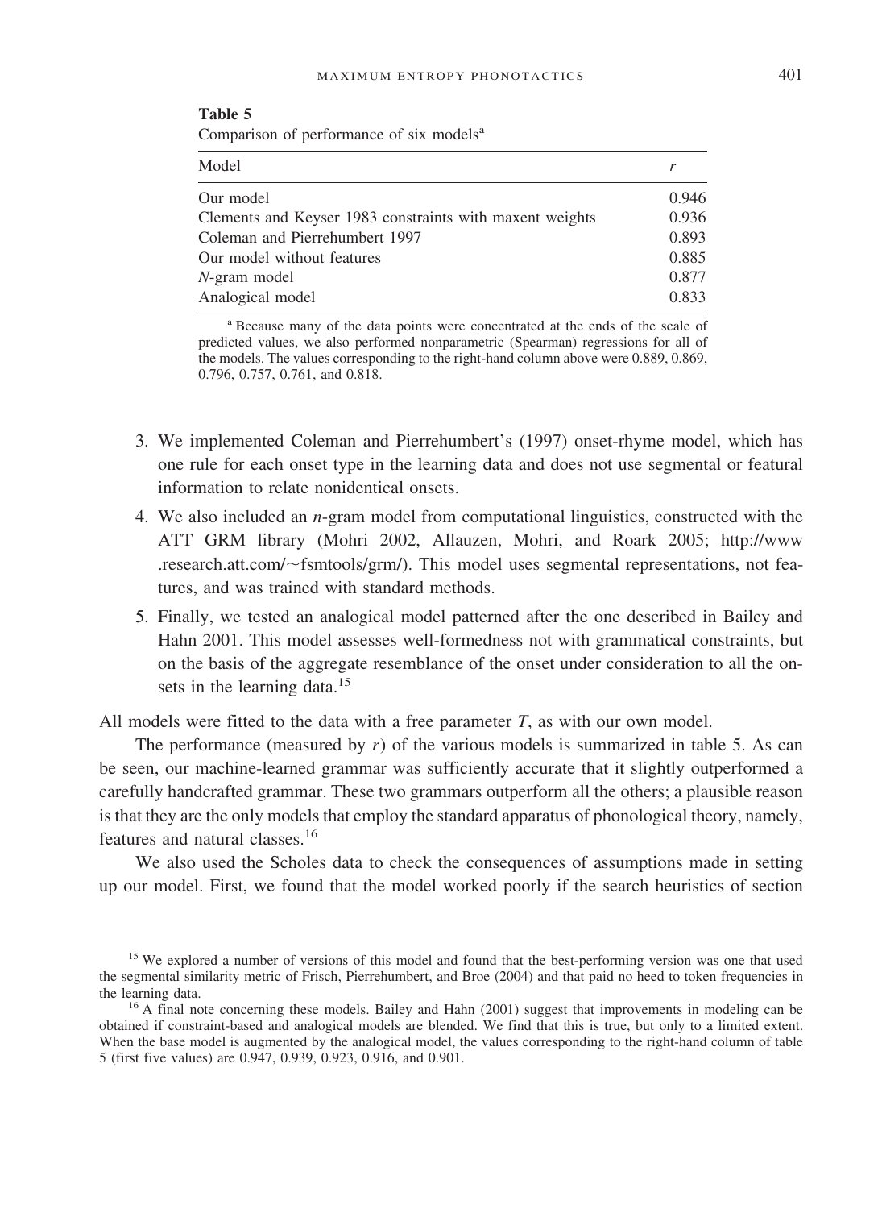**Table 5**
Comparison of performance of six models[a]

| Model | $r$ |
|---|---|
| Our model | 0.946 |
| Clements and Keyser 1983 constraints with maxent weights | 0.936 |
| Coleman and Pierrehumbert 1997 | 0.893 |
| Our model without features | 0.885 |
| $N$-gram model | 0.877 |
| Analogical model | 0.833 |

[a] Because many of the data points were concentrated at the ends of the scale of predicted values, we also performed nonparametric (Spearman) regressions for all of the models. The values corresponding to the right-hand column above were 0.889, 0.869, 0.796, 0.757, 0.761, and 0.818.

3. We implemented Coleman and Pierrehumbert's (1997) onset-rhyme model, which has one rule for each onset type in the learning data and does not use segmental or featural information to relate nonidentical onsets.
4. We also included an *n*-gram model from computational linguistics, constructed with the ATT GRM library (Mohri 2002, Allauzen, Mohri, and Roark 2005; http://www.research.att.com/~fsmtools/grm/). This model uses segmental representations, not features, and was trained with standard methods.
5. Finally, we tested an analogical model patterned after the one described in Bailey and Hahn 2001. This model assesses well-formedness not with grammatical constraints, but on the basis of the aggregate resemblance of the onset under consideration to all the onsets in the learning data.[15]

All models were fitted to the data with a free parameter $T$, as with our own model.

The performance (measured by $r$) of the various models is summarized in table 5. As can be seen, our machine-learned grammar was sufficiently accurate that it slightly outperformed a carefully handcrafted grammar. These two grammars outperform all the others; a plausible reason is that they are the only models that employ the standard apparatus of phonological theory, namely, features and natural classes.[16]

We also used the Scholes data to check the consequences of assumptions made in setting up our model. First, we found that the model worked poorly if the search heuristics of section

[15] We explored a number of versions of this model and found that the best-performing version was one that used the segmental similarity metric of Frisch, Pierrehumbert, and Broe (2004) and that paid no heed to token frequencies in the learning data.

[16] A final note concerning these models. Bailey and Hahn (2001) suggest that improvements in modeling can be obtained if constraint-based and analogical models are blended. We find that this is true, but only to a limited extent. When the base model is augmented by the analogical model, the values corresponding to the right-hand column of table 5 (first five values) are 0.947, 0.939, 0.923, 0.916, and 0.901.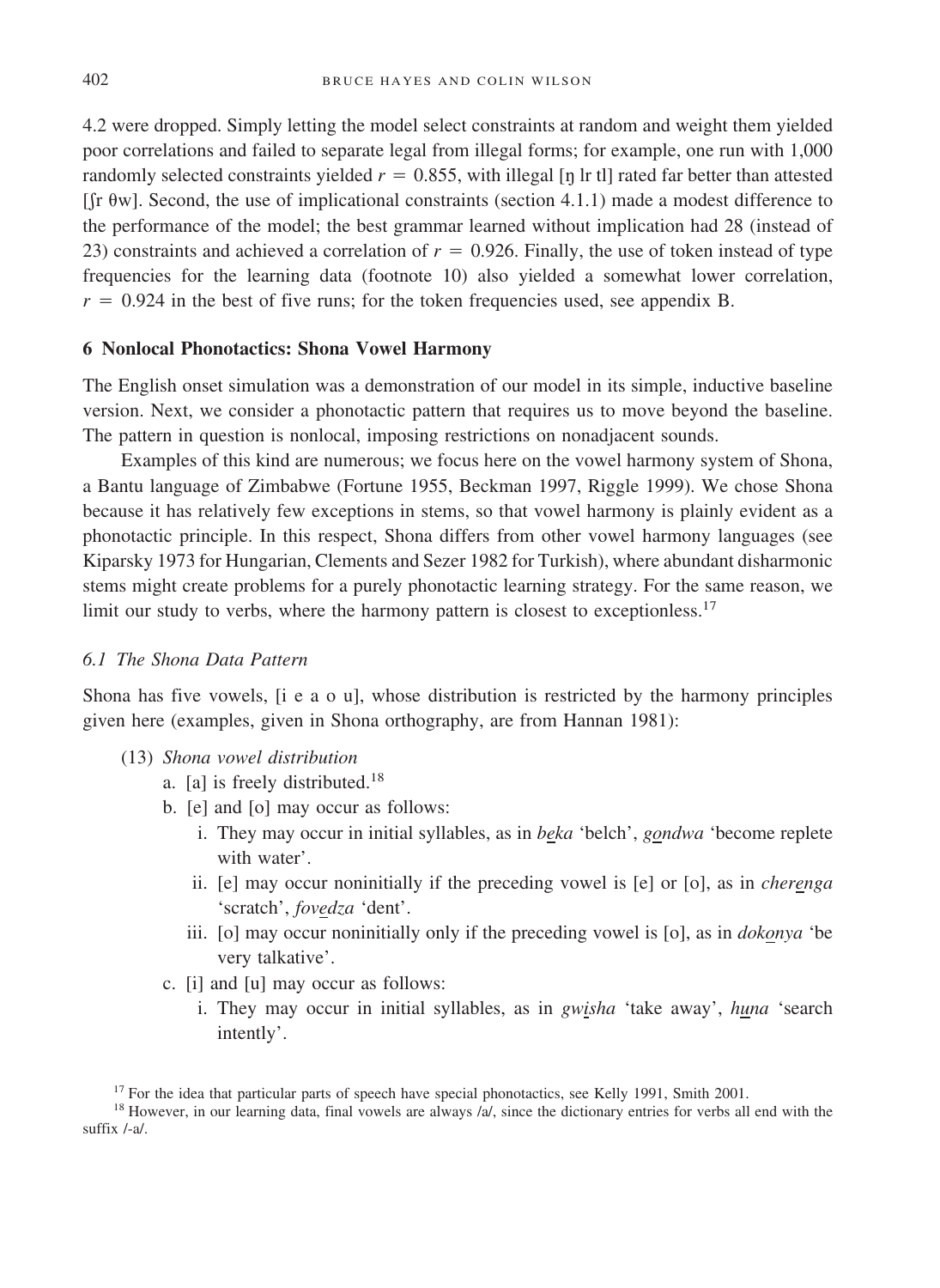4.2 were dropped. Simply letting the model select constraints at random and weight them yielded poor correlations and failed to separate legal from illegal forms; for example, one run with 1,000 randomly selected constraints yielded $r = 0.855$, with illegal [ŋ lr tl] rated far better than attested [ʃr θw]. Second, the use of implicational constraints (section 4.1.1) made a modest difference to the performance of the model; the best grammar learned without implication had 28 (instead of 23) constraints and achieved a correlation of $r = 0.926$. Finally, the use of token instead of type frequencies for the learning data (footnote 10) also yielded a somewhat lower correlation, $r = 0.924$ in the best of five runs; for the token frequencies used, see appendix B.

## 6 Nonlocal Phonotactics: Shona Vowel Harmony

The English onset simulation was a demonstration of our model in its simple, inductive baseline version. Next, we consider a phonotactic pattern that requires us to move beyond the baseline. The pattern in question is nonlocal, imposing restrictions on nonadjacent sounds.

Examples of this kind are numerous; we focus here on the vowel harmony system of Shona, a Bantu language of Zimbabwe (Fortune 1955, Beckman 1997, Riggle 1999). We chose Shona because it has relatively few exceptions in stems, so that vowel harmony is plainly evident as a phonotactic principle. In this respect, Shona differs from other vowel harmony languages (see Kiparsky 1973 for Hungarian, Clements and Sezer 1982 for Turkish), where abundant disharmonic stems might create problems for a purely phonotactic learning strategy. For the same reason, we limit our study to verbs, where the harmony pattern is closest to exceptionless.[17]

### *6.1 The Shona Data Pattern*

Shona has five vowels, [i e a o u], whose distribution is restricted by the harmony principles given here (examples, given in Shona orthography, are from Hannan 1981):

(13) *Shona vowel distribution*

a. [a] is freely distributed.[18]

b. [e] and [o] may occur as follows:

i. They may occur in initial syllables, as in *be̲ka* 'belch', *go̲ndwa* 'become replete with water'.

ii. [e] may occur noninitially if the preceding vowel is [e] or [o], as in *chere̲nga* 'scratch', *fove̲dza* 'dent'.

iii. [o] may occur noninitially only if the preceding vowel is [o], as in *doko̲nya* 'be very talkative'.

c. [i] and [u] may occur as follows:

i. They may occur in initial syllables, as in *gwi̲sha* 'take away', *hu̲na* 'search intently'.

[17] For the idea that particular parts of speech have special phonotactics, see Kelly 1991, Smith 2001.

[18] However, in our learning data, final vowels are always /a/, since the dictionary entries for verbs all end with the suffix /-a/.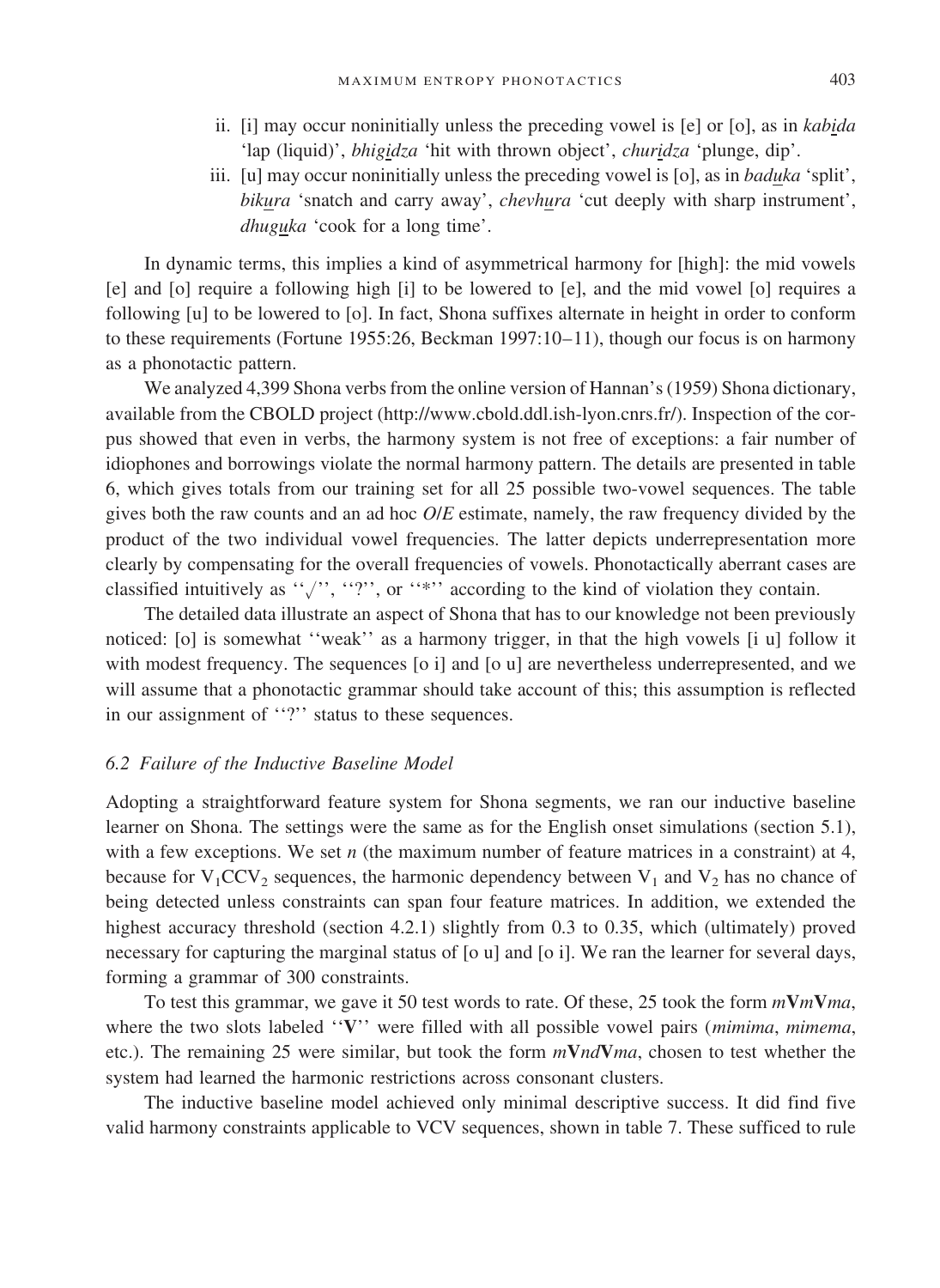ii. [i] may occur noninitially unless the preceding vowel is [e] or [o], as in *kab<u>i</u>da* 'lap (liquid)', *bhig<u>i</u>dza* 'hit with thrown object', *chur<u>i</u>dza* 'plunge, dip'.

iii. [u] may occur noninitially unless the preceding vowel is [o], as in *bad<u>u</u>ka* 'split', *bik<u>u</u>ra* 'snatch and carry away', *chevh<u>u</u>ra* 'cut deeply with sharp instrument', *dhug<u>u</u>ka* 'cook for a long time'.

In dynamic terms, this implies a kind of asymmetrical harmony for [high]: the mid vowels [e] and [o] require a following high [i] to be lowered to [e], and the mid vowel [o] requires a following [u] to be lowered to [o]. In fact, Shona suffixes alternate in height in order to conform to these requirements (Fortune 1955:26, Beckman 1997:10–11), though our focus is on harmony as a phonotactic pattern.

We analyzed 4,399 Shona verbs from the online version of Hannan's (1959) Shona dictionary, available from the CBOLD project (http://www.cbold.ddl.ish-lyon.cnrs.fr/). Inspection of the corpus showed that even in verbs, the harmony system is not free of exceptions: a fair number of idiophones and borrowings violate the normal harmony pattern. The details are presented in table 6, which gives totals from our training set for all 25 possible two-vowel sequences. The table gives both the raw counts and an ad hoc *O*/*E* estimate, namely, the raw frequency divided by the product of the two individual vowel frequencies. The latter depicts underrepresentation more clearly by compensating for the overall frequencies of vowels. Phonotactically aberrant cases are classified intuitively as ''√'', ''?'', or ''*'' according to the kind of violation they contain.

The detailed data illustrate an aspect of Shona that has to our knowledge not been previously noticed: [o] is somewhat ''weak'' as a harmony trigger, in that the high vowels [i u] follow it with modest frequency. The sequences [o i] and [o u] are nevertheless underrepresented, and we will assume that a phonotactic grammar should take account of this; this assumption is reflected in our assignment of ''?'' status to these sequences.

### 6.2 Failure of the Inductive Baseline Model

Adopting a straightforward feature system for Shona segments, we ran our inductive baseline learner on Shona. The settings were the same as for the English onset simulations (section 5.1), with a few exceptions. We set *n* (the maximum number of feature matrices in a constraint) at 4, because for $V_1CCV_2$ sequences, the harmonic dependency between $V_1$ and $V_2$ has no chance of being detected unless constraints can span four feature matrices. In addition, we extended the highest accuracy threshold (section 4.2.1) slightly from 0.3 to 0.35, which (ultimately) proved necessary for capturing the marginal status of [o u] and [o i]. We ran the learner for several days, forming a grammar of 300 constraints.

To test this grammar, we gave it 50 test words to rate. Of these, 25 took the form *m***V***m***V***ma*, where the two slots labeled ''**V**'' were filled with all possible vowel pairs (*mimima*, *mimema*, etc.). The remaining 25 were similar, but took the form *m***V***nd***V***ma*, chosen to test whether the system had learned the harmonic restrictions across consonant clusters.

The inductive baseline model achieved only minimal descriptive success. It did find five valid harmony constraints applicable to VCV sequences, shown in table 7. These sufficed to rule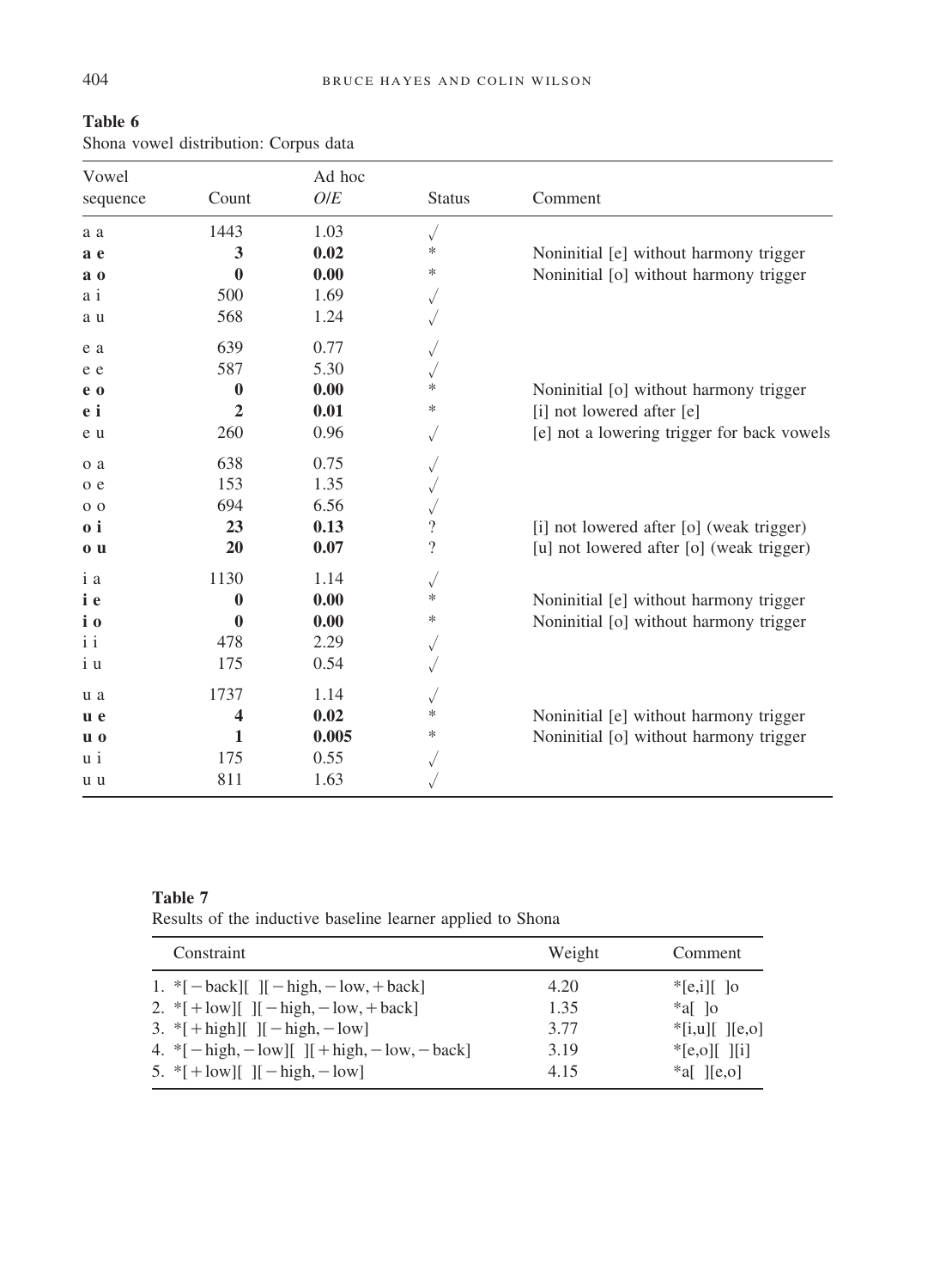**Table 6**
Shona vowel distribution: Corpus data

| Vowel sequence | Count | Ad hoc *O*/*E* | Status | Comment |
|---|---|---|---|---|
| a a | 1443 | 1.03 | √ | |
| **a e** | **3** | **0.02** | * | Noninitial [e] without harmony trigger |
| **a o** | **0** | **0.00** | * | Noninitial [o] without harmony trigger |
| a i | 500 | 1.69 | √ | |
| a u | 568 | 1.24 | √ | |
| e a | 639 | 0.77 | √ | |
| e e | 587 | 5.30 | √ | |
| **e o** | **0** | **0.00** | * | Noninitial [o] without harmony trigger |
| **e i** | **2** | **0.01** | * | [i] not lowered after [e] |
| e u | 260 | 0.96 | √ | [e] not a lowering trigger for back vowels |
| o a | 638 | 0.75 | √ | |
| o e | 153 | 1.35 | √ | |
| o o | 694 | 6.56 | √ | |
| **o i** | **23** | **0.13** | ? | [i] not lowered after [o] (weak trigger) |
| **o u** | **20** | **0.07** | ? | [u] not lowered after [o] (weak trigger) |
| i a | 1130 | 1.14 | √ | |
| **i e** | **0** | **0.00** | * | Noninitial [e] without harmony trigger |
| **i o** | **0** | **0.00** | * | Noninitial [o] without harmony trigger |
| i i | 478 | 2.29 | √ | |
| i u | 175 | 0.54 | √ | |
| u a | 1737 | 1.14 | √ | |
| **u e** | **4** | **0.02** | * | Noninitial [e] without harmony trigger |
| **u o** | **1** | **0.005** | * | Noninitial [o] without harmony trigger |
| u i | 175 | 0.55 | √ | |
| u u | 811 | 1.63 | √ | |

**Table 7**
Results of the inductive baseline learner applied to Shona

| Constraint | Weight | Comment |
|---|---|---|
| 1. *[−back][ ][−high, −low, +back] | 4.20 | *[e,i][ ]o |
| 2. *[+low][ ][−high, −low, +back] | 1.35 | *a[ ]o |
| 3. *[+high][ ][−high, −low] | 3.77 | *[i,u][ ][e,o] |
| 4. *[−high, −low][ ][+high, −low, −back] | 3.19 | *[e,o][ ][i] |
| 5. *[+low][ ][−high, −low] | 4.15 | *a[ ][e,o] |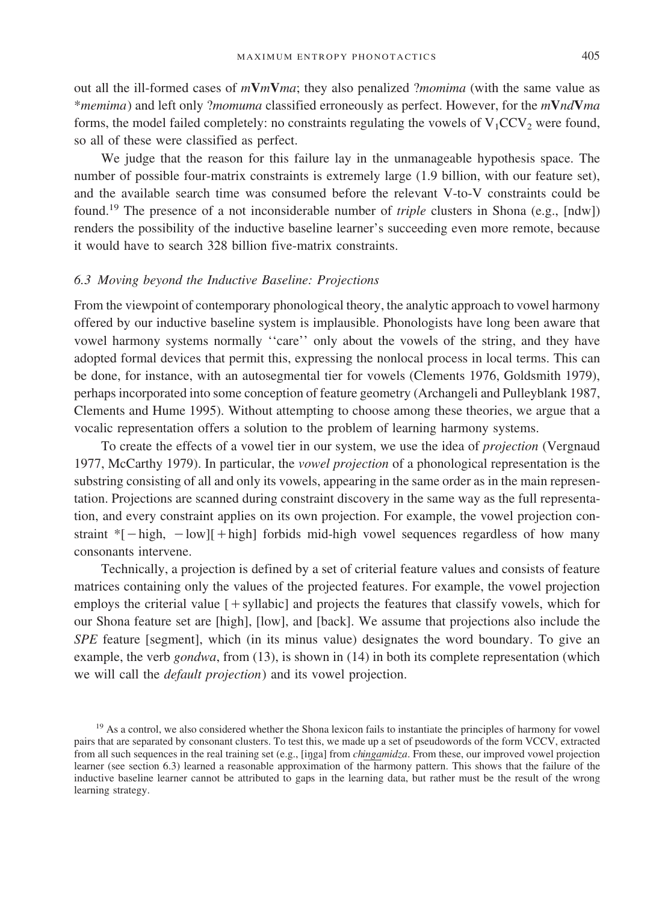out all the ill-formed cases of *m***V***m***V***ma*; they also penalized ?*momima* (with the same value as **memima*) and left only ?*momuma* classified erroneously as perfect. However, for the *m***V***nd***V***ma* forms, the model failed completely: no constraints regulating the vowels of $V_1CCV_2$ were found, so all of these were classified as perfect.

We judge that the reason for this failure lay in the unmanageable hypothesis space. The number of possible four-matrix constraints is extremely large (1.9 billion, with our feature set), and the available search time was consumed before the relevant V-to-V constraints could be found.[19] The presence of a not inconsiderable number of *triple* clusters in Shona (e.g., [ndw]) renders the possibility of the inductive baseline learner's succeeding even more remote, because it would have to search 328 billion five-matrix constraints.

### 6.3 Moving beyond the Inductive Baseline: Projections

From the viewpoint of contemporary phonological theory, the analytic approach to vowel harmony offered by our inductive baseline system is implausible. Phonologists have long been aware that vowel harmony systems normally ''care'' only about the vowels of the string, and they have adopted formal devices that permit this, expressing the nonlocal process in local terms. This can be done, for instance, with an autosegmental tier for vowels (Clements 1976, Goldsmith 1979), perhaps incorporated into some conception of feature geometry (Archangeli and Pulleyblank 1987, Clements and Hume 1995). Without attempting to choose among these theories, we argue that a vocalic representation offers a solution to the problem of learning harmony systems.

To create the effects of a vowel tier in our system, we use the idea of *projection* (Vergnaud 1977, McCarthy 1979). In particular, the *vowel projection* of a phonological representation is the substring consisting of all and only its vowels, appearing in the same order as in the main representation. Projections are scanned during constraint discovery in the same way as the full representation, and every constraint applies on its own projection. For example, the vowel projection constraint *[−high, −low][+high] forbids mid-high vowel sequences regardless of how many consonants intervene.

Technically, a projection is defined by a set of criterial feature values and consists of feature matrices containing only the values of the projected features. For example, the vowel projection employs the criterial value [+syllabic] and projects the features that classify vowels, which for our Shona feature set are [high], [low], and [back]. We assume that projections also include the *SPE* feature [segment], which (in its minus value) designates the word boundary. To give an example, the verb *gondwa*, from (13), is shown in (14) in both its complete representation (which we will call the *default projection*) and its vowel projection.

[19] As a control, we also considered whether the Shona lexicon fails to instantiate the principles of harmony for vowel pairs that are separated by consonant clusters. To test this, we made up a set of pseudowords of the form VCCV, extracted from all such sequences in the real training set (e.g., [iŋga] from *ch<u>inga</u>midza*. From these, our improved vowel projection learner (see section 6.3) learned a reasonable approximation of the harmony pattern. This shows that the failure of the inductive baseline learner cannot be attributed to gaps in the learning data, but rather must be the result of the wrong learning strategy.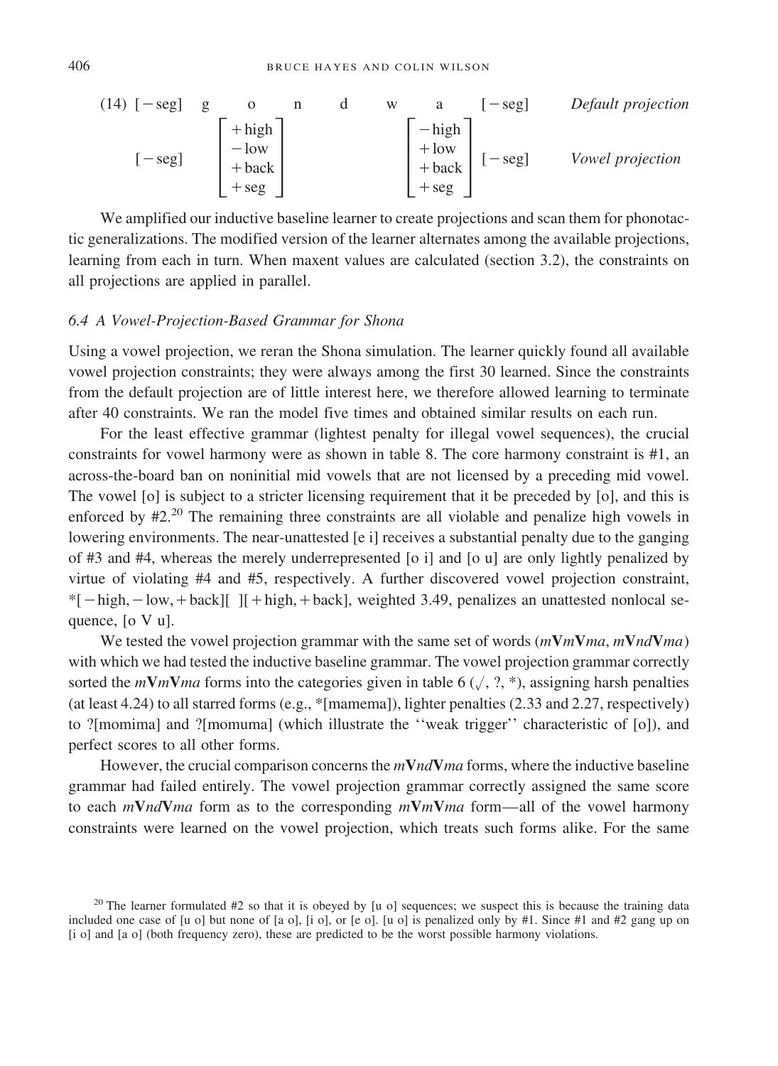(14)

| [−seg] | g | o | n | d | w | a | [−seg] | *Default projection* |
|---|---|---|---|---|---|---|---|---|
| [−seg] | | [+high, −low, +back, +seg] | | | | [−high, +low, +back, +seg] | [−seg] | *Vowel projection* |

We amplified our inductive baseline learner to create projections and scan them for phonotactic generalizations. The modified version of the learner alternates among the available projections, learning from each in turn. When maxent values are calculated (section 3.2), the constraints on all projections are applied in parallel.

### *6.4 A Vowel-Projection-Based Grammar for Shona*

Using a vowel projection, we reran the Shona simulation. The learner quickly found all available vowel projection constraints; they were always among the first 30 learned. Since the constraints from the default projection are of little interest here, we therefore allowed learning to terminate after 40 constraints. We ran the model five times and obtained similar results on each run.

For the least effective grammar (lightest penalty for illegal vowel sequences), the crucial constraints for vowel harmony were as shown in table 8. The core harmony constraint is #1, an across-the-board ban on noninitial mid vowels that are not licensed by a preceding mid vowel. The vowel [o] is subject to a stricter licensing requirement that it be preceded by [o], and this is enforced by #2.[20] The remaining three constraints are all violable and penalize high vowels in lowering environments. The near-unattested [e i] receives a substantial penalty due to the ganging of #3 and #4, whereas the merely underrepresented [o i] and [o u] are only lightly penalized by virtue of violating #4 and #5, respectively. A further discovered vowel projection constraint, *[−high, −low, +back][ ][+high, +back], weighted 3.49, penalizes an unattested nonlocal sequence, [o V u].

We tested the vowel projection grammar with the same set of words (*m***V***m***V***ma*, *m***V***nd***V***ma*) with which we had tested the inductive baseline grammar. The vowel projection grammar correctly sorted the *m***V***m***V***ma* forms into the categories given in table 6 (√, ?, *), assigning harsh penalties (at least 4.24) to all starred forms (e.g., *[mamema]), lighter penalties (2.33 and 2.27, respectively) to ?[momima] and ?[momuma] (which illustrate the ''weak trigger'' characteristic of [o]), and perfect scores to all other forms.

However, the crucial comparison concerns the *m***V***nd***V***ma* forms, where the inductive baseline grammar had failed entirely. The vowel projection grammar correctly assigned the same score to each *m***V***nd***V***ma* form as to the corresponding *m***V***m***V***ma* form—all of the vowel harmony constraints were learned on the vowel projection, which treats such forms alike. For the same

[20] The learner formulated #2 so that it is obeyed by [u o] sequences; we suspect this is because the training data included one case of [u o] but none of [a o], [i o], or [e o]. [u o] is penalized only by #1. Since #1 and #2 gang up on [i o] and [a o] (both frequency zero), these are predicted to be the worst possible harmony violations.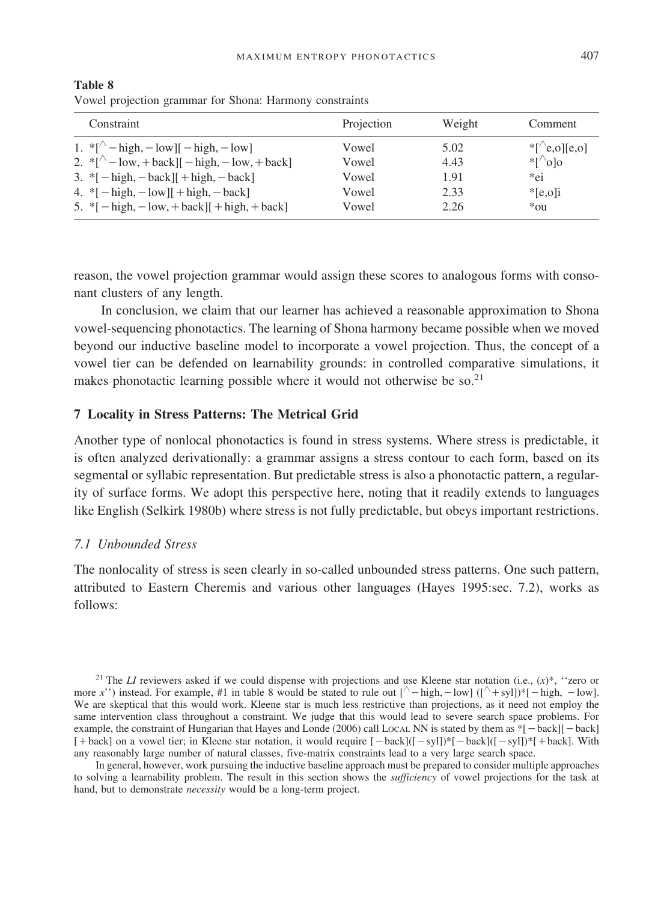**Table 8**
Vowel projection grammar for Shona: Harmony constraints

| Constraint | Projection | Weight | Comment |
|---|---|---|---|
| 1. *[^ − high, − low][ − high, − low] | Vowel | 5.02 | *[^e,o][e,o] |
| 2. *[^ − low, + back][ − high, − low, + back] | Vowel | 4.43 | *[^o]o |
| 3. *[ − high, − back][ + high, − back] | Vowel | 1.91 | *ei |
| 4. *[ − high, − low][ + high, − back] | Vowel | 2.33 | *[e,o]i |
| 5. *[ − high, − low, + back][ + high, + back] | Vowel | 2.26 | *ou |

reason, the vowel projection grammar would assign these scores to analogous forms with consonant clusters of any length.

In conclusion, we claim that our learner has achieved a reasonable approximation to Shona vowel-sequencing phonotactics. The learning of Shona harmony became possible when we moved beyond our inductive baseline model to incorporate a vowel projection. Thus, the concept of a vowel tier can be defended on learnability grounds: in controlled comparative simulations, it makes phonotactic learning possible where it would not otherwise be so.[21]

## 7 Locality in Stress Patterns: The Metrical Grid

Another type of nonlocal phonotactics is found in stress systems. Where stress is predictable, it is often analyzed derivationally: a grammar assigns a stress contour to each form, based on its segmental or syllabic representation. But predictable stress is also a phonotactic pattern, a regularity of surface forms. We adopt this perspective here, noting that it readily extends to languages like English (Selkirk 1980b) where stress is not fully predictable, but obeys important restrictions.

### 7.1 Unbounded Stress

The nonlocality of stress is seen clearly in so-called unbounded stress patterns. One such pattern, attributed to Eastern Cheremis and various other languages (Hayes 1995:sec. 7.2), works as follows:

[21] The *LI* reviewers asked if we could dispense with projections and use Kleene star notation (i.e., (*x*)*, ''zero or more *x*'') instead. For example, #1 in table 8 would be stated to rule out [^ − high, − low] ([^ + syll])*[ − high, − low]. We are skeptical that this would work. Kleene star is much less restrictive than projections, as it need not employ the same intervention class throughout a constraint. We judge that this would lead to severe search space problems. For example, the constraint of Hungarian that Hayes and Londe (2006) call Local NN is stated by them as *[ − back][ − back] [ + back] on a vowel tier; in Kleene star notation, it would require [ − back]([ − syl])*[ − back]([ − syl])*[ + back]. With any reasonably large number of natural classes, five-matrix constraints lead to a very large search space.

In general, however, work pursuing the inductive baseline approach must be prepared to consider multiple approaches to solving a learnability problem. The result in this section shows the *sufficiency* of vowel projections for the task at hand, but to demonstrate *necessity* would be a long-term project.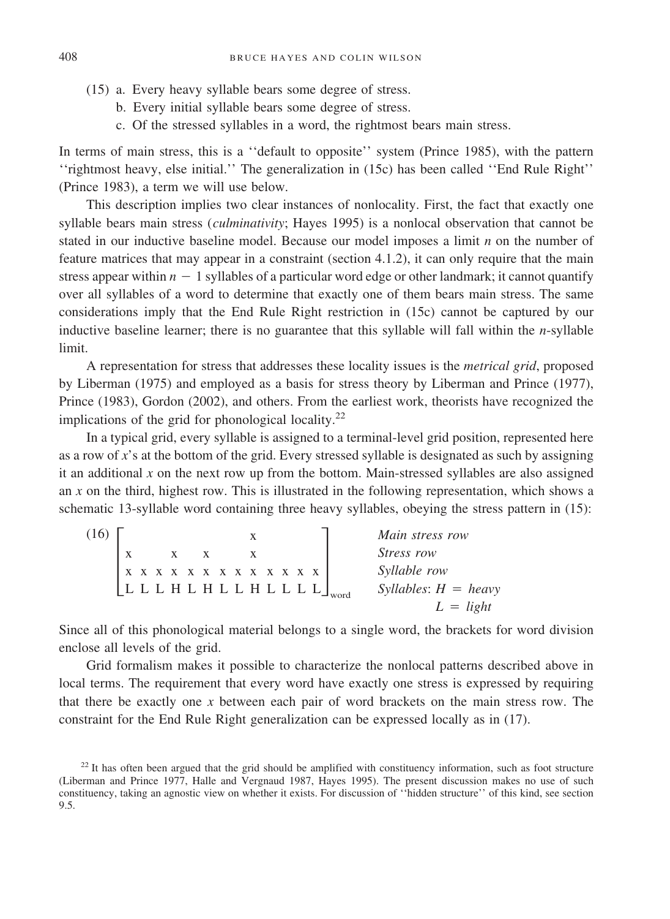(15) a. Every heavy syllable bears some degree of stress.
  b. Every initial syllable bears some degree of stress.
  c. Of the stressed syllables in a word, the rightmost bears main stress.

In terms of main stress, this is a ''default to opposite'' system (Prince 1985), with the pattern ''rightmost heavy, else initial.'' The generalization in (15c) has been called ''End Rule Right'' (Prince 1983), a term we will use below.

This description implies two clear instances of nonlocality. First, the fact that exactly one syllable bears main stress (*culminativity*; Hayes 1995) is a nonlocal observation that cannot be stated in our inductive baseline model. Because our model imposes a limit $n$ on the number of feature matrices that may appear in a constraint (section 4.1.2), it can only require that the main stress appear within $n - 1$ syllables of a particular word edge or other landmark; it cannot quantify over all syllables of a word to determine that exactly one of them bears main stress. The same considerations imply that the End Rule Right restriction in (15c) cannot be captured by our inductive baseline learner; there is no guarantee that this syllable will fall within the $n$-syllable limit.

A representation for stress that addresses these locality issues is the *metrical grid*, proposed by Liberman (1975) and employed as a basis for stress theory by Liberman and Prince (1977), Prince (1983), Gordon (2002), and others. From the earliest work, theorists have recognized the implications of the grid for phonological locality.[22]

In a typical grid, every syllable is assigned to a terminal-level grid position, represented here as a row of $x$'s at the bottom of the grid. Every stressed syllable is designated as such by assigning it an additional $x$ on the next row up from the bottom. Main-stressed syllables are also assigned an $x$ on the third, highest row. This is illustrated in the following representation, which shows a schematic 13-syllable word containing three heavy syllables, obeying the stress pattern in (15):

```
(16) [                 x                 ]        Main stress row
     [ x       x   x       x             ]        Stress row
     [ x x x x x x x x x x x x x         ]        Syllable row
     [ L L L H L H L L H L L L L         ]word    Syllables: H = heavy
                                                             L = light
```

Since all of this phonological material belongs to a single word, the brackets for word division enclose all levels of the grid.

Grid formalism makes it possible to characterize the nonlocal patterns described above in local terms. The requirement that every word have exactly one stress is expressed by requiring that there be exactly one $x$ between each pair of word brackets on the main stress row. The constraint for the End Rule Right generalization can be expressed locally as in (17).

[22] It has often been argued that the grid should be amplified with constituency information, such as foot structure (Liberman and Prince 1977, Halle and Vergnaud 1987, Hayes 1995). The present discussion makes no use of such constituency, taking an agnostic view on whether it exists. For discussion of ''hidden structure'' of this kind, see section 9.5.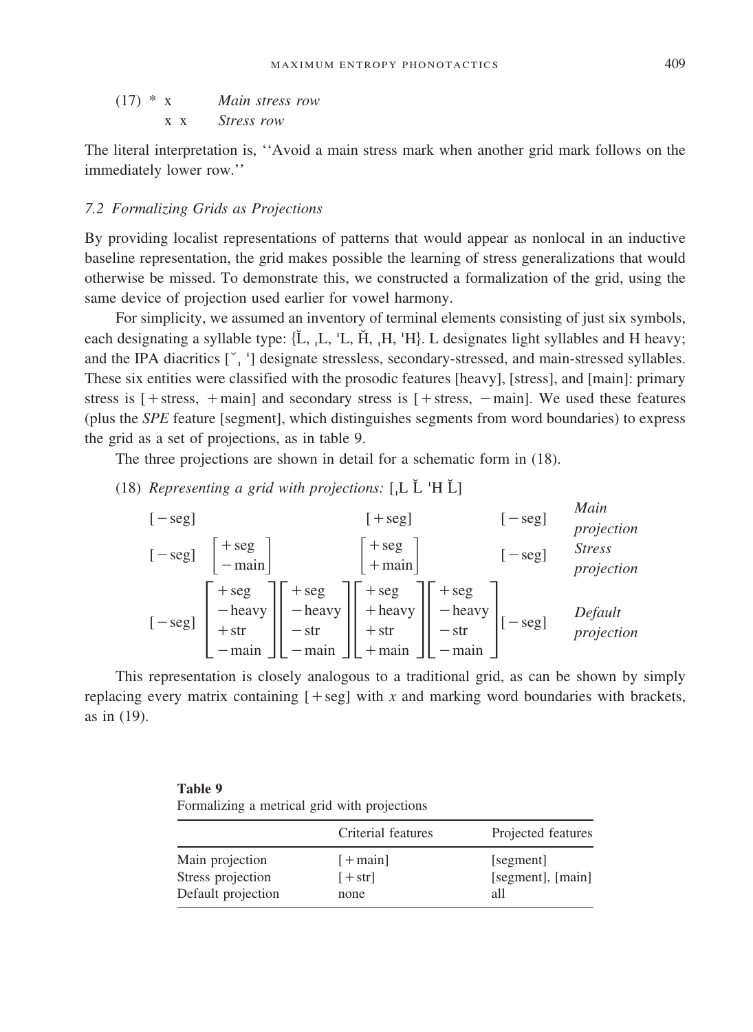(17) \* x &nbsp;&nbsp;&nbsp;&nbsp;&nbsp;&nbsp;&nbsp; *Main stress row*
&nbsp;&nbsp;&nbsp;&nbsp;&nbsp;&nbsp;&nbsp;&nbsp; x x &nbsp;&nbsp;&nbsp;&nbsp;&nbsp; *Stress row*

The literal interpretation is, ''Avoid a main stress mark when another grid mark follows on the immediately lower row.''

### *7.2 Formalizing Grids as Projections*

By providing localist representations of patterns that would appear as nonlocal in an inductive baseline representation, the grid makes possible the learning of stress generalizations that would otherwise be missed. To demonstrate this, we constructed a formalization of the grid, using the same device of projection used earlier for vowel harmony.

For simplicity, we assumed an inventory of terminal elements consisting of just six symbols, each designating a syllable type: {L̆, ˌL, ˈL, H̆, ˌH, ˈH}. L designates light syllables and H heavy; and the IPA diacritics [˘, ˌ, ˈ] designate stressless, secondary-stressed, and main-stressed syllables. These six entities were classified with the prosodic features [heavy], [stress], and [main]: primary stress is [+stress, +main] and secondary stress is [+stress, −main]. We used these features (plus the *SPE* feature [segment], which distinguishes segments from word boundaries) to express the grid as a set of projections, as in table 9.

The three projections are shown in detail for a schematic form in (18).

(18) *Representing a grid with projections:* [ˌL L̆ ˈH L̆]

$$
\begin{array}{llllllll}
[-\text{seg}] & & & [+\text{seg}] & & [-\text{seg}] & \textit{Main projection} \\
[-\text{seg}] & \begin{bmatrix}+\text{seg}\\-\text{main}\end{bmatrix} & & \begin{bmatrix}+\text{seg}\\+\text{main}\end{bmatrix} & & [-\text{seg}] & \textit{Stress projection} \\
[-\text{seg}] & \begin{bmatrix}+\text{seg}\\-\text{heavy}\\+\text{str}\\-\text{main}\end{bmatrix} & \begin{bmatrix}+\text{seg}\\-\text{heavy}\\-\text{str}\\-\text{main}\end{bmatrix} & \begin{bmatrix}+\text{seg}\\+\text{heavy}\\+\text{str}\\+\text{main}\end{bmatrix} & \begin{bmatrix}+\text{seg}\\-\text{heavy}\\-\text{str}\\-\text{main}\end{bmatrix} & [-\text{seg}] & \textit{Default projection}
\end{array}
$$

This representation is closely analogous to a traditional grid, as can be shown by simply replacing every matrix containing [+seg] with *x* and marking word boundaries with brackets, as in (19).

**Table 9**
Formalizing a metrical grid with projections

| | Criterial features | Projected features |
|---|---|---|
| Main projection | [+main] | [segment] |
| Stress projection | [+str] | [segment], [main] |
| Default projection | none | all |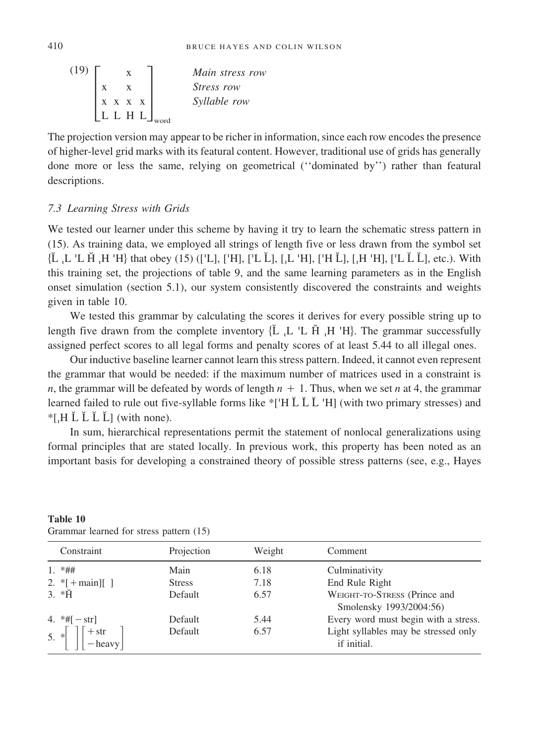(19)

$$\left[\begin{array}{cccc} & & \text{x} & \\ \text{x} & & \text{x} & \\ \text{x} & \text{x} & \text{x} & \text{x} \\ \text{L} & \text{L} & \text{H} & \text{L} \end{array}\right]_{\text{word}} \quad \begin{array}{l} \textit{Main stress row} \\ \textit{Stress row} \\ \textit{Syllable row} \\ \end{array}$$

The projection version may appear to be richer in information, since each row encodes the presence of higher-level grid marks with its featural content. However, traditional use of grids has generally done more or less the same, relying on geometrical (''dominated by'') rather than featural descriptions.

### *7.3 Learning Stress with Grids*

We tested our learner under this scheme by having it try to learn the schematic stress pattern in (15). As training data, we employed all strings of length five or less drawn from the symbol set {L̆ ˌL ˈL H̆ ˌH ˈH} that obey (15) ([ˈL], [ˈH], [ˈL L̆], [ˌL ˈH], [ˈH L̆], [ˌH ˈH], [ˈL L̆ L̆], etc.). With this training set, the projections of table 9, and the same learning parameters as in the English onset simulation (section 5.1), our system consistently discovered the constraints and weights given in table 10.

We tested this grammar by calculating the scores it derives for every possible string up to length five drawn from the complete inventory {L̆ ˌL ˈL H̆ ˌH ˈH}. The grammar successfully assigned perfect scores to all legal forms and penalty scores of at least 5.44 to all illegal ones.

Our inductive baseline learner cannot learn this stress pattern. Indeed, it cannot even represent the grammar that would be needed: if the maximum number of matrices used in a constraint is $n$, the grammar will be defeated by words of length $n + 1$. Thus, when we set $n$ at 4, the grammar learned failed to rule out five-syllable forms like *[ˈH L̆ L̆ L̆ ˈH] (with two primary stresses) and *[ˌH L̆ L̆ L̆ L̆] (with none).

In sum, hierarchical representations permit the statement of nonlocal generalizations using formal principles that are stated locally. In previous work, this property has been noted as an important basis for developing a constrained theory of possible stress patterns (see, e.g., Hayes

**Table 10**
Grammar learned for stress pattern (15)

| Constraint | Projection | Weight | Comment |
|---|---|---|---|
| 1. *## | Main | 6.18 | Culminativity |
| 2. *[+main][ ] | Stress | 7.18 | End Rule Right |
| 3. *H̆ | Default | 6.57 | WEIGHT-TO-STRESS (Prince and Smolensky 1993/2004:56) |
| 4. *#[−str] | Default | 5.44 | Every word must begin with a stress. |
| 5. $*\left[\ \right]\left[\begin{array}{l}+\text{str}\\-\text{heavy}\end{array}\right]$ | Default | 6.57 | Light syllables may be stressed only if initial. |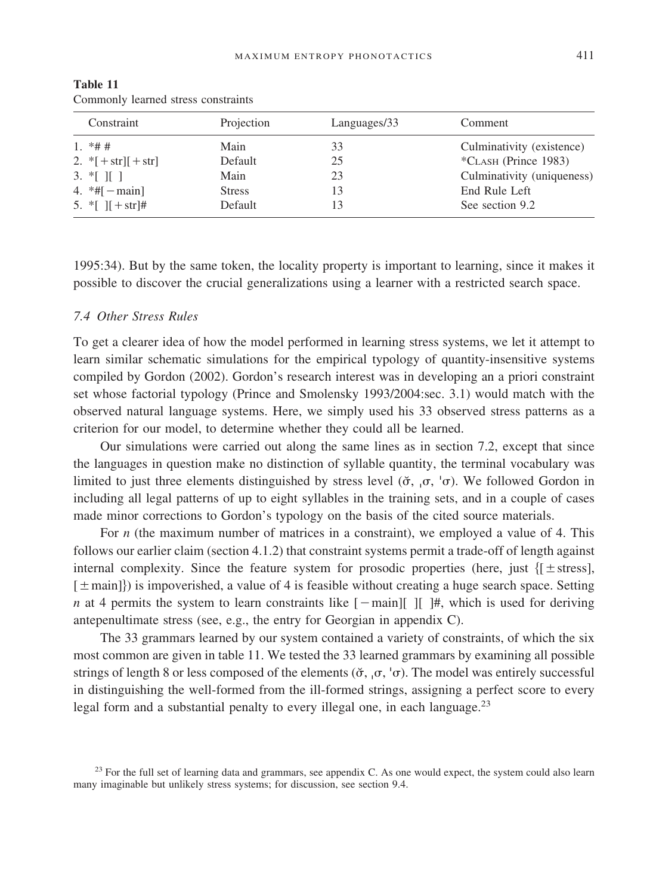**Table 11**
Commonly learned stress constraints

| Constraint | Projection | Languages/33 | Comment |
|---|---|---|---|
| 1. *# # | Main | 33 | Culminativity (existence) |
| 2. *[+str][+str] | Default | 25 | *Clash (Prince 1983) |
| 3. *[ ][ ] | Main | 23 | Culminativity (uniqueness) |
| 4. *#[−main] | Stress | 13 | End Rule Left |
| 5. *[ ][+str]# | Default | 13 | See section 9.2 |

1995:34). But by the same token, the locality property is important to learning, since it makes it possible to discover the crucial generalizations using a learner with a restricted search space.

### 7.4 Other Stress Rules

To get a clearer idea of how the model performed in learning stress systems, we let it attempt to learn similar schematic simulations for the empirical typology of quantity-insensitive systems compiled by Gordon (2002). Gordon's research interest was in developing an a priori constraint set whose factorial typology (Prince and Smolensky 1993/2004:sec. 3.1) would match with the observed natural language systems. Here, we simply used his 33 observed stress patterns as a criterion for our model, to determine whether they could all be learned.

Our simulations were carried out along the same lines as in section 7.2, except that since the languages in question make no distinction of syllable quantity, the terminal vocabulary was limited to just three elements distinguished by stress level (σ̆, ˌσ, ˈσ). We followed Gordon in including all legal patterns of up to eight syllables in the training sets, and in a couple of cases made minor corrections to Gordon's typology on the basis of the cited source materials.

For *n* (the maximum number of matrices in a constraint), we employed a value of 4. This follows our earlier claim (section 4.1.2) that constraint systems permit a trade-off of length against internal complexity. Since the feature system for prosodic properties (here, just {[±stress], [±main]}) is impoverished, a value of 4 is feasible without creating a huge search space. Setting *n* at 4 permits the system to learn constraints like [−main][ ][ ]#, which is used for deriving antepenultimate stress (see, e.g., the entry for Georgian in appendix C).

The 33 grammars learned by our system contained a variety of constraints, of which the six most common are given in table 11. We tested the 33 learned grammars by examining all possible strings of length 8 or less composed of the elements (σ̆, ˌσ, ˈσ). The model was entirely successful in distinguishing the well-formed from the ill-formed strings, assigning a perfect score to every legal form and a substantial penalty to every illegal one, in each language.[23]

[23] For the full set of learning data and grammars, see appendix C. As one would expect, the system could also learn many imaginable but unlikely stress systems; for discussion, see section 9.4.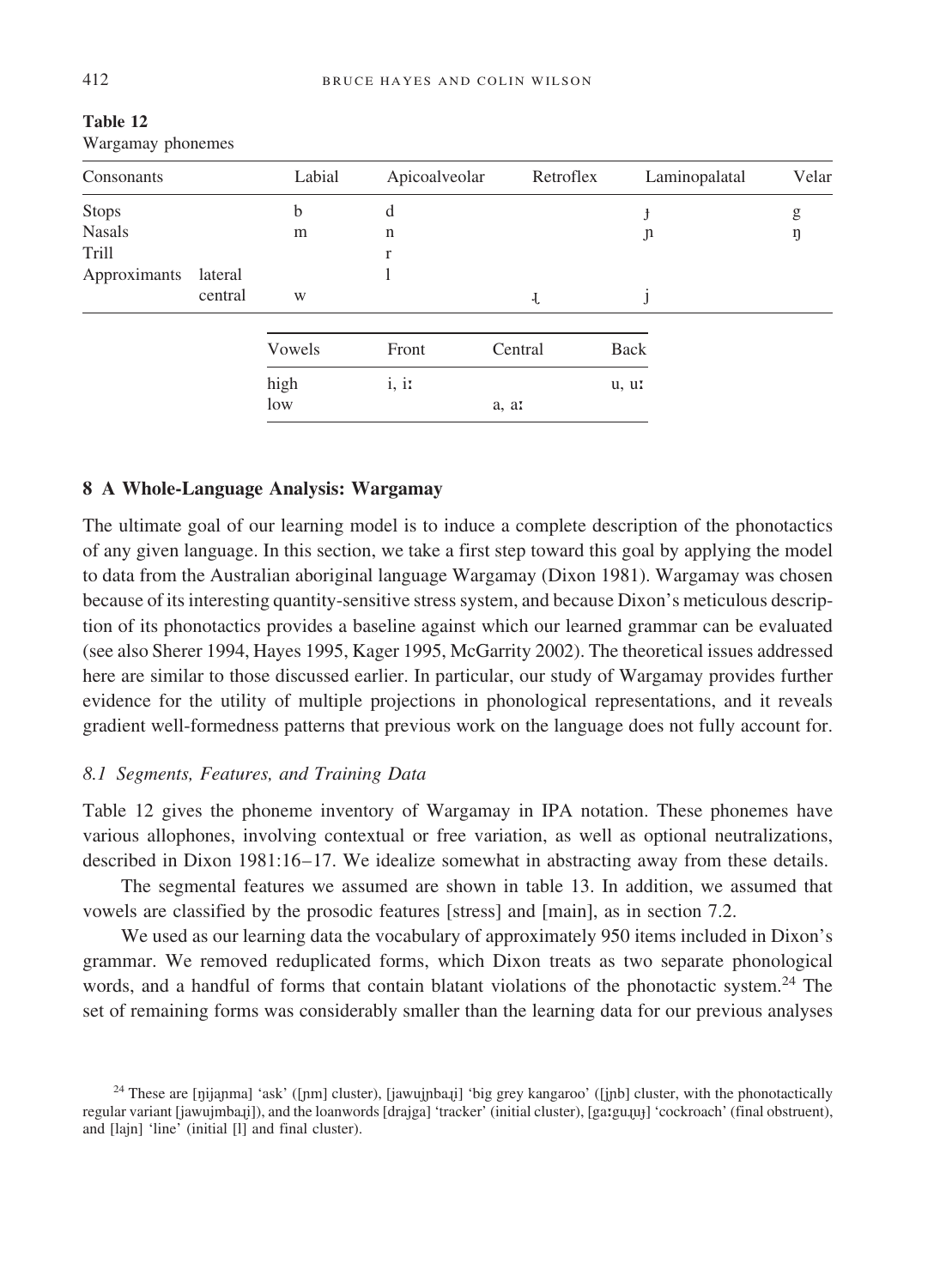**Table 12**
Wargamay phonemes

| Consonants | | Labial | Apicoalveolar | Retroflex | Laminopalatal | Velar |
|---|---|---|---|---|---|---|
| Stops | | b | d | | ɟ | g |
| Nasals | | m | n | | ɲ | ŋ |
| Trill | | | r | | | |
| Approximants | lateral | | l | | | |
| | central | w | | ɻ | j | |

| Vowels | Front | Central | Back |
|---|---|---|---|
| high | i, iː | | u, uː |
| low | | a, aː | |

## 8 A Whole-Language Analysis: Wargamay

The ultimate goal of our learning model is to induce a complete description of the phonotactics of any given language. In this section, we take a first step toward this goal by applying the model to data from the Australian aboriginal language Wargamay (Dixon 1981). Wargamay was chosen because of its interesting quantity-sensitive stress system, and because Dixon's meticulous description of its phonotactics provides a baseline against which our learned grammar can be evaluated (see also Sherer 1994, Hayes 1995, Kager 1995, McGarrity 2002). The theoretical issues addressed here are similar to those discussed earlier. In particular, our study of Wargamay provides further evidence for the utility of multiple projections in phonological representations, and it reveals gradient well-formedness patterns that previous work on the language does not fully account for.

### *8.1 Segments, Features, and Training Data*

Table 12 gives the phoneme inventory of Wargamay in IPA notation. These phonemes have various allophones, involving contextual or free variation, as well as optional neutralizations, described in Dixon 1981:16–17. We idealize somewhat in abstracting away from these details.

The segmental features we assumed are shown in table 13. In addition, we assumed that vowels are classified by the prosodic features [stress] and [main], as in section 7.2.

We used as our learning data the vocabulary of approximately 950 items included in Dixon's grammar. We removed reduplicated forms, which Dixon treats as two separate phonological words, and a handful of forms that contain blatant violations of the phonotactic system.[24] The set of remaining forms was considerably smaller than the learning data for our previous analyses

[24] These are [ŋijaɲma] 'ask' ([ɲm] cluster), [jawujɲbaɻi] 'big grey kangaroo' ([jɲb] cluster, with the phonotactically regular variant [jawujmbaɻi]), and the loanwords [drajga] 'tracker' (initial cluster), [gaːguɻuɟ] 'cockroach' (final obstruent), and [lajn] 'line' (initial [l] and final cluster).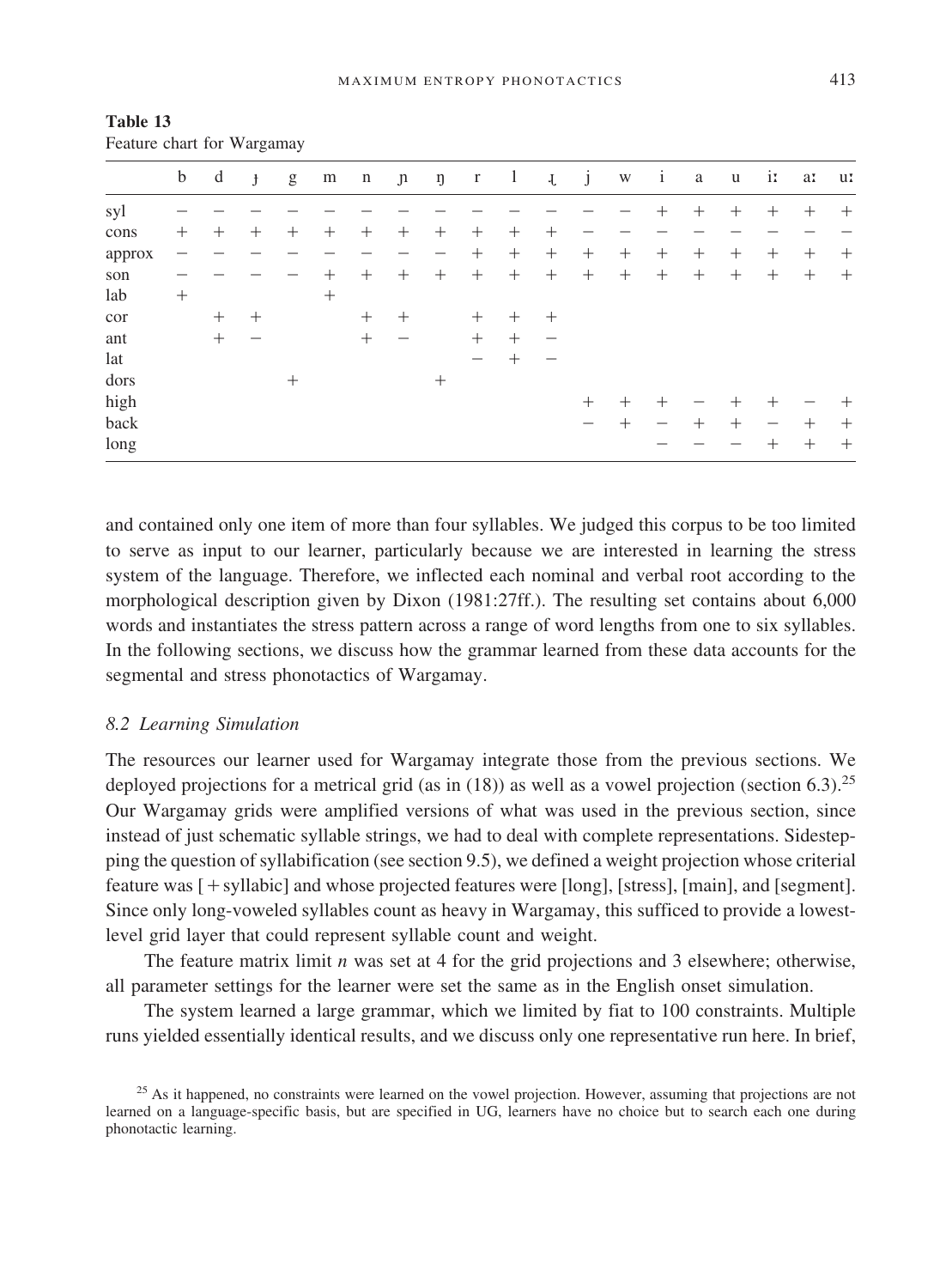**Table 13**
Feature chart for Wargamay

| | b | d | ɟ | g | m | n | ɲ | ŋ | r | l | ɻ | j | w | i | a | u | iː | aː | uː |
|---|---|---|---|---|---|---|---|---|---|---|---|---|---|---|---|---|---|---|---|
| syl | − | − | − | − | − | − | − | − | − | − | − | − | − | + | + | + | + | + | + |
| cons | + | + | + | + | + | + | + | + | + | + | + | − | − | − | − | − | − | − | − |
| approx | − | − | − | − | − | − | − | − | + | + | + | + | + | + | + | + | + | + | + |
| son | − | − | − | − | + | + | + | + | + | + | + | + | + | + | + | + | + | + | + |
| lab | + | | | | + | | | | | | | | | | | | | | |
| cor | | + | + | | | + | + | | + | + | + | | | | | | | | |
| ant | | + | − | | | + | − | | + | + | − | | | | | | | | |
| lat | | | | | | | | | − | + | − | | | | | | | | |
| dors | | | | + | | | | + | | | | | | | | | | | |
| high | | | | | | | | | | | | + | + | + | − | + | + | − | + |
| back | | | | | | | | | | | | − | + | − | + | + | − | + | + |
| long | | | | | | | | | | | | | | − | − | − | + | + | + |

and contained only one item of more than four syllables. We judged this corpus to be too limited to serve as input to our learner, particularly because we are interested in learning the stress system of the language. Therefore, we inflected each nominal and verbal root according to the morphological description given by Dixon (1981:27ff.). The resulting set contains about 6,000 words and instantiates the stress pattern across a range of word lengths from one to six syllables. In the following sections, we discuss how the grammar learned from these data accounts for the segmental and stress phonotactics of Wargamay.

### 8.2 Learning Simulation

The resources our learner used for Wargamay integrate those from the previous sections. We deployed projections for a metrical grid (as in (18)) as well as a vowel projection (section 6.3).[25] Our Wargamay grids were amplified versions of what was used in the previous section, since instead of just schematic syllable strings, we had to deal with complete representations. Sidestepping the question of syllabification (see section 9.5), we defined a weight projection whose criterial feature was [ + syllabic] and whose projected features were [long], [stress], [main], and [segment]. Since only long-voweled syllables count as heavy in Wargamay, this sufficed to provide a lowest-level grid layer that could represent syllable count and weight.

The feature matrix limit *n* was set at 4 for the grid projections and 3 elsewhere; otherwise, all parameter settings for the learner were set the same as in the English onset simulation.

The system learned a large grammar, which we limited by fiat to 100 constraints. Multiple runs yielded essentially identical results, and we discuss only one representative run here. In brief,

[25] As it happened, no constraints were learned on the vowel projection. However, assuming that projections are not learned on a language-specific basis, but are specified in UG, learners have no choice but to search each one during phonotactic learning.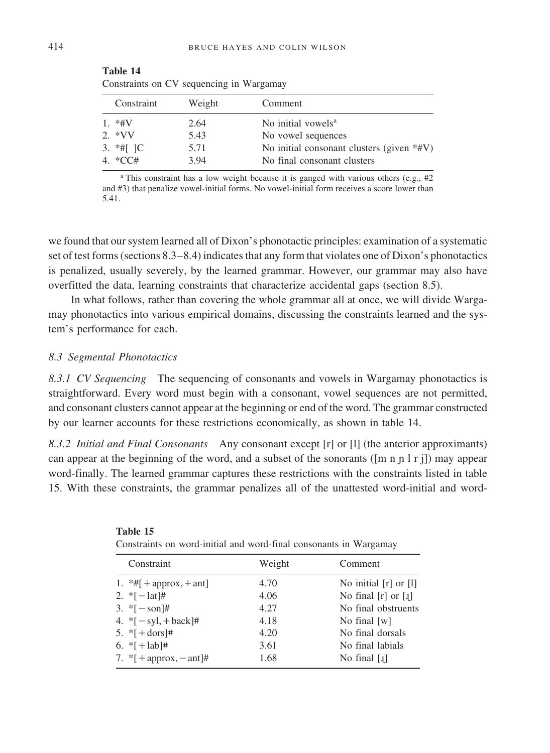**Table 14**
Constraints on CV sequencing in Wargamay

| Constraint | Weight | Comment |
|---|---|---|
| 1. *#V | 2.64 | No initial vowels[a] |
| 2. *VV | 5.43 | No vowel sequences |
| 3. *#[ ]C | 5.71 | No initial consonant clusters (given *#V) |
| 4. *CC# | 3.94 | No final consonant clusters |

[a] This constraint has a low weight because it is ganged with various others (e.g., #2 and #3) that penalize vowel-initial forms. No vowel-initial form receives a score lower than 5.41.

we found that our system learned all of Dixon's phonotactic principles: examination of a systematic set of test forms (sections 8.3–8.4) indicates that any form that violates one of Dixon's phonotactics is penalized, usually severely, by the learned grammar. However, our grammar may also have overfitted the data, learning constraints that characterize accidental gaps (section 8.5).

In what follows, rather than covering the whole grammar all at once, we will divide Wargamay phonotactics into various empirical domains, discussing the constraints learned and the system's performance for each.

### *8.3 Segmental Phonotactics*

*8.3.1 CV Sequencing* The sequencing of consonants and vowels in Wargamay phonotactics is straightforward. Every word must begin with a consonant, vowel sequences are not permitted, and consonant clusters cannot appear at the beginning or end of the word. The grammar constructed by our learner accounts for these restrictions economically, as shown in table 14.

*8.3.2 Initial and Final Consonants* Any consonant except [r] or [l] (the anterior approximants) can appear at the beginning of the word, and a subset of the sonorants ([m n ɲ l r j]) may appear word-finally. The learned grammar captures these restrictions with the constraints listed in table 15. With these constraints, the grammar penalizes all of the unattested word-initial and word-

**Table 15**
Constraints on word-initial and word-final consonants in Wargamay

| Constraint | Weight | Comment |
|---|---|---|
| 1. *#[+approx, +ant] | 4.70 | No initial [r] or [l] |
| 2. *[−lat]# | 4.06 | No final [r] or [ɹ] |
| 3. *[−son]# | 4.27 | No final obstruents |
| 4. *[−syl, +back]# | 4.18 | No final [w] |
| 5. *[+dors]# | 4.20 | No final dorsals |
| 6. *[+lab]# | 3.61 | No final labials |
| 7. *[+approx, −ant]# | 1.68 | No final [ɹ] |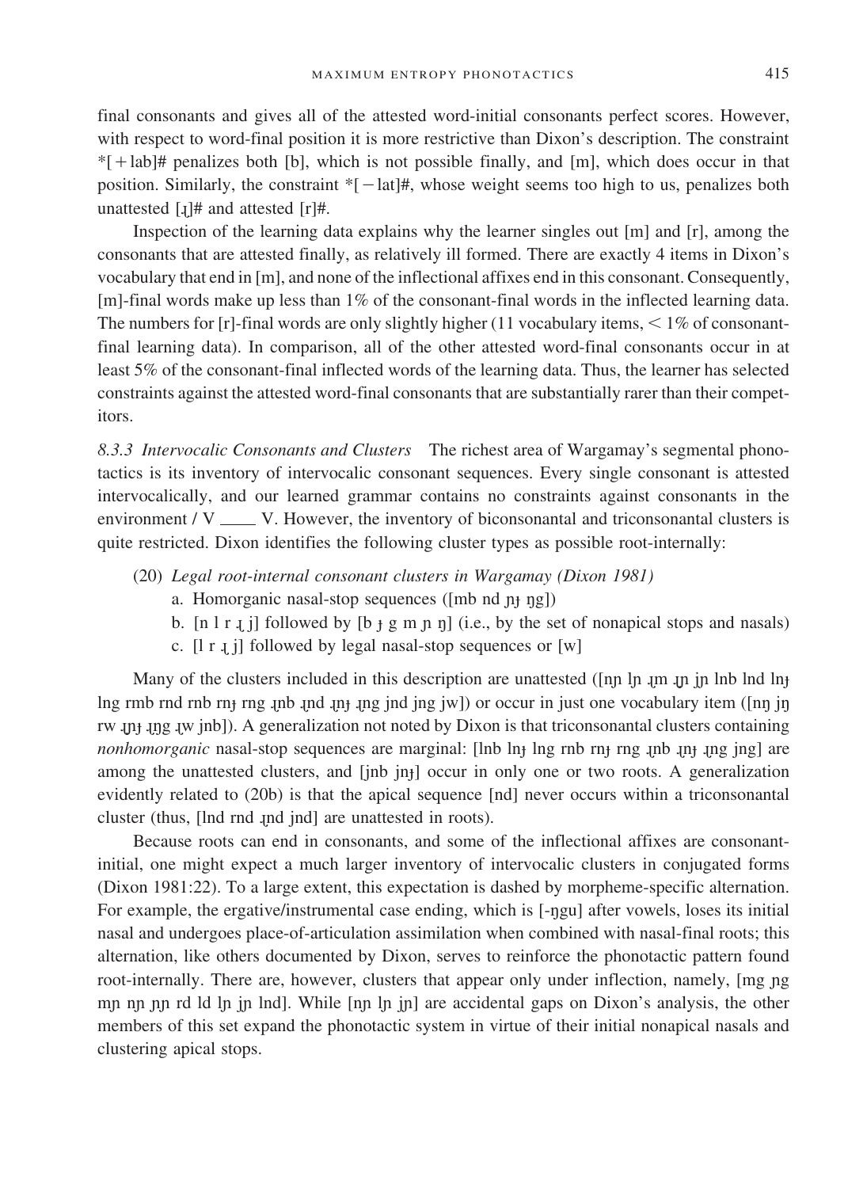final consonants and gives all of the attested word-initial consonants perfect scores. However, with respect to word-final position it is more restrictive than Dixon's description. The constraint *[+lab]# penalizes both [b], which is not possible finally, and [m], which does occur in that position. Similarly, the constraint *[−lat]#, whose weight seems too high to us, penalizes both unattested [ɻ]# and attested [r]#.

Inspection of the learning data explains why the learner singles out [m] and [r], among the consonants that are attested finally, as relatively ill formed. There are exactly 4 items in Dixon's vocabulary that end in [m], and none of the inflectional affixes end in this consonant. Consequently, [m]-final words make up less than 1% of the consonant-final words in the inflected learning data. The numbers for [r]-final words are only slightly higher (11 vocabulary items, < 1% of consonant-final learning data). In comparison, all of the other attested word-final consonants occur in at least 5% of the consonant-final inflected words of the learning data. Thus, the learner has selected constraints against the attested word-final consonants that are substantially rarer than their competitors.

*8.3.3 Intervocalic Consonants and Clusters* The richest area of Wargamay's segmental phonotactics is its inventory of intervocalic consonant sequences. Every single consonant is attested intervocalically, and our learned grammar contains no constraints against consonants in the environment / V \_\_\_\_ V. However, the inventory of biconsonantal and triconsonantal clusters is quite restricted. Dixon identifies the following cluster types as possible root-internally:

(20) *Legal root-internal consonant clusters in Wargamay (Dixon 1981)*
   a. Homorganic nasal-stop sequences ([mb nd ɲɟ ŋg])
   b. [n l r ɻ j] followed by [b ɟ g m ɲ ŋ] (i.e., by the set of nonapical stops and nasals)
   c. [l r ɻ j] followed by legal nasal-stop sequences or [w]

Many of the clusters included in this description are unattested ([nɲ lɲ ɻm ɻɲ jɲ lnb lnd lnɟ lng rmb rnd rnb rnɟ rng ɻnb ɻnd ɻnɟ ɻng jnd jng jw]) or occur in just one vocabulary item ([nŋ jŋ rw ɻɲɟ ɻŋg ɻw jnb]). A generalization not noted by Dixon is that triconsonantal clusters containing *nonhomorganic* nasal-stop sequences are marginal: [lnb lnɟ lng rnb rnɟ rng ɻnb ɻnɟ ɻng jng] are among the unattested clusters, and [jnb jnɟ] occur in only one or two roots. A generalization evidently related to (20b) is that the apical sequence [nd] never occurs within a triconsonantal cluster (thus, [lnd rnd ɻnd jnd] are unattested in roots).

Because roots can end in consonants, and some of the inflectional affixes are consonant-initial, one might expect a much larger inventory of intervocalic clusters in conjugated forms (Dixon 1981:22). To a large extent, this expectation is dashed by morpheme-specific alternation. For example, the ergative/instrumental case ending, which is [-ŋgu] after vowels, loses its initial nasal and undergoes place-of-articulation assimilation when combined with nasal-final roots; this alternation, like others documented by Dixon, serves to reinforce the phonotactic pattern found root-internally. There are, however, clusters that appear only under inflection, namely, [mg ɲg mɲ nɲ ɲɲ rd ld lɲ jɲ lnd]. While [nɲ lɲ jɲ] are accidental gaps on Dixon's analysis, the other members of this set expand the phonotactic system in virtue of their initial nonapical nasals and clustering apical stops.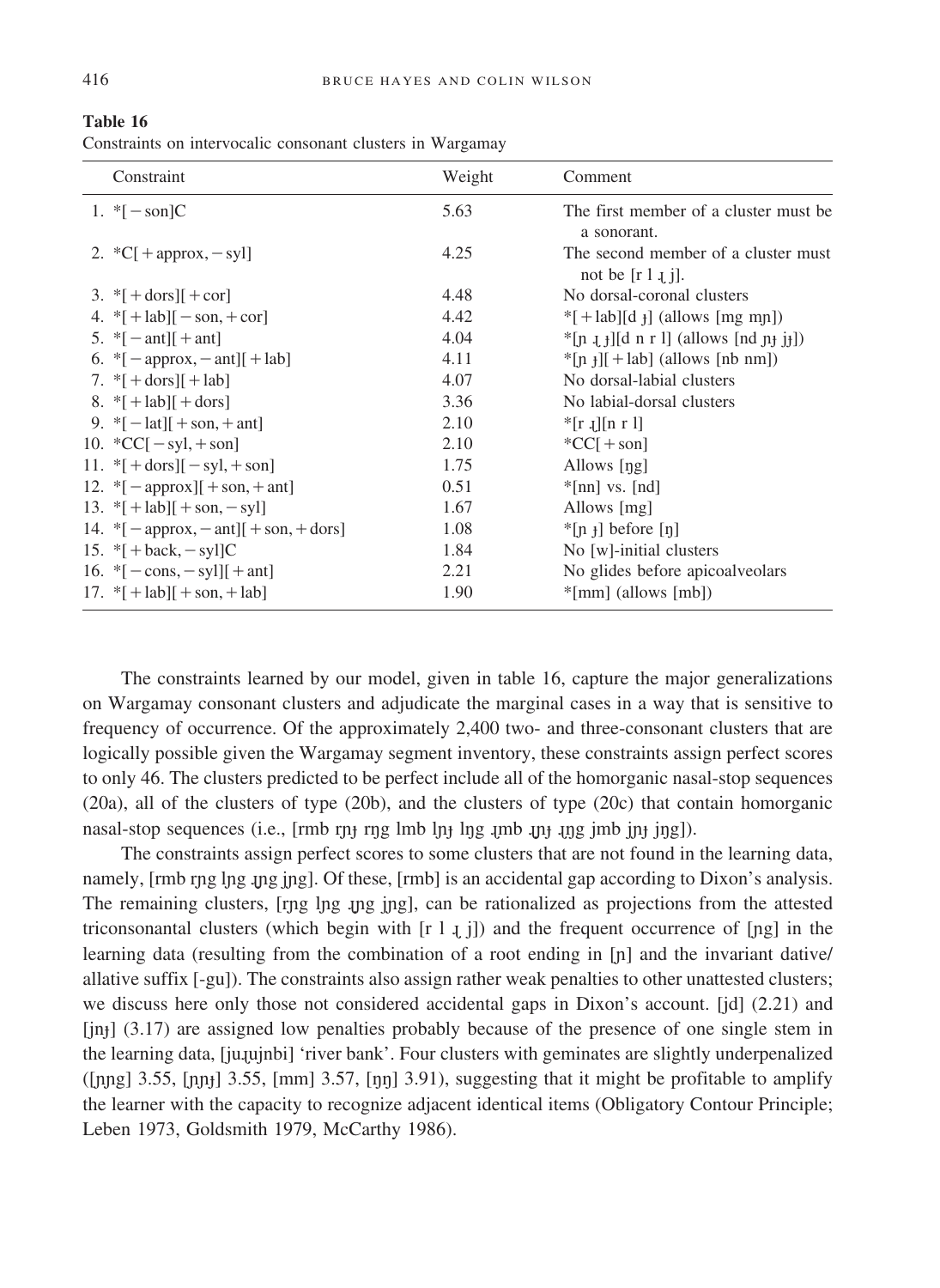**Table 16**
Constraints on intervocalic consonant clusters in Wargamay

| Constraint | Weight | Comment |
|---|---|---|
| 1. *[ − son]C | 5.63 | The first member of a cluster must be a sonorant. |
| 2. *C[ + approx, − syl] | 4.25 | The second member of a cluster must not be [r l ɻ j]. |
| 3. *[ + dors][ + cor] | 4.48 | No dorsal-coronal clusters |
| 4. *[ + lab][ − son, + cor] | 4.42 | *[ + lab][d ɟ] (allows [mg mɲ]) |
| 5. *[ − ant][ + ant] | 4.04 | *[ɲ ɻ j][d n r l] (allows [nd ɲɟ jɟ]) |
| 6. *[ − approx, − ant][ + lab] | 4.11 | *[ɲ ɟ][ + lab] (allows [nb nm]) |
| 7. *[ + dors][ + lab] | 4.07 | No dorsal-labial clusters |
| 8. *[ + lab][ + dors] | 3.36 | No labial-dorsal clusters |
| 9. *[ − lat][ + son, + ant] | 2.10 | *[r ɻ][n r l] |
| 10. *CC[ − syl, + son] | 2.10 | *CC[ + son] |
| 11. *[ + dors][ − syl, + son] | 1.75 | Allows [ŋg] |
| 12. *[ − approx][ + son, + ant] | 0.51 | *[nn] vs. [nd] |
| 13. *[ + lab][ + son, − syl] | 1.67 | Allows [mg] |
| 14. *[ − approx, − ant][ + son, + dors] | 1.08 | *[ɲ ɟ] before [ŋ] |
| 15. *[ + back, − syl]C | 1.84 | No [w]-initial clusters |
| 16. *[ − cons, − syl][ + ant] | 2.21 | No glides before apicoalveolars |
| 17. *[ + lab][ + son, + lab] | 1.90 | *[mm] (allows [mb]) |

The constraints learned by our model, given in table 16, capture the major generalizations on Wargamay consonant clusters and adjudicate the marginal cases in a way that is sensitive to frequency of occurrence. Of the approximately 2,400 two- and three-consonant clusters that are logically possible given the Wargamay segment inventory, these constraints assign perfect scores to only 46. The clusters predicted to be perfect include all of the homorganic nasal-stop sequences (20a), all of the clusters of type (20b), and the clusters of type (20c) that contain homorganic nasal-stop sequences (i.e., [rmb rɲɟ rŋg lmb lɲɟ lŋg ɻmb ɻɲɟ ɻŋg jmb jɲɟ jŋg]).

The constraints assign perfect scores to some clusters that are not found in the learning data, namely, [rmb rŋg lŋg ɻŋg jŋg]. Of these, [rmb] is an accidental gap according to Dixon's analysis. The remaining clusters, [rŋg lŋg ɻŋg jŋg], can be rationalized as projections from the attested triconsonantal clusters (which begin with [r l ɻ j]) and the frequent occurrence of [ŋg] in the learning data (resulting from the combination of a root ending in [ŋ] and the invariant dative/allative suffix [-gu]). The constraints also assign rather weak penalties to other unattested clusters; we discuss here only those not considered accidental gaps in Dixon's account. [jd] (2.21) and [jnɟ] (3.17) are assigned low penalties probably because of the presence of one single stem in the learning data, [juɻujnbi] 'river bank'. Four clusters with geminates are slightly underpenalized ([ɲŋg] 3.55, [ɲɲɟ] 3.55, [mm] 3.57, [ŋŋ] 3.91), suggesting that it might be profitable to amplify the learner with the capacity to recognize adjacent identical items (Obligatory Contour Principle; Leben 1973, Goldsmith 1979, McCarthy 1986).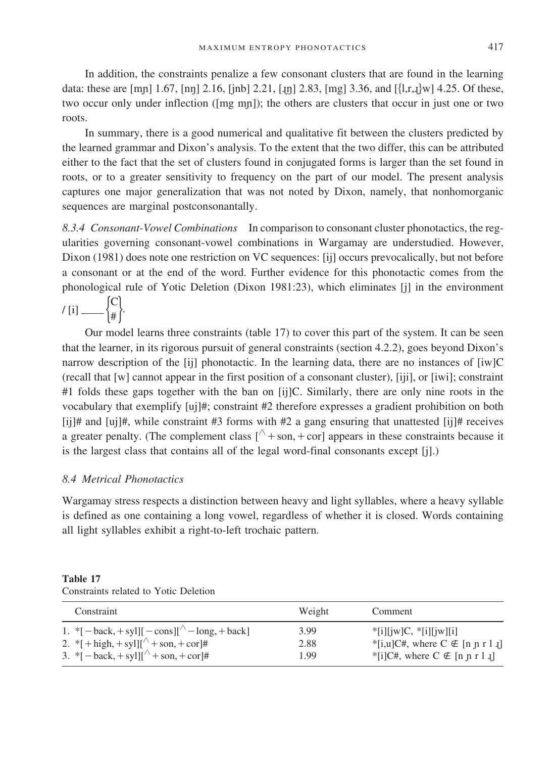In addition, the constraints penalize a few consonant clusters that are found in the learning data: these are [mɲ] 1.67, [nŋ] 2.16, [jnb] 2.21, [ɻŋ] 2.83, [mg] 3.36, and [{l,r,ɻ}w] 4.25. Of these, two occur only under inflection ([mg mɲ]); the others are clusters that occur in just one or two roots.

In summary, there is a good numerical and qualitative fit between the clusters predicted by the learned grammar and Dixon's analysis. To the extent that the two differ, this can be attributed either to the fact that the set of clusters found in conjugated forms is larger than the set found in roots, or to a greater sensitivity to frequency on the part of our model. The present analysis captures one major generalization that was not noted by Dixon, namely, that nonhomorganic sequences are marginal postconsonantally.

*8.3.4 Consonant-Vowel Combinations* In comparison to consonant cluster phonotactics, the regularities governing consonant-vowel combinations in Wargamay are understudied. However, Dixon (1981) does note one restriction on VC sequences: [ij] occurs prevocalically, but not before a consonant or at the end of the word. Further evidence for this phonotactic comes from the phonological rule of Yotic Deletion (Dixon 1981:23), which eliminates [j] in the environment / [i] ___ $\begin{Bmatrix} \text{C} \\ \# \end{Bmatrix}$.

Our model learns three constraints (table 17) to cover this part of the system. It can be seen that the learner, in its rigorous pursuit of general constraints (section 4.2.2), goes beyond Dixon's narrow description of the [ij] phonotactic. In the learning data, there are no instances of [iw]C (recall that [w] cannot appear in the first position of a consonant cluster), [iji], or [iwi]; constraint #1 folds these gaps together with the ban on [ij]C. Similarly, there are only nine roots in the vocabulary that exemplify [uj]#; constraint #2 therefore expresses a gradient prohibition on both [ij]# and [uj]#, while constraint #3 forms with #2 a gang ensuring that unattested [ij]# receives a greater penalty. (The complement class [^+son, +cor] appears in these constraints because it is the largest class that contains all of the legal word-final consonants except [j].)

## 8.4 Metrical Phonotactics

Wargamay stress respects a distinction between heavy and light syllables, where a heavy syllable is defined as one containing a long vowel, regardless of whether it is closed. Words containing all light syllables exhibit a right-to-left trochaic pattern.

**Table 17**
Constraints related to Yotic Deletion

| Constraint | Weight | Comment |
|---|---|---|
| 1. *[−back, +syll][−cons][^−long, +back] | 3.99 | *[i][jw]C, *[i][jw][i] |
| 2. *[+high, +syll][^+son, +cor]# | 2.88 | *[i,u]C#, where C ∉ [n ɲ r l ɻ] |
| 3. *[−back, +syll][^+son, +cor]# | 1.99 | *[i]C#, where C ∉ [n ɲ r l ɻ] |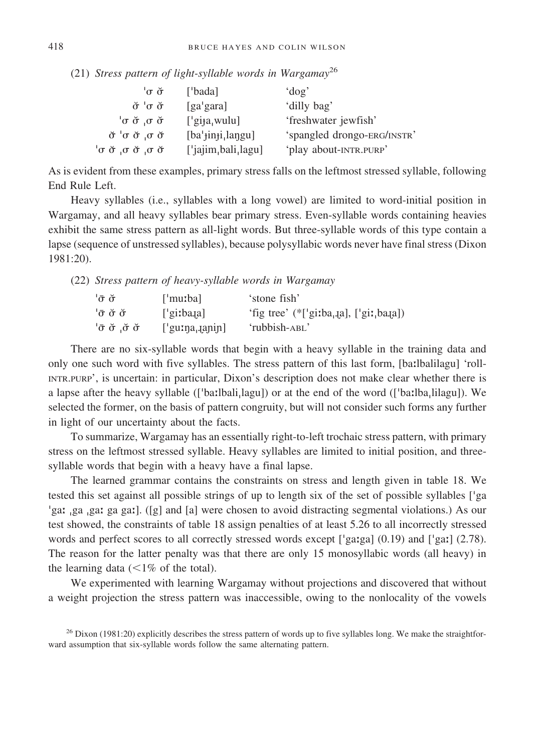(21) *Stress pattern of light-syllable words in Wargamay*[26]

| | | |
|---|---|---|
| ˈσ σ̆ | [ˈbada] | 'dog' |
| σ̆ ˈσ σ̆ | [gaˈgara] | 'dilly bag' |
| ˈσ σ̆ ˌσ σ̆ | [ˈgiɟaˌwulu] | 'freshwater jewfish' |
| σ̆ ˈσ σ̆ ˌσ σ̆ | [baˈɟinɟiˌlaŋgu] | 'spangled drongo-ERG/INSTR' |
| ˈσ σ̆ ˌσ σ̆ ˌσ σ̆ | [ˈjajimˌbaliˌlagu] | 'play about-INTR.PURP' |

As is evident from these examples, primary stress falls on the leftmost stressed syllable, following End Rule Left.

Heavy syllables (i.e., syllables with a long vowel) are limited to word-initial position in Wargamay, and all heavy syllables bear primary stress. Even-syllable words containing heavies exhibit the same stress pattern as all-light words. But three-syllable words of this type contain a lapse (sequence of unstressed syllables), because polysyllabic words never have final stress (Dixon 1981:20).

(22) *Stress pattern of heavy-syllable words in Wargamay*

| | | |
|---|---|---|
| ˈσ̄ σ̆ | [ˈmuːba] | 'stone fish' |
| ˈσ̄ σ̆ σ̆ | [ˈgiːbaɻa] | 'fig tree' (*[ˈgiːbaˌɻa], [ˈgiːˌbaɻa]) |
| ˈσ̄ σ̆ ˌσ̆ σ̆ | [ˈguːŋaˌɻaɲiɲ] | 'rubbish-ABL' |

There are no six-syllable words that begin with a heavy syllable in the training data and only one such word with five syllables. The stress pattern of this last form, [baːlbalilagu] 'roll-INTR.PURP', is uncertain: in particular, Dixon's description does not make clear whether there is a lapse after the heavy syllable ([ˈbaːlbaliˌlagu]) or at the end of the word ([ˈbaːlbaˌlilagu]). We selected the former, on the basis of pattern congruity, but will not consider such forms any further in light of our uncertainty about the facts.

To summarize, Wargamay has an essentially right-to-left trochaic stress pattern, with primary stress on the leftmost stressed syllable. Heavy syllables are limited to initial position, and three-syllable words that begin with a heavy have a final lapse.

The learned grammar contains the constraints on stress and length given in table 18. We tested this set against all possible strings of up to length six of the set of possible syllables [ˈga ˈgaː ˌga ˌgaː ga gaː]. ([g] and [a] were chosen to avoid distracting segmental violations.) As our test showed, the constraints of table 18 assign penalties of at least 5.26 to all incorrectly stressed words and perfect scores to all correctly stressed words except [ˈgaːga] (0.19) and [ˈgaː] (2.78). The reason for the latter penalty was that there are only 15 monosyllabic words (all heavy) in the learning data (<1% of the total).

We experimented with learning Wargamay without projections and discovered that without a weight projection the stress pattern was inaccessible, owing to the nonlocality of the vowels

[26] Dixon (1981:20) explicitly describes the stress pattern of words up to five syllables long. We make the straightforward assumption that six-syllable words follow the same alternating pattern.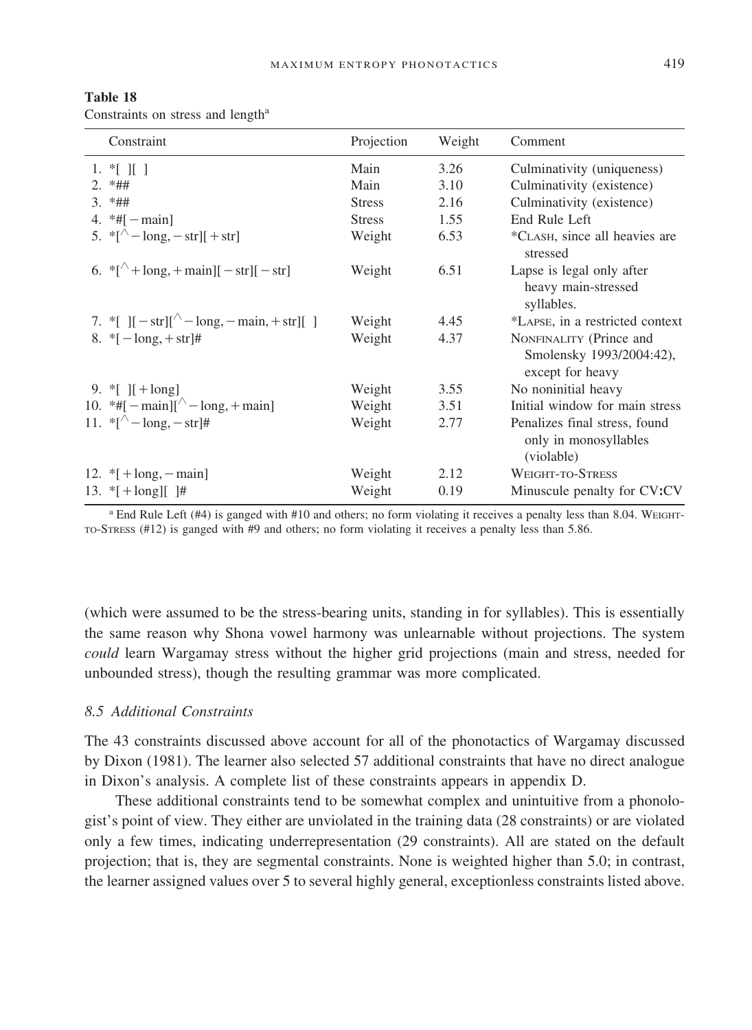**Table 18**
Constraints on stress and length[a]

| Constraint | Projection | Weight | Comment |
|---|---|---|---|
| 1. *[ ][ ] | Main | 3.26 | Culminativity (uniqueness) |
| 2. *## | Main | 3.10 | Culminativity (existence) |
| 3. *## | Stress | 2.16 | Culminativity (existence) |
| 4. *#[ − main] | Stress | 1.55 | End Rule Left |
| 5. *[^ − long, − str][ + str] | Weight | 6.53 | *CLASH, since all heavies are stressed |
| 6. *[^ + long, + main][ − str][ − str] | Weight | 6.51 | Lapse is legal only after heavy main-stressed syllables. |
| 7. *[ ][ − str][^ − long, − main, + str][ ] | Weight | 4.45 | *LAPSE, in a restricted context |
| 8. *[ − long, + str]# | Weight | 4.37 | NONFINALITY (Prince and Smolensky 1993/2004:42), except for heavy |
| 9. *[ ][ + long] | Weight | 3.55 | No noninitial heavy |
| 10. *#[ − main][^ − long, + main] | Weight | 3.51 | Initial window for main stress |
| 11. *[^ − long, − str]# | Weight | 2.77 | Penalizes final stress, found only in monosyllables (violable) |
| 12. *[ + long, − main] | Weight | 2.12 | WEIGHT-TO-STRESS |
| 13. *[ + long][ ]# | Weight | 0.19 | Minuscule penalty for CV:CV |

[a] End Rule Left (#4) is ganged with #10 and others; no form violating it receives a penalty less than 8.04. WEIGHT-TO-STRESS (#12) is ganged with #9 and others; no form violating it receives a penalty less than 5.86.

(which were assumed to be the stress-bearing units, standing in for syllables). This is essentially the same reason why Shona vowel harmony was unlearnable without projections. The system *could* learn Wargamay stress without the higher grid projections (main and stress, needed for unbounded stress), though the resulting grammar was more complicated.

### 8.5 Additional Constraints

The 43 constraints discussed above account for all of the phonotactics of Wargamay discussed by Dixon (1981). The learner also selected 57 additional constraints that have no direct analogue in Dixon's analysis. A complete list of these constraints appears in appendix D.

These additional constraints tend to be somewhat complex and unintuitive from a phonologist's point of view. They either are unviolated in the training data (28 constraints) or are violated only a few times, indicating underrepresentation (29 constraints). All are stated on the default projection; that is, they are segmental constraints. None is weighted higher than 5.0; in contrast, the learner assigned values over 5 to several highly general, exceptionless constraints listed above.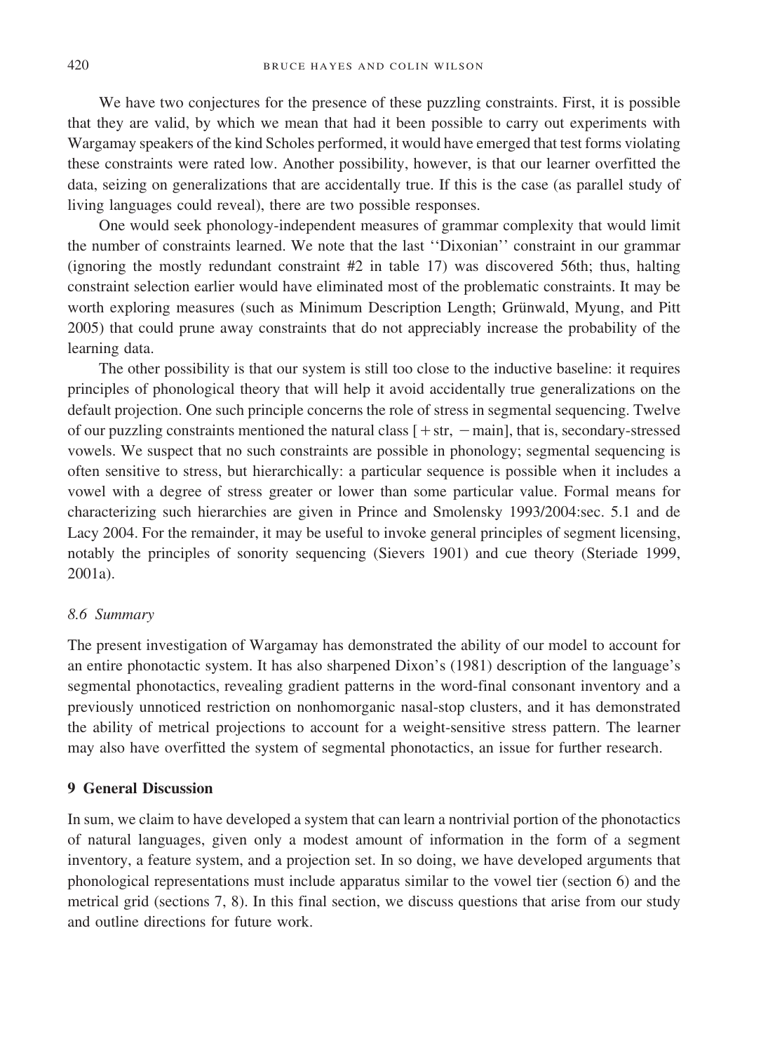We have two conjectures for the presence of these puzzling constraints. First, it is possible that they are valid, by which we mean that had it been possible to carry out experiments with Wargamay speakers of the kind Scholes performed, it would have emerged that test forms violating these constraints were rated low. Another possibility, however, is that our learner overfitted the data, seizing on generalizations that are accidentally true. If this is the case (as parallel study of living languages could reveal), there are two possible responses.

One would seek phonology-independent measures of grammar complexity that would limit the number of constraints learned. We note that the last ''Dixonian'' constraint in our grammar (ignoring the mostly redundant constraint #2 in table 17) was discovered 56th; thus, halting constraint selection earlier would have eliminated most of the problematic constraints. It may be worth exploring measures (such as Minimum Description Length; Grünwald, Myung, and Pitt 2005) that could prune away constraints that do not appreciably increase the probability of the learning data.

The other possibility is that our system is still too close to the inductive baseline: it requires principles of phonological theory that will help it avoid accidentally true generalizations on the default projection. One such principle concerns the role of stress in segmental sequencing. Twelve of our puzzling constraints mentioned the natural class [+str, −main], that is, secondary-stressed vowels. We suspect that no such constraints are possible in phonology; segmental sequencing is often sensitive to stress, but hierarchically: a particular sequence is possible when it includes a vowel with a degree of stress greater or lower than some particular value. Formal means for characterizing such hierarchies are given in Prince and Smolensky 1993/2004:sec. 5.1 and de Lacy 2004. For the remainder, it may be useful to invoke general principles of segment licensing, notably the principles of sonority sequencing (Sievers 1901) and cue theory (Steriade 1999, 2001a).

### *8.6 Summary*

The present investigation of Wargamay has demonstrated the ability of our model to account for an entire phonotactic system. It has also sharpened Dixon's (1981) description of the language's segmental phonotactics, revealing gradient patterns in the word-final consonant inventory and a previously unnoticed restriction on nonhomorganic nasal-stop clusters, and it has demonstrated the ability of metrical projections to account for a weight-sensitive stress pattern. The learner may also have overfitted the system of segmental phonotactics, an issue for further research.

## **9 General Discussion**

In sum, we claim to have developed a system that can learn a nontrivial portion of the phonotactics of natural languages, given only a modest amount of information in the form of a segment inventory, a feature system, and a projection set. In so doing, we have developed arguments that phonological representations must include apparatus similar to the vowel tier (section 6) and the metrical grid (sections 7, 8). In this final section, we discuss questions that arise from our study and outline directions for future work.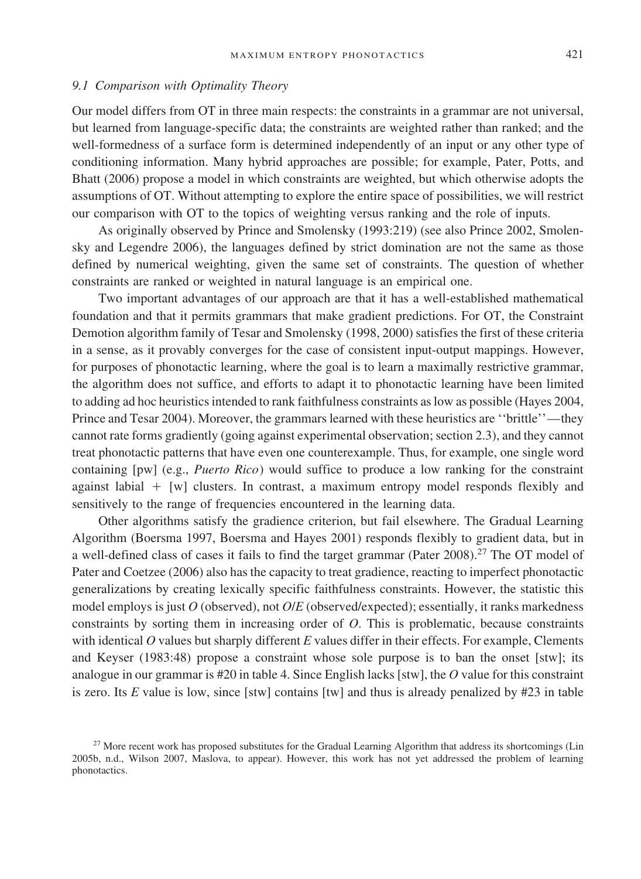### 9.1 Comparison with Optimality Theory

Our model differs from OT in three main respects: the constraints in a grammar are not universal, but learned from language-specific data; the constraints are weighted rather than ranked; and the well-formedness of a surface form is determined independently of an input or any other type of conditioning information. Many hybrid approaches are possible; for example, Pater, Potts, and Bhatt (2006) propose a model in which constraints are weighted, but which otherwise adopts the assumptions of OT. Without attempting to explore the entire space of possibilities, we will restrict our comparison with OT to the topics of weighting versus ranking and the role of inputs.

As originally observed by Prince and Smolensky (1993:219) (see also Prince 2002, Smolensky and Legendre 2006), the languages defined by strict domination are not the same as those defined by numerical weighting, given the same set of constraints. The question of whether constraints are ranked or weighted in natural language is an empirical one.

Two important advantages of our approach are that it has a well-established mathematical foundation and that it permits grammars that make gradient predictions. For OT, the Constraint Demotion algorithm family of Tesar and Smolensky (1998, 2000) satisfies the first of these criteria in a sense, as it provably converges for the case of consistent input-output mappings. However, for purposes of phonotactic learning, where the goal is to learn a maximally restrictive grammar, the algorithm does not suffice, and efforts to adapt it to phonotactic learning have been limited to adding ad hoc heuristics intended to rank faithfulness constraints as low as possible (Hayes 2004, Prince and Tesar 2004). Moreover, the grammars learned with these heuristics are ''brittle''—they cannot rate forms gradiently (going against experimental observation; section 2.3), and they cannot treat phonotactic patterns that have even one counterexample. Thus, for example, one single word containing [pw] (e.g., *Puerto Rico*) would suffice to produce a low ranking for the constraint against labial + [w] clusters. In contrast, a maximum entropy model responds flexibly and sensitively to the range of frequencies encountered in the learning data.

Other algorithms satisfy the gradience criterion, but fail elsewhere. The Gradual Learning Algorithm (Boersma 1997, Boersma and Hayes 2001) responds flexibly to gradient data, but in a well-defined class of cases it fails to find the target grammar (Pater 2008).[27] The OT model of Pater and Coetzee (2006) also has the capacity to treat gradience, reacting to imperfect phonotactic generalizations by creating lexically specific faithfulness constraints. However, the statistic this model employs is just *O* (observed), not *O/E* (observed/expected); essentially, it ranks markedness constraints by sorting them in increasing order of *O*. This is problematic, because constraints with identical *O* values but sharply different *E* values differ in their effects. For example, Clements and Keyser (1983:48) propose a constraint whose sole purpose is to ban the onset [stw]; its analogue in our grammar is #20 in table 4. Since English lacks [stw], the *O* value for this constraint is zero. Its *E* value is low, since [stw] contains [tw] and thus is already penalized by #23 in table

[27] More recent work has proposed substitutes for the Gradual Learning Algorithm that address its shortcomings (Lin 2005b, n.d., Wilson 2007, Maslova, to appear). However, this work has not yet addressed the problem of learning phonotactics.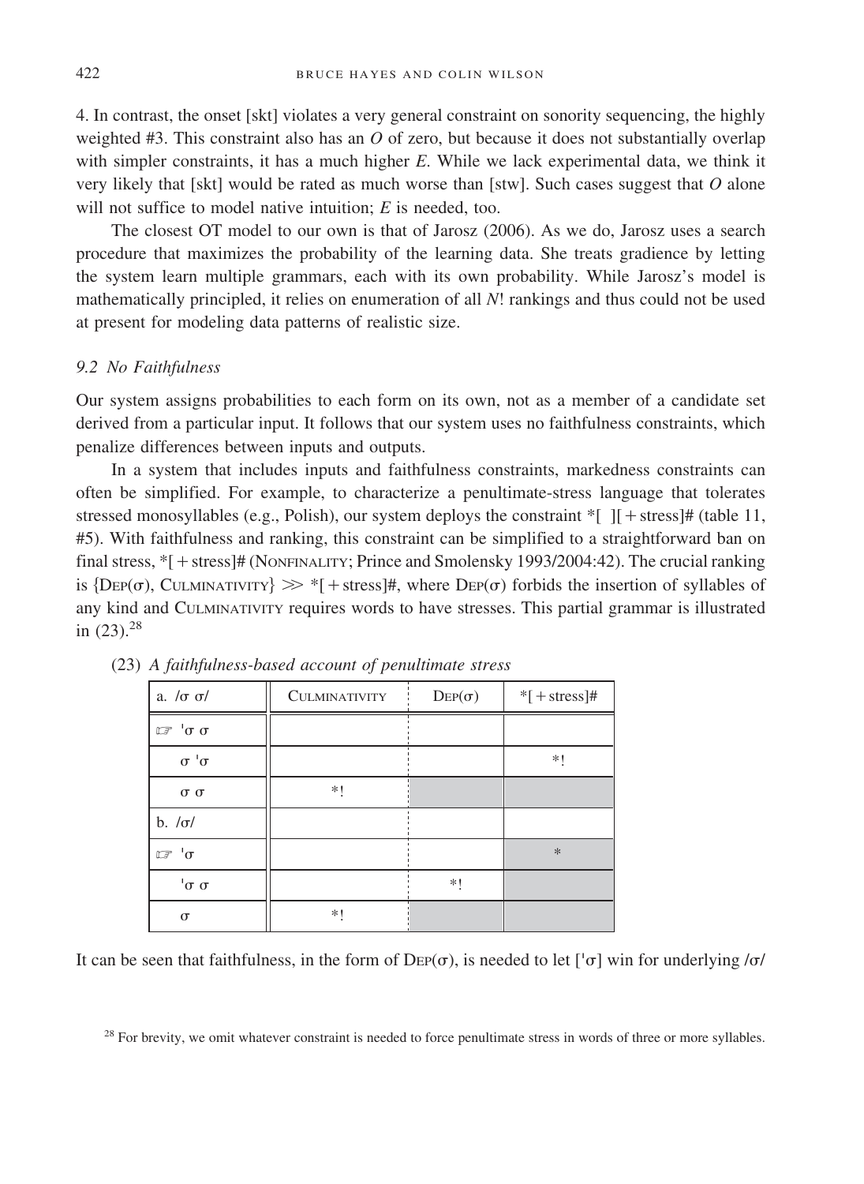4. In contrast, the onset [skt] violates a very general constraint on sonority sequencing, the highly weighted #3. This constraint also has an *O* of zero, but because it does not substantially overlap with simpler constraints, it has a much higher *E*. While we lack experimental data, we think it very likely that [skt] would be rated as much worse than [stw]. Such cases suggest that *O* alone will not suffice to model native intuition; *E* is needed, too.

The closest OT model to our own is that of Jarosz (2006). As we do, Jarosz uses a search procedure that maximizes the probability of the learning data. She treats gradience by letting the system learn multiple grammars, each with its own probability. While Jarosz's model is mathematically principled, it relies on enumeration of all *N*! rankings and thus could not be used at present for modeling data patterns of realistic size.

### *9.2 No Faithfulness*

Our system assigns probabilities to each form on its own, not as a member of a candidate set derived from a particular input. It follows that our system uses no faithfulness constraints, which penalize differences between inputs and outputs.

In a system that includes inputs and faithfulness constraints, markedness constraints can often be simplified. For example, to characterize a penultimate-stress language that tolerates stressed monosyllables (e.g., Polish), our system deploys the constraint *[ ][+stress]# (table 11, #5). With faithfulness and ranking, this constraint can be simplified to a straightforward ban on final stress, *[+stress]# (NONFINALITY; Prince and Smolensky 1993/2004:42). The crucial ranking is {DEP(σ), CULMINATIVITY} ≫ *[+stress]#, where DEP(σ) forbids the insertion of syllables of any kind and CULMINATIVITY requires words to have stresses. This partial grammar is illustrated in (23).[28]

(23) *A faithfulness-based account of penultimate stress*

| a. /σ σ/ | CULMINATIVITY | DEP(σ) | *[+stress]# |
|---|---|---|---|
| ☞ ˈσ σ | | | |
| σ ˈσ | | | *! |
| σ σ | *! | | |
| b. /σ/ | | | |
| ☞ ˈσ | | | * |
| ˈσ σ | | *! | |
| σ | *! | | |

It can be seen that faithfulness, in the form of DEP(σ), is needed to let [ˈσ] win for underlying /σ/

[28] For brevity, we omit whatever constraint is needed to force penultimate stress in words of three or more syllables.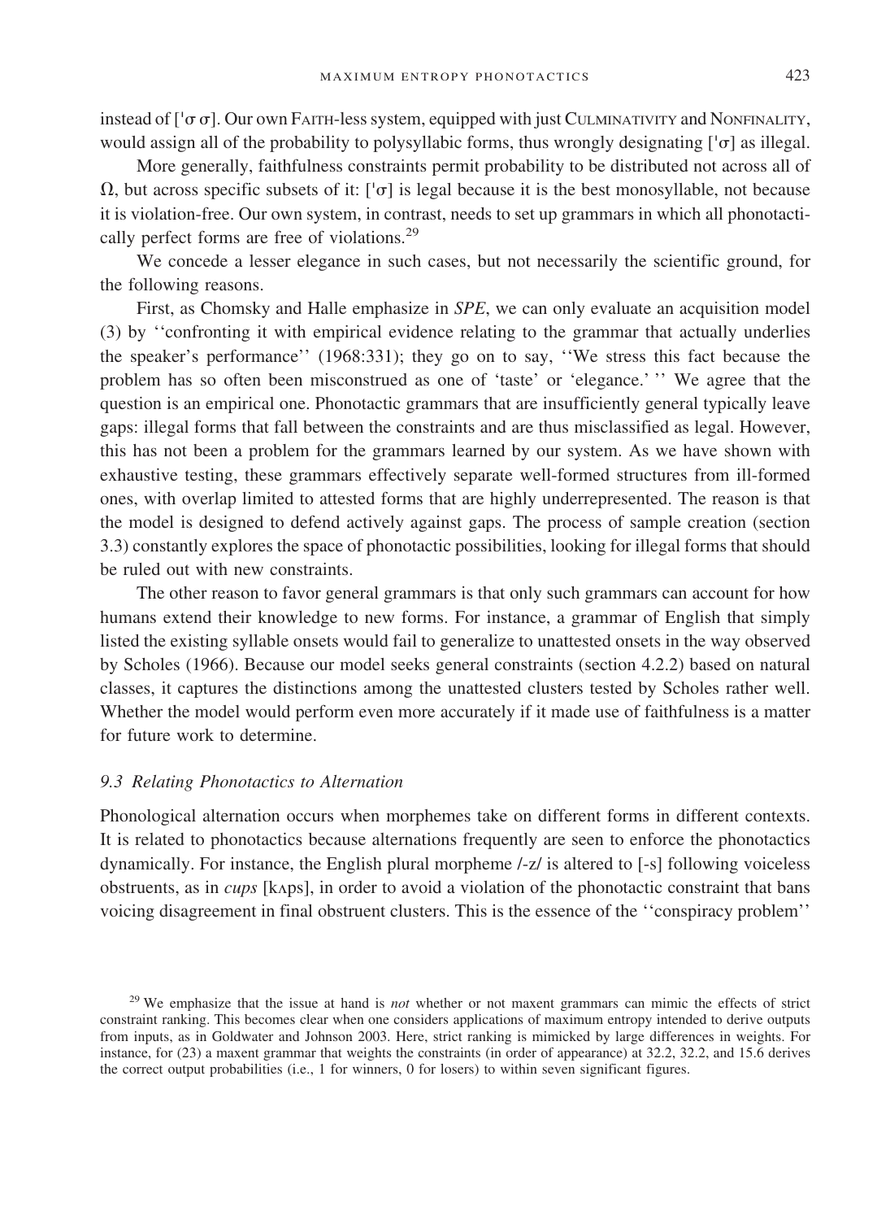instead of [ˈσ σ]. Our own FAITH-less system, equipped with just CULMINATIVITY and NONFINALITY, would assign all of the probability to polysyllabic forms, thus wrongly designating [ˈσ] as illegal.

More generally, faithfulness constraints permit probability to be distributed not across all of Ω, but across specific subsets of it: [ˈσ] is legal because it is the best monosyllable, not because it is violation-free. Our own system, in contrast, needs to set up grammars in which all phonotactically perfect forms are free of violations.[29]

We concede a lesser elegance in such cases, but not necessarily the scientific ground, for the following reasons.

First, as Chomsky and Halle emphasize in *SPE*, we can only evaluate an acquisition model (3) by ''confronting it with empirical evidence relating to the grammar that actually underlies the speaker's performance'' (1968:331); they go on to say, ''We stress this fact because the problem has so often been misconstrued as one of 'taste' or 'elegance.' '' We agree that the question is an empirical one. Phonotactic grammars that are insufficiently general typically leave gaps: illegal forms that fall between the constraints and are thus misclassified as legal. However, this has not been a problem for the grammars learned by our system. As we have shown with exhaustive testing, these grammars effectively separate well-formed structures from ill-formed ones, with overlap limited to attested forms that are highly underrepresented. The reason is that the model is designed to defend actively against gaps. The process of sample creation (section 3.3) constantly explores the space of phonotactic possibilities, looking for illegal forms that should be ruled out with new constraints.

The other reason to favor general grammars is that only such grammars can account for how humans extend their knowledge to new forms. For instance, a grammar of English that simply listed the existing syllable onsets would fail to generalize to unattested onsets in the way observed by Scholes (1966). Because our model seeks general constraints (section 4.2.2) based on natural classes, it captures the distinctions among the unattested clusters tested by Scholes rather well. Whether the model would perform even more accurately if it made use of faithfulness is a matter for future work to determine.

### *9.3 Relating Phonotactics to Alternation*

Phonological alternation occurs when morphemes take on different forms in different contexts. It is related to phonotactics because alternations frequently are seen to enforce the phonotactics dynamically. For instance, the English plural morpheme /-z/ is altered to [-s] following voiceless obstruents, as in *cups* [kʌps], in order to avoid a violation of the phonotactic constraint that bans voicing disagreement in final obstruent clusters. This is the essence of the ''conspiracy problem''

[29] We emphasize that the issue at hand is *not* whether or not maxent grammars can mimic the effects of strict constraint ranking. This becomes clear when one considers applications of maximum entropy intended to derive outputs from inputs, as in Goldwater and Johnson 2003. Here, strict ranking is mimicked by large differences in weights. For instance, for (23) a maxent grammar that weights the constraints (in order of appearance) at 32.2, 32.2, and 15.6 derives the correct output probabilities (i.e., 1 for winners, 0 for losers) to within seven significant figures.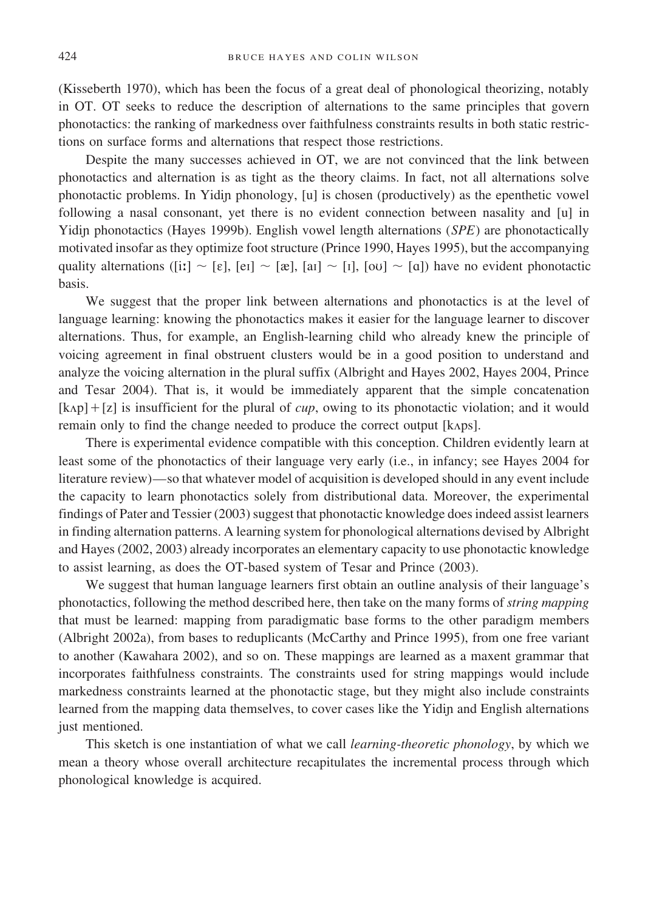(Kisseberth 1970), which has been the focus of a great deal of phonological theorizing, notably in OT. OT seeks to reduce the description of alternations to the same principles that govern phonotactics: the ranking of markedness over faithfulness constraints results in both static restrictions on surface forms and alternations that respect those restrictions.

Despite the many successes achieved in OT, we are not convinced that the link between phonotactics and alternation is as tight as the theory claims. In fact, not all alternations solve phonotactic problems. In Yidiɲ phonology, [u] is chosen (productively) as the epenthetic vowel following a nasal consonant, yet there is no evident connection between nasality and [u] in Yidiɲ phonotactics (Hayes 1999b). English vowel length alternations (*SPE*) are phonotactically motivated insofar as they optimize foot structure (Prince 1990, Hayes 1995), but the accompanying quality alternations ([iː] ~ [ɛ], [eɪ] ~ [æ], [aɪ] ~ [ɪ], [oʊ] ~ [ɑ]) have no evident phonotactic basis.

We suggest that the proper link between alternations and phonotactics is at the level of language learning: knowing the phonotactics makes it easier for the language learner to discover alternations. Thus, for example, an English-learning child who already knew the principle of voicing agreement in final obstruent clusters would be in a good position to understand and analyze the voicing alternation in the plural suffix (Albright and Hayes 2002, Hayes 2004, Prince and Tesar 2004). That is, it would be immediately apparent that the simple concatenation [kʌp] + [z] is insufficient for the plural of *cup*, owing to its phonotactic violation; and it would remain only to find the change needed to produce the correct output [kʌps].

There is experimental evidence compatible with this conception. Children evidently learn at least some of the phonotactics of their language very early (i.e., in infancy; see Hayes 2004 for literature review)—so that whatever model of acquisition is developed should in any event include the capacity to learn phonotactics solely from distributional data. Moreover, the experimental findings of Pater and Tessier (2003) suggest that phonotactic knowledge does indeed assist learners in finding alternation patterns. A learning system for phonological alternations devised by Albright and Hayes (2002, 2003) already incorporates an elementary capacity to use phonotactic knowledge to assist learning, as does the OT-based system of Tesar and Prince (2003).

We suggest that human language learners first obtain an outline analysis of their language's phonotactics, following the method described here, then take on the many forms of *string mapping* that must be learned: mapping from paradigmatic base forms to the other paradigm members (Albright 2002a), from bases to reduplicants (McCarthy and Prince 1995), from one free variant to another (Kawahara 2002), and so on. These mappings are learned as a maxent grammar that incorporates faithfulness constraints. The constraints used for string mappings would include markedness constraints learned at the phonotactic stage, but they might also include constraints learned from the mapping data themselves, to cover cases like the Yidiɲ and English alternations just mentioned.

This sketch is one instantiation of what we call *learning-theoretic phonology*, by which we mean a theory whose overall architecture recapitulates the incremental process through which phonological knowledge is acquired.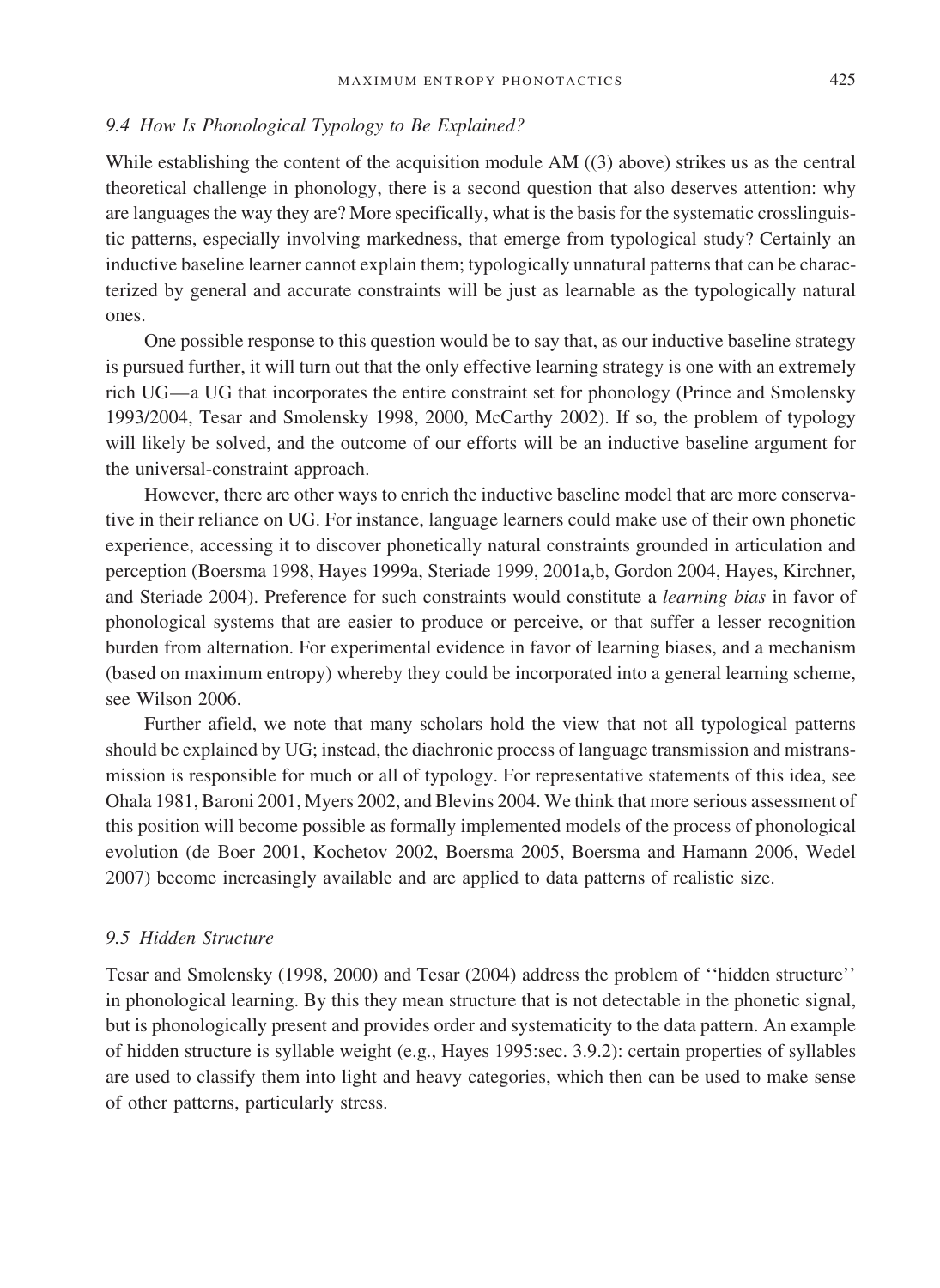### *9.4 How Is Phonological Typology to Be Explained?*

While establishing the content of the acquisition module AM ((3) above) strikes us as the central theoretical challenge in phonology, there is a second question that also deserves attention: why are languages the way they are? More specifically, what is the basis for the systematic crosslinguistic patterns, especially involving markedness, that emerge from typological study? Certainly an inductive baseline learner cannot explain them; typologically unnatural patterns that can be characterized by general and accurate constraints will be just as learnable as the typologically natural ones.

One possible response to this question would be to say that, as our inductive baseline strategy is pursued further, it will turn out that the only effective learning strategy is one with an extremely rich UG—a UG that incorporates the entire constraint set for phonology (Prince and Smolensky 1993/2004, Tesar and Smolensky 1998, 2000, McCarthy 2002). If so, the problem of typology will likely be solved, and the outcome of our efforts will be an inductive baseline argument for the universal-constraint approach.

However, there are other ways to enrich the inductive baseline model that are more conservative in their reliance on UG. For instance, language learners could make use of their own phonetic experience, accessing it to discover phonetically natural constraints grounded in articulation and perception (Boersma 1998, Hayes 1999a, Steriade 1999, 2001a,b, Gordon 2004, Hayes, Kirchner, and Steriade 2004). Preference for such constraints would constitute a *learning bias* in favor of phonological systems that are easier to produce or perceive, or that suffer a lesser recognition burden from alternation. For experimental evidence in favor of learning biases, and a mechanism (based on maximum entropy) whereby they could be incorporated into a general learning scheme, see Wilson 2006.

Further afield, we note that many scholars hold the view that not all typological patterns should be explained by UG; instead, the diachronic process of language transmission and mistransmission is responsible for much or all of typology. For representative statements of this idea, see Ohala 1981, Baroni 2001, Myers 2002, and Blevins 2004. We think that more serious assessment of this position will become possible as formally implemented models of the process of phonological evolution (de Boer 2001, Kochetov 2002, Boersma 2005, Boersma and Hamann 2006, Wedel 2007) become increasingly available and are applied to data patterns of realistic size.

### *9.5 Hidden Structure*

Tesar and Smolensky (1998, 2000) and Tesar (2004) address the problem of ''hidden structure'' in phonological learning. By this they mean structure that is not detectable in the phonetic signal, but is phonologically present and provides order and systematicity to the data pattern. An example of hidden structure is syllable weight (e.g., Hayes 1995:sec. 3.9.2): certain properties of syllables are used to classify them into light and heavy categories, which then can be used to make sense of other patterns, particularly stress.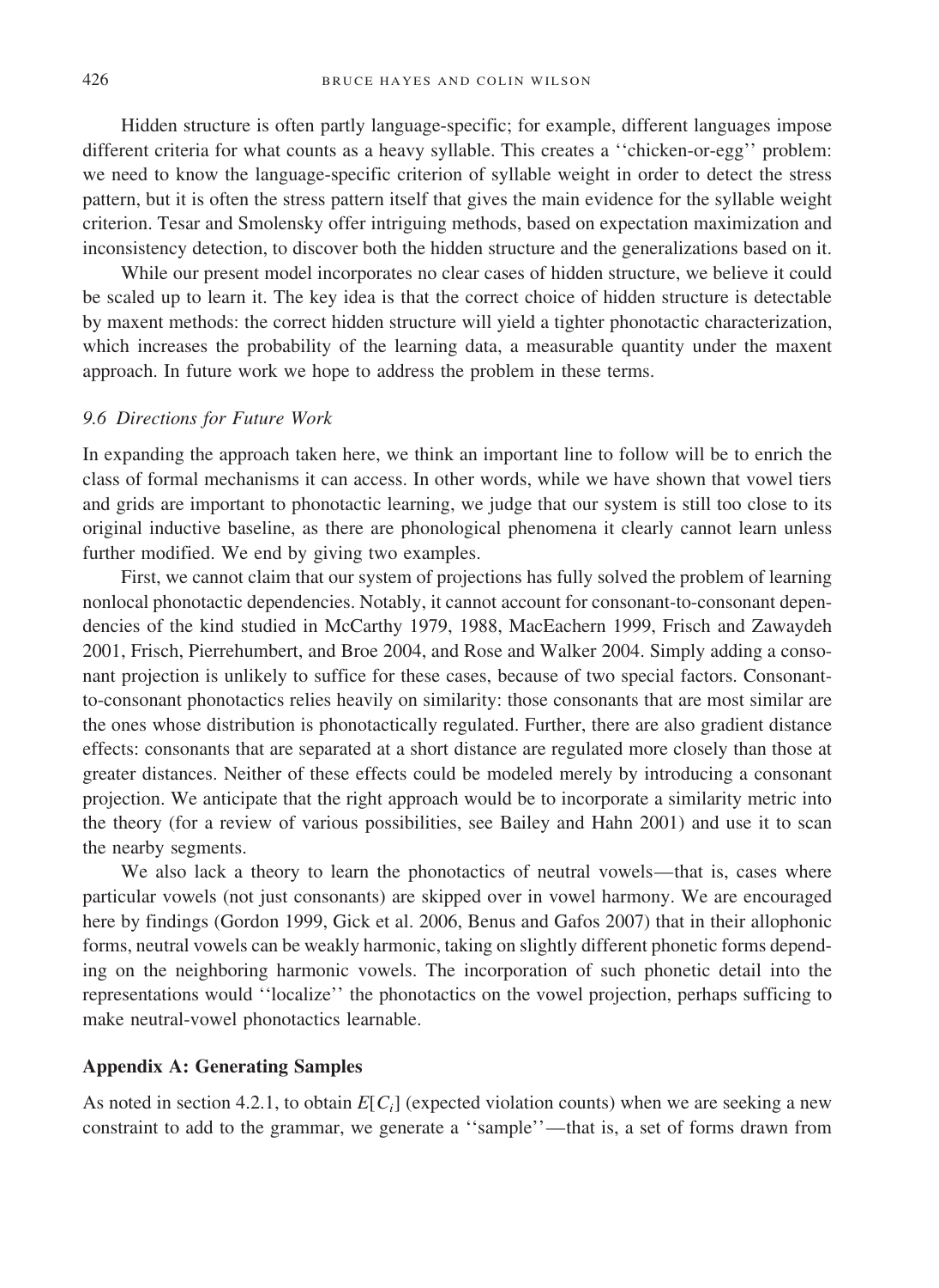Hidden structure is often partly language-specific; for example, different languages impose different criteria for what counts as a heavy syllable. This creates a ''chicken-or-egg'' problem: we need to know the language-specific criterion of syllable weight in order to detect the stress pattern, but it is often the stress pattern itself that gives the main evidence for the syllable weight criterion. Tesar and Smolensky offer intriguing methods, based on expectation maximization and inconsistency detection, to discover both the hidden structure and the generalizations based on it.

While our present model incorporates no clear cases of hidden structure, we believe it could be scaled up to learn it. The key idea is that the correct choice of hidden structure is detectable by maxent methods: the correct hidden structure will yield a tighter phonotactic characterization, which increases the probability of the learning data, a measurable quantity under the maxent approach. In future work we hope to address the problem in these terms.

### *9.6 Directions for Future Work*

In expanding the approach taken here, we think an important line to follow will be to enrich the class of formal mechanisms it can access. In other words, while we have shown that vowel tiers and grids are important to phonotactic learning, we judge that our system is still too close to its original inductive baseline, as there are phonological phenomena it clearly cannot learn unless further modified. We end by giving two examples.

First, we cannot claim that our system of projections has fully solved the problem of learning nonlocal phonotactic dependencies. Notably, it cannot account for consonant-to-consonant dependencies of the kind studied in McCarthy 1979, 1988, MacEachern 1999, Frisch and Zawaydeh 2001, Frisch, Pierrehumbert, and Broe 2004, and Rose and Walker 2004. Simply adding a consonant projection is unlikely to suffice for these cases, because of two special factors. Consonant-to-consonant phonotactics relies heavily on similarity: those consonants that are most similar are the ones whose distribution is phonotactically regulated. Further, there are also gradient distance effects: consonants that are separated at a short distance are regulated more closely than those at greater distances. Neither of these effects could be modeled merely by introducing a consonant projection. We anticipate that the right approach would be to incorporate a similarity metric into the theory (for a review of various possibilities, see Bailey and Hahn 2001) and use it to scan the nearby segments.

We also lack a theory to learn the phonotactics of neutral vowels—that is, cases where particular vowels (not just consonants) are skipped over in vowel harmony. We are encouraged here by findings (Gordon 1999, Gick et al. 2006, Benus and Gafos 2007) that in their allophonic forms, neutral vowels can be weakly harmonic, taking on slightly different phonetic forms depending on the neighboring harmonic vowels. The incorporation of such phonetic detail into the representations would ''localize'' the phonotactics on the vowel projection, perhaps sufficing to make neutral-vowel phonotactics learnable.

## Appendix A: Generating Samples

As noted in section 4.2.1, to obtain $E[C_i]$ (expected violation counts) when we are seeking a new constraint to add to the grammar, we generate a ''sample''—that is, a set of forms drawn from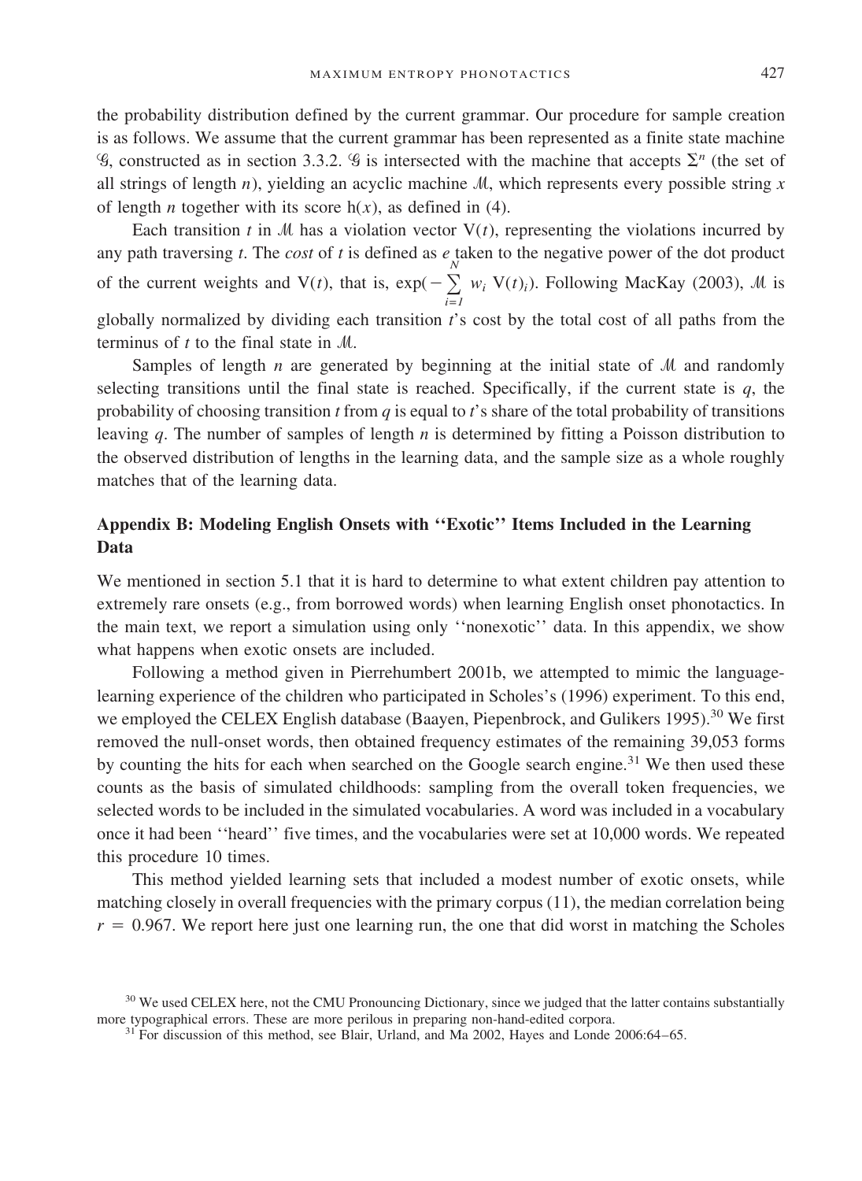the probability distribution defined by the current grammar. Our procedure for sample creation is as follows. We assume that the current grammar has been represented as a finite state machine $\mathcal{G}$, constructed as in section 3.3.2. $\mathcal{G}$ is intersected with the machine that accepts $\Sigma^n$ (the set of all strings of length $n$), yielding an acyclic machine $\mathcal{M}$, which represents every possible string $x$ of length $n$ together with its score $h(x)$, as defined in (4).

Each transition $t$ in $\mathcal{M}$ has a violation vector $V(t)$, representing the violations incurred by any path traversing $t$. The *cost* of $t$ is defined as $e$ taken to the negative power of the dot product of the current weights and $V(t)$, that is, $\exp(-\sum_{i=1}^{N} w_i \, V(t)_i)$. Following MacKay (2003), $\mathcal{M}$ is globally normalized by dividing each transition $t$'s cost by the total cost of all paths from the terminus of $t$ to the final state in $\mathcal{M}$.

Samples of length $n$ are generated by beginning at the initial state of $\mathcal{M}$ and randomly selecting transitions until the final state is reached. Specifically, if the current state is $q$, the probability of choosing transition $t$ from $q$ is equal to $t$'s share of the total probability of transitions leaving $q$. The number of samples of length $n$ is determined by fitting a Poisson distribution to the observed distribution of lengths in the learning data, and the sample size as a whole roughly matches that of the learning data.

## Appendix B: Modeling English Onsets with ''Exotic'' Items Included in the Learning Data

We mentioned in section 5.1 that it is hard to determine to what extent children pay attention to extremely rare onsets (e.g., from borrowed words) when learning English onset phonotactics. In the main text, we report a simulation using only ''nonexotic'' data. In this appendix, we show what happens when exotic onsets are included.

Following a method given in Pierrehumbert 2001b, we attempted to mimic the language-learning experience of the children who participated in Scholes's (1996) experiment. To this end, we employed the CELEX English database (Baayen, Piepenbrock, and Gulikers 1995).[30] We first removed the null-onset words, then obtained frequency estimates of the remaining 39,053 forms by counting the hits for each when searched on the Google search engine.[31] We then used these counts as the basis of simulated childhoods: sampling from the overall token frequencies, we selected words to be included in the simulated vocabularies. A word was included in a vocabulary once it had been ''heard'' five times, and the vocabularies were set at 10,000 words. We repeated this procedure 10 times.

This method yielded learning sets that included a modest number of exotic onsets, while matching closely in overall frequencies with the primary corpus (11), the median correlation being $r = 0.967$. We report here just one learning run, the one that did worst in matching the Scholes

[30] We used CELEX here, not the CMU Pronouncing Dictionary, since we judged that the latter contains substantially more typographical errors. These are more perilous in preparing non-hand-edited corpora.

[31] For discussion of this method, see Blair, Urland, and Ma 2002, Hayes and Londe 2006:64–65.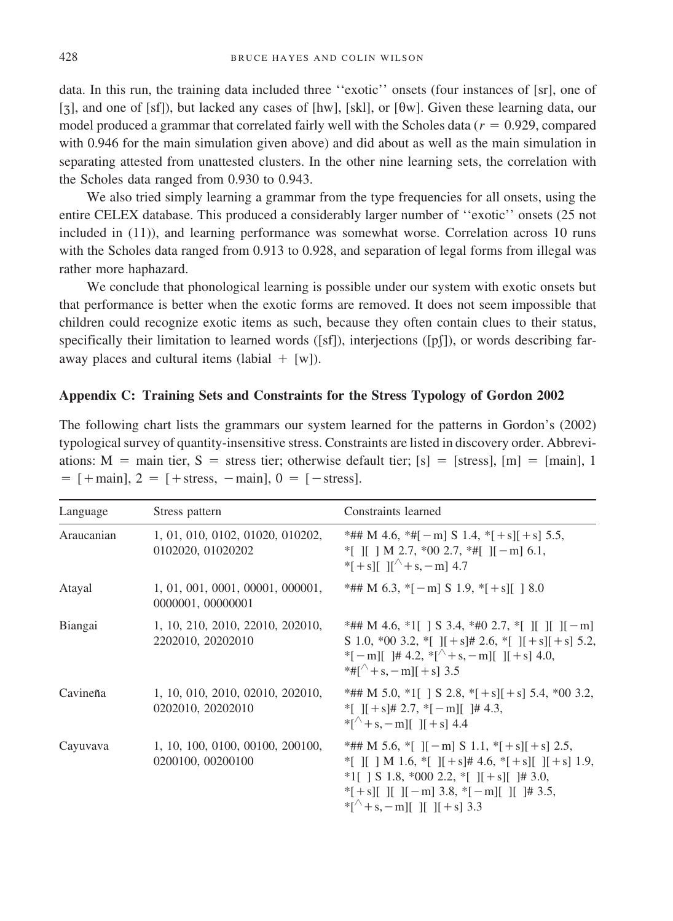data. In this run, the training data included three ''exotic'' onsets (four instances of [sr], one of [ʒ], and one of [sf]), but lacked any cases of [hw], [skl], or [θw]. Given these learning data, our model produced a grammar that correlated fairly well with the Scholes data ($r = 0.929$, compared with 0.946 for the main simulation given above) and did about as well as the main simulation in separating attested from unattested clusters. In the other nine learning sets, the correlation with the Scholes data ranged from 0.930 to 0.943.

We also tried simply learning a grammar from the type frequencies for all onsets, using the entire CELEX database. This produced a considerably larger number of ''exotic'' onsets (25 not included in (11)), and learning performance was somewhat worse. Correlation across 10 runs with the Scholes data ranged from 0.913 to 0.928, and separation of legal forms from illegal was rather more haphazard.

We conclude that phonological learning is possible under our system with exotic onsets but that performance is better when the exotic forms are removed. It does not seem impossible that children could recognize exotic items as such, because they often contain clues to their status, specifically their limitation to learned words ([sf]), interjections ([pʃ]), or words describing faraway places and cultural items (labial + [w]).

## Appendix C: Training Sets and Constraints for the Stress Typology of Gordon 2002

The following chart lists the grammars our system learned for the patterns in Gordon's (2002) typological survey of quantity-insensitive stress. Constraints are listed in discovery order. Abbreviations: M = main tier, S = stress tier; otherwise default tier; [s] = [stress], [m] = [main], 1 = [+main], 2 = [+stress, −main], 0 = [−stress].

| Language | Stress pattern | Constraints learned |
|---|---|---|
| Araucanian | 1, 01, 010, 0102, 01020, 010202, 0102020, 01020202 | *## M 4.6, *#[−m] S 1.4, *[+s][+s] 5.5, *[ ][ ] M 2.7, *00 2.7, *#[ ][−m] 6.1, *[+s][ ][^+s, −m] 4.7 |
| Atayal | 1, 01, 001, 0001, 00001, 000001, 0000001, 00000001 | *## M 6.3, *[−m] S 1.9, *[+s][ ] 8.0 |
| Biangai | 1, 10, 210, 2010, 22010, 202010, 2202010, 20202010 | *## M 4.6, *1[ ] S 3.4, *#0 2.7, *[ ][ ][ ][−m] S 1.0, *00 3.2, *[ ][+s]# 2.6, *[ ][+s][+s] 5.2, *[−m][ ]# 4.2, *[^+s, −m][ ][+s] 4.0, *#[^+s, −m][+s] 3.5 |
| Cavineña | 1, 10, 010, 2010, 02010, 202010, 0202010, 20202010 | *## M 5.0, *1[ ] S 2.8, *[+s][+s] 5.4, *00 3.2, *[ ][+s]# 2.7, *[−m][ ]# 4.3, *[^+s, −m][ ][+s] 4.4 |
| Cayuvava | 1, 10, 100, 0100, 00100, 200100, 0200100, 00200100 | *## M 5.6, *[ ][−m] S 1.1, *[+s][+s] 2.5, *[ ][ ] M 1.6, *[ ][+s]# 4.6, *[+s][ ][+s] 1.9, *1[ ] S 1.8, *000 2.2, *[ ][+s][ ]# 3.0, *[+s][ ][ ][−m] 3.8, *[−m][ ][ ]# 3.5, *[^+s, −m][ ][ ][+s] 3.3 |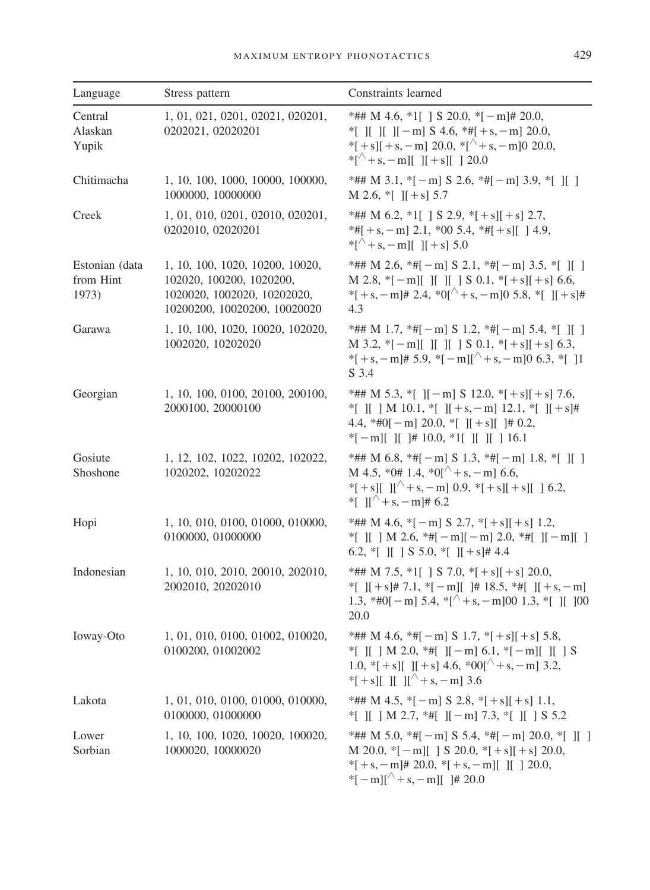| Language | Stress pattern | Constraints learned |
|---|---|---|
| Central Alaskan Yupik | 1, 01, 021, 0201, 02021, 020201, 0202021, 02020201 | *## M 4.6, *1[ ] S 20.0, *[ −m]# 20.0, *[ ][ ][ ][ −m] S 4.6, *#[ +s, −m] 20.0, *[ +s][ +s, −m] 20.0, *[^ +s, −m]0 20.0, *[^ +s, −m][ ][ +s][ ] 20.0 |
| Chitimacha | 1, 10, 100, 1000, 10000, 100000, 1000000, 10000000 | *## M 3.1, *[ −m] S 2.6, *#[ −m] 3.9, *[ ][ ] M 2.6, *[ ][ +s] 5.7 |
| Creek | 1, 01, 010, 0201, 02010, 020201, 0202010, 02020201 | *## M 6.2, *1[ ] S 2.9, *[ +s][ +s] 2.7, *#[ +s, −m] 2.1, *00 5.4, *#[ +s][ ] 4.9, *[^ +s, −m][ ][ +s] 5.0 |
| Estonian (data from Hint 1973) | 1, 10, 100, 1020, 10200, 10020, 102020, 100200, 1020200, 1020020, 1002020, 10202020, 10200200, 10020200, 10020020 | *## M 2.6, *#[ −m] S 2.1, *#[ −m] 3.5, *[ ][ ] M 2.8, *[ −m][ ][ ][ ] S 0.1, *[ +s][ +s] 6.6, *[ +s, −m]# 2.4, *0[^ +s, −m]0 5.8, *[ ][ +s]# 4.3 |
| Garawa | 1, 10, 100, 1020, 10020, 102020, 1002020, 10202020 | *## M 1.7, *#[ −m] S 1.2, *#[ −m] 5.4, *[ ][ ] M 3.2, *[ −m][ ][ ][ ] S 0.1, *[ +s][ +s] 6.3, *[ +s, −m]# 5.9, *[ −m][^ +s, −m]0 6.3, *[ ]1 S 3.4 |
| Georgian | 1, 10, 100, 0100, 20100, 200100, 2000100, 20000100 | *## M 5.3, *[ ][ −m] S 12.0, *[ +s][ +s] 7.6, *[ ][ ] M 10.1, *[ ][ +s, −m] 12.1, *[ ][ +s]# 4.4, *#0[ −m] 20.0, *[ ][ +s][ ]# 0.2, *[ −m][ ][ ]# 10.0, *1[ ][ ][ ] 16.1 |
| Gosiute Shoshone | 1, 12, 102, 1022, 10202, 102022, 1020202, 10202022 | *## M 6.8, *#[ −m] S 1.3, *#[ −m] 1.8, *[ ][ ] M 4.5, *0# 1.4, *0[^ +s, −m] 6.6, *[ +s][ ][^ +s, −m] 0.9, *[ +s][ +s][ ] 6.2, *[ ][^ +s, −m]# 6.2 |
| Hopi | 1, 10, 010, 0100, 01000, 010000, 0100000, 01000000 | *## M 4.6, *[ −m] S 2.7, *[ +s][ +s] 1.2, *[ ][ ] M 2.6, *#[ −m][ −m] 2.0, *#[ ][ −m][ ] 6.2, *[ ][ ] S 5.0, *[ ][ +s]# 4.4 |
| Indonesian | 1, 10, 010, 2010, 20010, 202010, 2002010, 20202010 | *## M 7.5, *1[ ] S 7.0, *[ +s][ +s] 20.0, *[ ][ +s]# 7.1, *[ −m][ ]# 18.5, *#[ ][ +s, −m] 1.3, *#0[ −m] 5.4, *[^ +s, −m]00 1.3, *[ ][ ]00 20.0 |
| Ioway-Oto | 1, 01, 010, 0100, 01002, 010020, 0100200, 01002002 | *## M 4.6, *#[ −m] S 1.7, *[ +s][ +s] 5.8, *[ ][ ] M 2.0, *#[ ][ −m] 6.1, *[ −m][ ][ ] S 1.0, *[ +s][ ][ +s] 4.6, *00[^ +s, −m] 3.2, *[ +s][ ][ ][^ +s, −m] 3.6 |
| Lakota | 1, 01, 010, 0100, 01000, 010000, 0100000, 01000000 | *## M 4.5, *[ −m] S 2.8, *[ +s][ +s] 1.1, *[ ][ ] M 2.7, *#[ ][ −m] 7.3, *[ ][ ] S 5.2 |
| Lower Sorbian | 1, 10, 100, 1020, 10020, 100020, 1000020, 10000020 | *## M 5.0, *#[ −m] S 5.4, *#[ −m] 20.0, *[ ][ ] M 20.0, *[ −m][ ] S 20.0, *[ +s][ +s] 20.0, *[ +s, −m]# 20.0, *[ +s, −m][ ][ ] 20.0, *[ −m][^ +s, −m][ ]# 20.0 |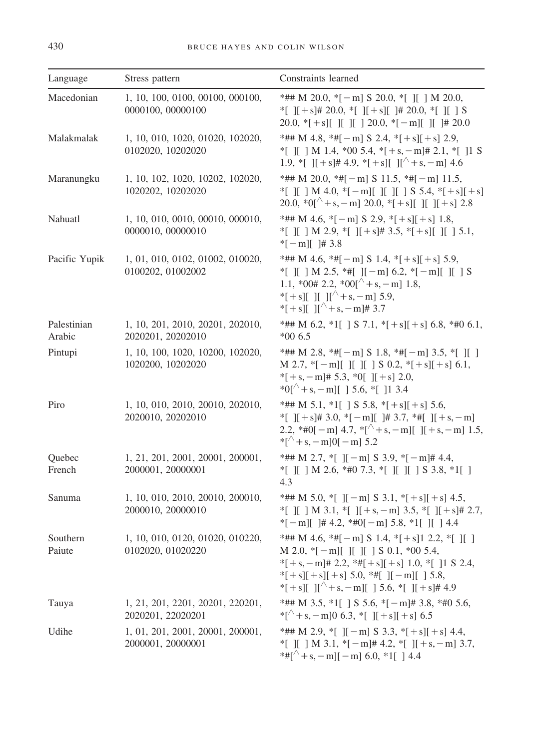| Language | Stress pattern | Constraints learned |
|---|---|---|
| Macedonian | 1, 10, 100, 0100, 00100, 000100, 0000100, 00000100 | *## M 20.0, *[ −m] S 20.0, *[ ][ ] M 20.0, *[ ][ +s]# 20.0, *[ ][ +s][ ]# 20.0, *[ ][ ] S 20.0, *[ +s][ ][ ][ ] 20.0, *[ −m][ ][ ]# 20.0 |
| Malakmalak | 1, 10, 010, 1020, 01020, 102020, 0102020, 10202020 | *## M 4.8, *#[ −m] S 2.4, *[ +s][ +s] 2.9, *[ ][ ] M 1.4, *00 5.4, *[ +s, −m]# 2.1, *[ ]1 S 1.9, *[ ][ +s]# 4.9, *[ +s][ ][^ +s, −m] 4.6 |
| Maranungku | 1, 10, 102, 1020, 10202, 102020, 1020202, 10202020 | *## M 20.0, *#[ −m] S 11.5, *#[ −m] 11.5, *[ ][ ] M 4.0, *[ −m][ ][ ][ ] S 5.4, *[ +s][ +s] 20.0, *0[^ +s, −m] 20.0, *[ +s][ ][ ][ +s] 2.8 |
| Nahuatl | 1, 10, 010, 0010, 00010, 000010, 0000010, 00000010 | *## M 4.6, *[ −m] S 2.9, *[ +s][ +s] 1.8, *[ ][ ] M 2.9, *[ ][ +s]# 3.5, *[ +s][ ][ ] 5.1, *[ −m][ ]# 3.8 |
| Pacific Yupik | 1, 01, 010, 0102, 01002, 010020, 0100202, 01002002 | *## M 4.6, *#[ −m] S 1.4, *[ +s][ +s] 5.9, *[ ][ ] M 2.5, *#[ ][ −m] 6.2, *[ −m][ ][ ] S 1.1, *00# 2.2, *00[^ +s, −m] 1.8, *[ +s][ ][ ][^ +s, −m] 5.9, *[ +s][ ][^ +s, −m]# 3.7 |
| Palestinian Arabic | 1, 10, 201, 2010, 20201, 202010, 2020201, 20202010 | *## M 6.2, *1[ ] S 7.1, *[ +s][ +s] 6.8, *#0 6.1, *00 6.5 |
| Pintupi | 1, 10, 100, 1020, 10200, 102020, 1020200, 10202020 | *## M 2.8, *#[ −m] S 1.8, *#[ −m] 3.5, *[ ][ ] M 2.7, *[ −m][ ][ ][ ] S 0.2, *[ +s][ +s] 6.1, *[ +s, −m]# 5.3, *0[ ][ +s] 2.0, *0[^ +s, −m][ ] 5.6, *[ ]1 3.4 |
| Piro | 1, 10, 010, 2010, 20010, 202010, 2020010, 20202010 | *## M 5.1, *1[ ] S 5.8, *[ +s][ +s] 5.6, *[ ][ +s]# 3.0, *[ −m][ ]# 3.7, *#[ ][ +s, −m] 2.2, *#0[ −m] 4.7, *[^ +s, −m][ ][ +s, −m] 1.5, *[^ +s, −m]0[ −m] 5.2 |
| Quebec French | 1, 21, 201, 2001, 20001, 200001, 2000001, 20000001 | *## M 2.7, *[ ][ −m] S 3.9, *[ −m]# 4.4, *[ ][ ] M 2.6, *#0 7.3, *[ ][ ][ ] S 3.8, *1[ ] 4.3 |
| Sanuma | 1, 10, 010, 2010, 20010, 200010, 2000010, 20000010 | *## M 5.0, *[ ][ −m] S 3.1, *[ +s][ +s] 4.5, *[ ][ ] M 3.1, *[ ][ +s, −m] 3.5, *[ ][ +s]# 2.7, *[ −m][ ]# 4.2, *#0[ −m] 5.8, *1[ ][ ] 4.4 |
| Southern Paiute | 1, 10, 010, 0120, 01020, 010220, 0102020, 01020220 | *## M 4.6, *#[ −m] S 1.4, *[ +s]1 2.2, *[ ][ ] M 2.0, *[ −m][ ][ ][ ] S 0.1, *00 5.4, *[ +s, −m]# 2.2, *#[ +s][ +s] 1.0, *[ ]1 S 2.4, *[ +s][ +s][ +s] 5.0, *#[ ][ −m][ ] 5.8, *[ +s][ ][^ +s, −m][ ] 5.6, *[ ][ +s]# 4.9 |
| Tauya | 1, 21, 201, 2201, 20201, 220201, 2020201, 22020201 | *## M 3.5, *1[ ] S 5.6, *[ −m]# 3.8, *#0 5.6, *[^ +s, −m]0 6.3, *[ ][ +s][ +s] 6.5 |
| Udihe | 1, 01, 201, 2001, 20001, 200001, 2000001, 20000001 | *## M 2.9, *[ ][ −m] S 3.3, *[ +s][ +s] 4.4, *[ ][ ] M 3.1, *[ −m]# 4.2, *[ ][ +s, −m] 3.7, *#[^ +s, −m][ −m] 6.0, *1[ ] 4.4 |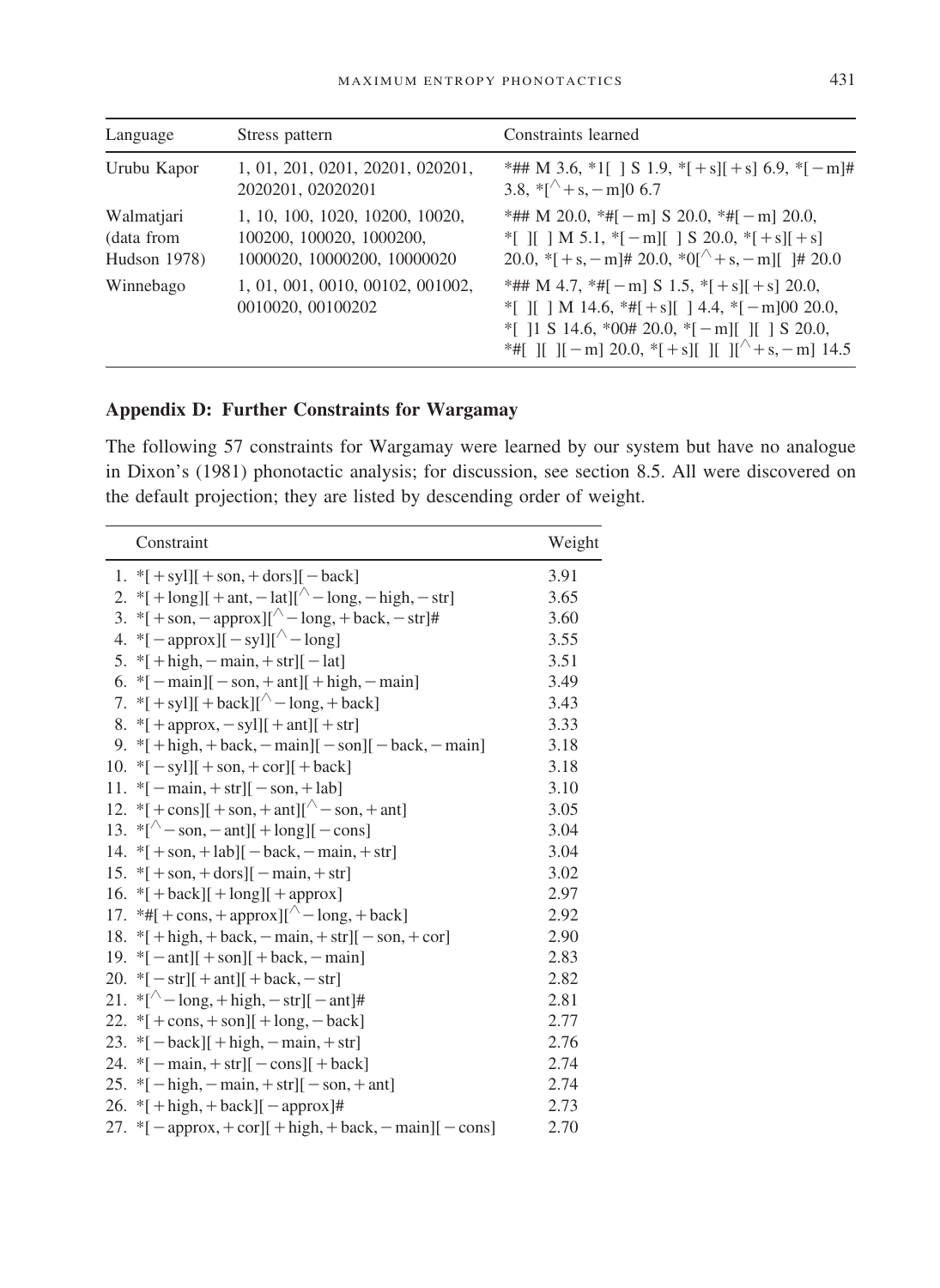| Language | Stress pattern | Constraints learned |
|---|---|---|
| Urubu Kapor | 1, 01, 201, 0201, 20201, 020201, 2020201, 02020201 | *## M 3.6, *1[ ] S 1.9, *[+s][+s] 6.9, *[−m]# 3.8, *[^+s, −m]0 6.7 |
| Walmatjari (data from Hudson 1978) | 1, 10, 100, 1020, 10200, 10020, 100200, 100020, 1000200, 1000020, 10000200, 10000020 | *## M 20.0, *#[−m] S 20.0, *#[−m] 20.0, *[ ][ ] M 5.1, *[−m][ ] S 20.0, *[+s][+s] 20.0, *[+s, −m]# 20.0, *0[^+s, −m][ ]# 20.0 |
| Winnebago | 1, 01, 001, 0010, 00102, 001002, 0010020, 00100202 | *## M 4.7, *#[−m] S 1.5, *[+s][+s] 20.0, *[ ][ ] M 14.6, *#[+s][ ] 4.4, *[−m]00 20.0, *[ ]1 S 14.6, *00# 20.0, *[−m][ ][ ] S 20.0, *#[ ][ ][−m] 20.0, *[+s][ ][ ][^+s, −m] 14.5 |

## Appendix D: Further Constraints for Wargamay

The following 57 constraints for Wargamay were learned by our system but have no analogue in Dixon's (1981) phonotactic analysis; for discussion, see section 8.5. All were discovered on the default projection; they are listed by descending order of weight.

| | Constraint | Weight |
|---|---|---|
| 1. | *[+syl][+son, +dors][−back] | 3.91 |
| 2. | *[+long][+ant, −lat][^−long, −high, −str] | 3.65 |
| 3. | *[+son, −approx][^−long, +back, −str]# | 3.60 |
| 4. | *[−approx][−syl][^−long] | 3.55 |
| 5. | *[+high, −main, +str][−lat] | 3.51 |
| 6. | *[−main][−son, +ant][+high, −main] | 3.49 |
| 7. | *[+syl][+back][^−long, +back] | 3.43 |
| 8. | *[+approx, −syl][+ant][+str] | 3.33 |
| 9. | *[+high, +back, −main][−son][−back, −main] | 3.18 |
| 10. | *[−syl][+son, +cor][+back] | 3.18 |
| 11. | *[−main, +str][−son, +lab] | 3.10 |
| 12. | *[+cons][+son, +ant][^−son, +ant] | 3.05 |
| 13. | *[^−son, −ant][+long][−cons] | 3.04 |
| 14. | *[+son, +lab][−back, −main, +str] | 3.04 |
| 15. | *[+son, +dors][−main, +str] | 3.02 |
| 16. | *[+back][+long][+approx] | 2.97 |
| 17. | *#[+cons, +approx][^−long, +back] | 2.92 |
| 18. | *[+high, +back, −main, +str][−son, +cor] | 2.90 |
| 19. | *[−ant][+son][+back, −main] | 2.83 |
| 20. | *[−str][+ant][+back, −str] | 2.82 |
| 21. | *[^−long, +high, −str][−ant]# | 2.81 |
| 22. | *[+cons, +son][+long, −back] | 2.77 |
| 23. | *[−back][+high, −main, +str] | 2.76 |
| 24. | *[−main, +str][−cons][+back] | 2.74 |
| 25. | *[−high, −main, +str][−son, +ant] | 2.74 |
| 26. | *[+high, +back][−approx]# | 2.73 |
| 27. | *[−approx, +cor][+high, +back, −main][−cons] | 2.70 |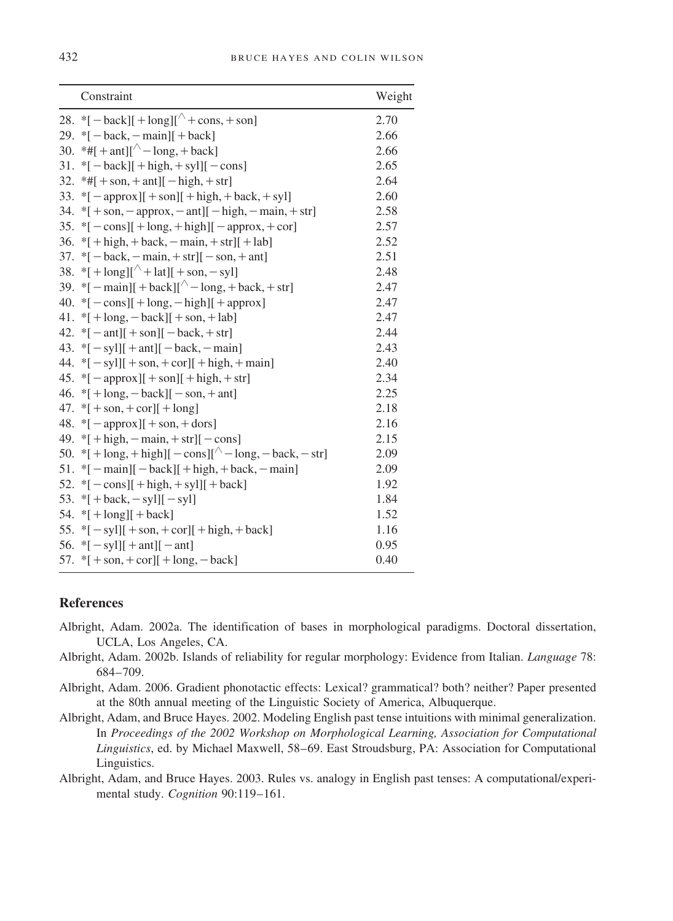| Constraint | Weight |
|---|---|
| 28. *[ − back][ + long][^ + cons, + son] | 2.70 |
| 29. *[ − back, − main][ + back] | 2.66 |
| 30. *#[ + ant][^ − long, + back] | 2.66 |
| 31. *[ − back][ + high, + syl][ − cons] | 2.65 |
| 32. *#[ + son, + ant][ − high, + str] | 2.64 |
| 33. *[ − approx][ + son][ + high, + back, + syl] | 2.60 |
| 34. *[ + son, − approx, − ant][ − high, − main, + str] | 2.58 |
| 35. *[ − cons][ + long, + high][ − approx, + cor] | 2.57 |
| 36. *[ + high, + back, − main, + str][ + lab] | 2.52 |
| 37. *[ − back, − main, + str][ − son, + ant] | 2.51 |
| 38. *[ + long][^ + lat][ + son, − syl] | 2.48 |
| 39. *[ − main][ + back][^ − long, + back, + str] | 2.47 |
| 40. *[ − cons][ + long, − high][ + approx] | 2.47 |
| 41. *[ + long, − back][ + son, + lab] | 2.47 |
| 42. *[ − ant][ + son][ − back, + str] | 2.44 |
| 43. *[ − syl][ + ant][ − back, − main] | 2.43 |
| 44. *[ − syl][ + son, + cor][ + high, + main] | 2.40 |
| 45. *[ − approx][ + son][ + high, + str] | 2.34 |
| 46. *[ + long, − back][ − son, + ant] | 2.25 |
| 47. *[ + son, + cor][ + long] | 2.18 |
| 48. *[ − approx][ + son, + dors] | 2.16 |
| 49. *[ + high, − main, + str][ − cons] | 2.15 |
| 50. *[ + long, + high][ − cons][^ − long, − back, − str] | 2.09 |
| 51. *[ − main][ − back][ + high, + back, − main] | 2.09 |
| 52. *[ − cons][ + high, + syl][ + back] | 1.92 |
| 53. *[ + back, − syl][ − syl] | 1.84 |
| 54. *[ + long][ + back] | 1.52 |
| 55. *[ − syl][ + son, + cor][ + high, + back] | 1.16 |
| 56. *[ − syl][ + ant][ − ant] | 0.95 |
| 57. *[ + son, + cor][ + long, − back] | 0.40 |

## References

Albright, Adam. 2002a. The identification of bases in morphological paradigms. Doctoral dissertation, UCLA, Los Angeles, CA.

Albright, Adam. 2002b. Islands of reliability for regular morphology: Evidence from Italian. *Language* 78: 684–709.

Albright, Adam. 2006. Gradient phonotactic effects: Lexical? grammatical? both? neither? Paper presented at the 80th annual meeting of the Linguistic Society of America, Albuquerque.

Albright, Adam, and Bruce Hayes. 2002. Modeling English past tense intuitions with minimal generalization. In *Proceedings of the 2002 Workshop on Morphological Learning, Association for Computational Linguistics*, ed. by Michael Maxwell, 58–69. East Stroudsburg, PA: Association for Computational Linguistics.

Albright, Adam, and Bruce Hayes. 2003. Rules vs. analogy in English past tenses: A computational/experimental study. *Cognition* 90:119–161.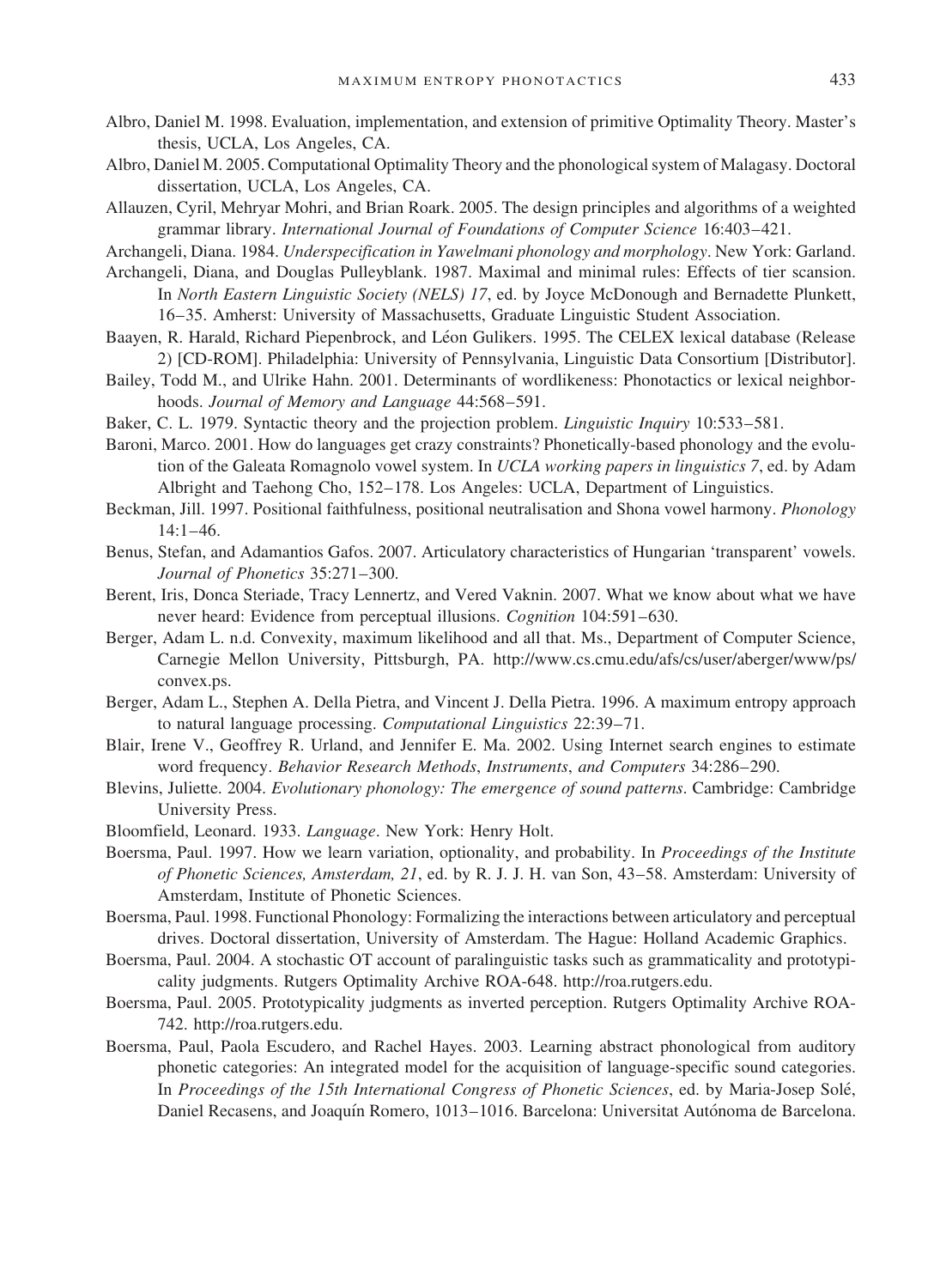Albro, Daniel M. 1998. Evaluation, implementation, and extension of primitive Optimality Theory. Master's thesis, UCLA, Los Angeles, CA.

Albro, Daniel M. 2005. Computational Optimality Theory and the phonological system of Malagasy. Doctoral dissertation, UCLA, Los Angeles, CA.

Allauzen, Cyril, Mehryar Mohri, and Brian Roark. 2005. The design principles and algorithms of a weighted grammar library. *International Journal of Foundations of Computer Science* 16:403–421.

Archangeli, Diana. 1984. *Underspecification in Yawelmani phonology and morphology*. New York: Garland.

Archangeli, Diana, and Douglas Pulleyblank. 1987. Maximal and minimal rules: Effects of tier scansion. In *North Eastern Linguistic Society (NELS) 17*, ed. by Joyce McDonough and Bernadette Plunkett, 16–35. Amherst: University of Massachusetts, Graduate Linguistic Student Association.

Baayen, R. Harald, Richard Piepenbrock, and Léon Gulikers. 1995. The CELEX lexical database (Release 2) [CD-ROM]. Philadelphia: University of Pennsylvania, Linguistic Data Consortium [Distributor].

Bailey, Todd M., and Ulrike Hahn. 2001. Determinants of wordlikeness: Phonotactics or lexical neighborhoods. *Journal of Memory and Language* 44:568–591.

Baker, C. L. 1979. Syntactic theory and the projection problem. *Linguistic Inquiry* 10:533–581.

Baroni, Marco. 2001. How do languages get crazy constraints? Phonetically-based phonology and the evolution of the Galeata Romagnolo vowel system. In *UCLA working papers in linguistics 7*, ed. by Adam Albright and Taehong Cho, 152–178. Los Angeles: UCLA, Department of Linguistics.

Beckman, Jill. 1997. Positional faithfulness, positional neutralisation and Shona vowel harmony. *Phonology* 14:1–46.

Benus, Stefan, and Adamantios Gafos. 2007. Articulatory characteristics of Hungarian 'transparent' vowels. *Journal of Phonetics* 35:271–300.

Berent, Iris, Donca Steriade, Tracy Lennertz, and Vered Vaknin. 2007. What we know about what we have never heard: Evidence from perceptual illusions. *Cognition* 104:591–630.

Berger, Adam L. n.d. Convexity, maximum likelihood and all that. Ms., Department of Computer Science, Carnegie Mellon University, Pittsburgh, PA. http://www.cs.cmu.edu/afs/cs/user/aberger/www/ps/convex.ps.

Berger, Adam L., Stephen A. Della Pietra, and Vincent J. Della Pietra. 1996. A maximum entropy approach to natural language processing. *Computational Linguistics* 22:39–71.

Blair, Irene V., Geoffrey R. Urland, and Jennifer E. Ma. 2002. Using Internet search engines to estimate word frequency. *Behavior Research Methods*, *Instruments*, *and Computers* 34:286–290.

Blevins, Juliette. 2004. *Evolutionary phonology: The emergence of sound patterns*. Cambridge: Cambridge University Press.

Bloomfield, Leonard. 1933. *Language*. New York: Henry Holt.

Boersma, Paul. 1997. How we learn variation, optionality, and probability. In *Proceedings of the Institute of Phonetic Sciences, Amsterdam, 21*, ed. by R. J. J. H. van Son, 43–58. Amsterdam: University of Amsterdam, Institute of Phonetic Sciences.

Boersma, Paul. 1998. Functional Phonology: Formalizing the interactions between articulatory and perceptual drives. Doctoral dissertation, University of Amsterdam. The Hague: Holland Academic Graphics.

Boersma, Paul. 2004. A stochastic OT account of paralinguistic tasks such as grammaticality and prototypicality judgments. Rutgers Optimality Archive ROA-648. http://roa.rutgers.edu.

Boersma, Paul. 2005. Prototypicality judgments as inverted perception. Rutgers Optimality Archive ROA-742. http://roa.rutgers.edu.

Boersma, Paul, Paola Escudero, and Rachel Hayes. 2003. Learning abstract phonological from auditory phonetic categories: An integrated model for the acquisition of language-specific sound categories. In *Proceedings of the 15th International Congress of Phonetic Sciences*, ed. by Maria-Josep Solé, Daniel Recasens, and Joaquín Romero, 1013–1016. Barcelona: Universitat Autónoma de Barcelona.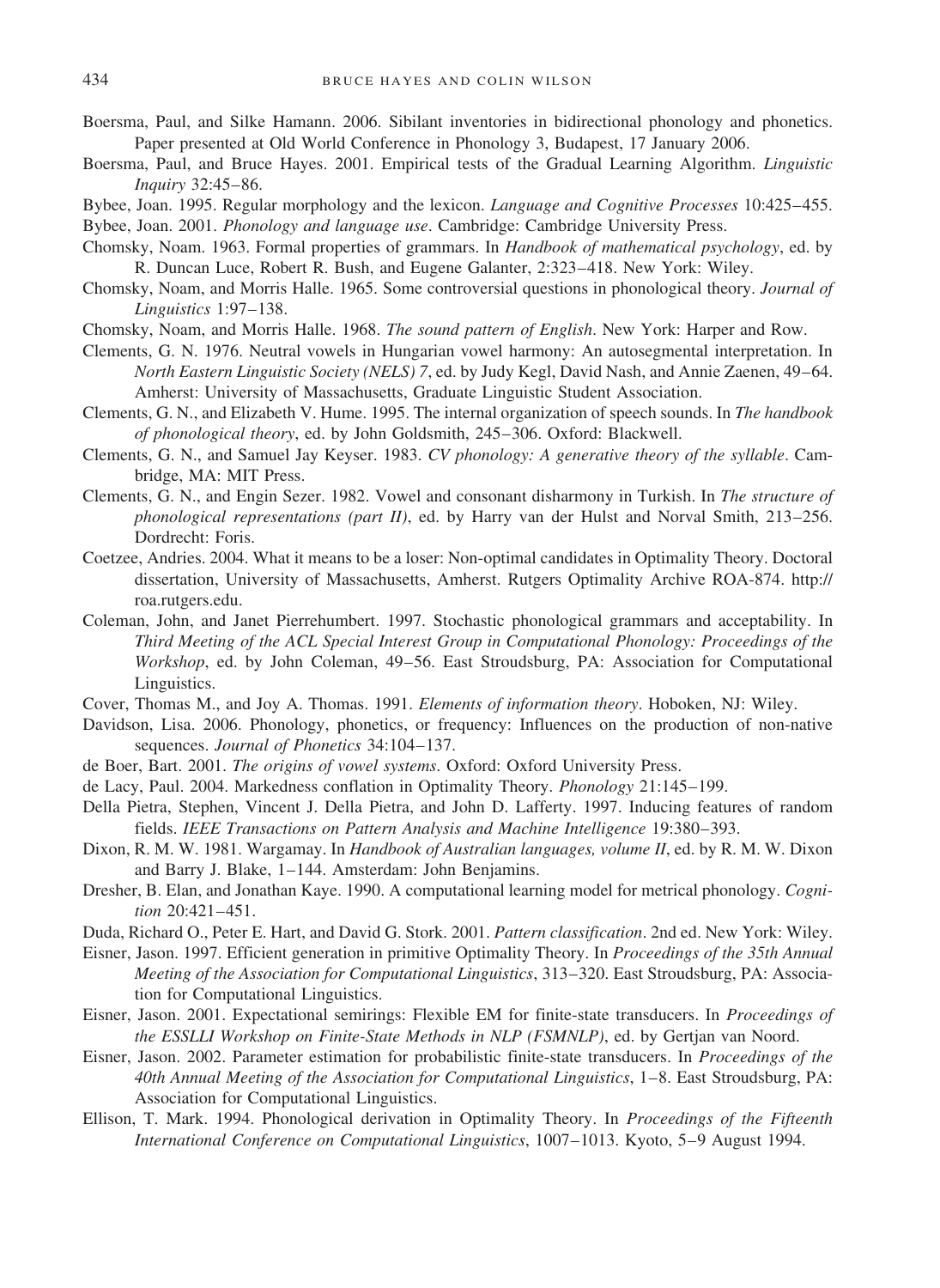Boersma, Paul, and Silke Hamann. 2006. Sibilant inventories in bidirectional phonology and phonetics. Paper presented at Old World Conference in Phonology 3, Budapest, 17 January 2006.

Boersma, Paul, and Bruce Hayes. 2001. Empirical tests of the Gradual Learning Algorithm. *Linguistic Inquiry* 32:45–86.

Bybee, Joan. 1995. Regular morphology and the lexicon. *Language and Cognitive Processes* 10:425–455.

Bybee, Joan. 2001. *Phonology and language use*. Cambridge: Cambridge University Press.

Chomsky, Noam. 1963. Formal properties of grammars. In *Handbook of mathematical psychology*, ed. by R. Duncan Luce, Robert R. Bush, and Eugene Galanter, 2:323–418. New York: Wiley.

Chomsky, Noam, and Morris Halle. 1965. Some controversial questions in phonological theory. *Journal of Linguistics* 1:97–138.

Chomsky, Noam, and Morris Halle. 1968. *The sound pattern of English*. New York: Harper and Row.

Clements, G. N. 1976. Neutral vowels in Hungarian vowel harmony: An autosegmental interpretation. In *North Eastern Linguistic Society (NELS) 7*, ed. by Judy Kegl, David Nash, and Annie Zaenen, 49–64. Amherst: University of Massachusetts, Graduate Linguistic Student Association.

Clements, G. N., and Elizabeth V. Hume. 1995. The internal organization of speech sounds. In *The handbook of phonological theory*, ed. by John Goldsmith, 245–306. Oxford: Blackwell.

Clements, G. N., and Samuel Jay Keyser. 1983. *CV phonology: A generative theory of the syllable*. Cambridge, MA: MIT Press.

Clements, G. N., and Engin Sezer. 1982. Vowel and consonant disharmony in Turkish. In *The structure of phonological representations (part II)*, ed. by Harry van der Hulst and Norval Smith, 213–256. Dordrecht: Foris.

Coetzee, Andries. 2004. What it means to be a loser: Non-optimal candidates in Optimality Theory. Doctoral dissertation, University of Massachusetts, Amherst. Rutgers Optimality Archive ROA-874. http://roa.rutgers.edu.

Coleman, John, and Janet Pierrehumbert. 1997. Stochastic phonological grammars and acceptability. In *Third Meeting of the ACL Special Interest Group in Computational Phonology: Proceedings of the Workshop*, ed. by John Coleman, 49–56. East Stroudsburg, PA: Association for Computational Linguistics.

Cover, Thomas M., and Joy A. Thomas. 1991. *Elements of information theory*. Hoboken, NJ: Wiley.

Davidson, Lisa. 2006. Phonology, phonetics, or frequency: Influences on the production of non-native sequences. *Journal of Phonetics* 34:104–137.

de Boer, Bart. 2001. *The origins of vowel systems*. Oxford: Oxford University Press.

de Lacy, Paul. 2004. Markedness conflation in Optimality Theory. *Phonology* 21:145–199.

Della Pietra, Stephen, Vincent J. Della Pietra, and John D. Lafferty. 1997. Inducing features of random fields. *IEEE Transactions on Pattern Analysis and Machine Intelligence* 19:380–393.

Dixon, R. M. W. 1981. Wargamay. In *Handbook of Australian languages, volume II*, ed. by R. M. W. Dixon and Barry J. Blake, 1–144. Amsterdam: John Benjamins.

Dresher, B. Elan, and Jonathan Kaye. 1990. A computational learning model for metrical phonology. *Cognition* 20:421–451.

Duda, Richard O., Peter E. Hart, and David G. Stork. 2001. *Pattern classification*. 2nd ed. New York: Wiley.

Eisner, Jason. 1997. Efficient generation in primitive Optimality Theory. In *Proceedings of the 35th Annual Meeting of the Association for Computational Linguistics*, 313–320. East Stroudsburg, PA: Association for Computational Linguistics.

Eisner, Jason. 2001. Expectational semirings: Flexible EM for finite-state transducers. In *Proceedings of the ESSLLI Workshop on Finite-State Methods in NLP (FSMNLP)*, ed. by Gertjan van Noord.

Eisner, Jason. 2002. Parameter estimation for probabilistic finite-state transducers. In *Proceedings of the 40th Annual Meeting of the Association for Computational Linguistics*, 1–8. East Stroudsburg, PA: Association for Computational Linguistics.

Ellison, T. Mark. 1994. Phonological derivation in Optimality Theory. In *Proceedings of the Fifteenth International Conference on Computational Linguistics*, 1007–1013. Kyoto, 5–9 August 1994.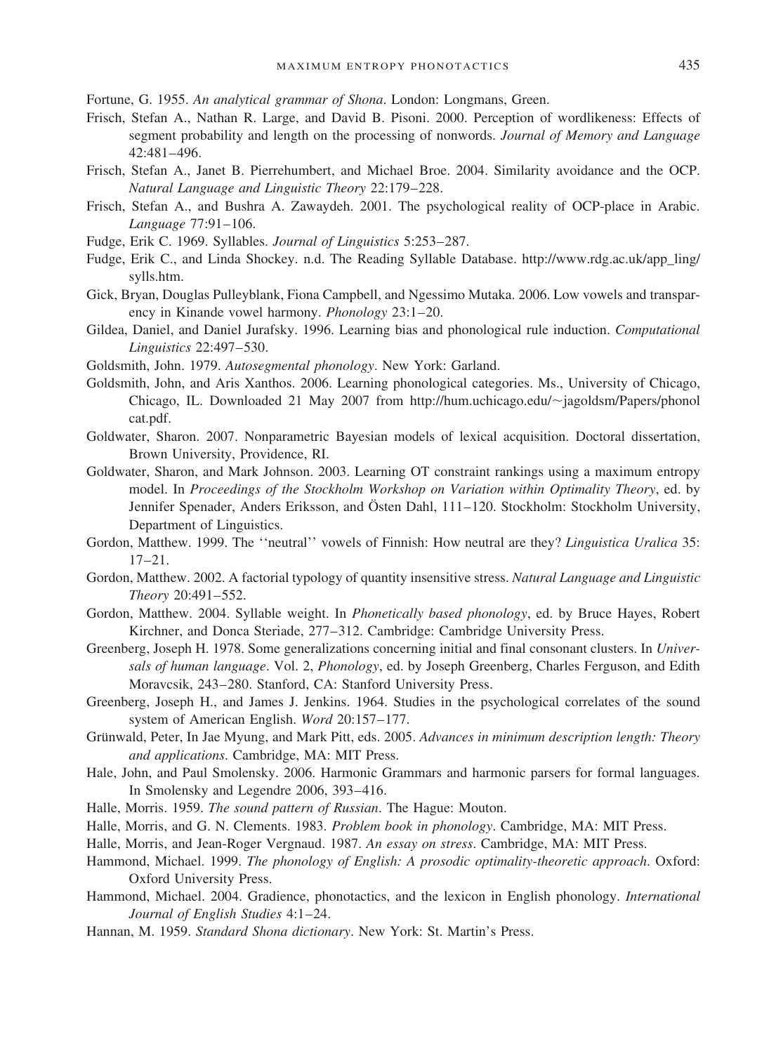Fortune, G. 1955. *An analytical grammar of Shona*. London: Longmans, Green.

Frisch, Stefan A., Nathan R. Large, and David B. Pisoni. 2000. Perception of wordlikeness: Effects of segment probability and length on the processing of nonwords. *Journal of Memory and Language* 42:481–496.

Frisch, Stefan A., Janet B. Pierrehumbert, and Michael Broe. 2004. Similarity avoidance and the OCP. *Natural Language and Linguistic Theory* 22:179–228.

Frisch, Stefan A., and Bushra A. Zawaydeh. 2001. The psychological reality of OCP-place in Arabic. *Language* 77:91–106.

Fudge, Erik C. 1969. Syllables. *Journal of Linguistics* 5:253–287.

Fudge, Erik C., and Linda Shockey. n.d. The Reading Syllable Database. http://www.rdg.ac.uk/app_ling/sylls.htm.

Gick, Bryan, Douglas Pulleyblank, Fiona Campbell, and Ngessimo Mutaka. 2006. Low vowels and transparency in Kinande vowel harmony. *Phonology* 23:1–20.

Gildea, Daniel, and Daniel Jurafsky. 1996. Learning bias and phonological rule induction. *Computational Linguistics* 22:497–530.

Goldsmith, John. 1979. *Autosegmental phonology*. New York: Garland.

Goldsmith, John, and Aris Xanthos. 2006. Learning phonological categories. Ms., University of Chicago, Chicago, IL. Downloaded 21 May 2007 from http://hum.uchicago.edu/~jagoldsm/Papers/phonolcat.pdf.

Goldwater, Sharon. 2007. Nonparametric Bayesian models of lexical acquisition. Doctoral dissertation, Brown University, Providence, RI.

Goldwater, Sharon, and Mark Johnson. 2003. Learning OT constraint rankings using a maximum entropy model. In *Proceedings of the Stockholm Workshop on Variation within Optimality Theory*, ed. by Jennifer Spenader, Anders Eriksson, and Östen Dahl, 111–120. Stockholm: Stockholm University, Department of Linguistics.

Gordon, Matthew. 1999. The ''neutral'' vowels of Finnish: How neutral are they? *Linguistica Uralica* 35: 17–21.

Gordon, Matthew. 2002. A factorial typology of quantity insensitive stress. *Natural Language and Linguistic Theory* 20:491–552.

Gordon, Matthew. 2004. Syllable weight. In *Phonetically based phonology*, ed. by Bruce Hayes, Robert Kirchner, and Donca Steriade, 277–312. Cambridge: Cambridge University Press.

Greenberg, Joseph H. 1978. Some generalizations concerning initial and final consonant clusters. In *Universals of human language*. Vol. 2, *Phonology*, ed. by Joseph Greenberg, Charles Ferguson, and Edith Moravcsik, 243–280. Stanford, CA: Stanford University Press.

Greenberg, Joseph H., and James J. Jenkins. 1964. Studies in the psychological correlates of the sound system of American English. *Word* 20:157–177.

Grünwald, Peter, In Jae Myung, and Mark Pitt, eds. 2005. *Advances in minimum description length: Theory and applications*. Cambridge, MA: MIT Press.

Hale, John, and Paul Smolensky. 2006. Harmonic Grammars and harmonic parsers for formal languages. In Smolensky and Legendre 2006, 393–416.

Halle, Morris. 1959. *The sound pattern of Russian*. The Hague: Mouton.

Halle, Morris, and G. N. Clements. 1983. *Problem book in phonology*. Cambridge, MA: MIT Press.

Halle, Morris, and Jean-Roger Vergnaud. 1987. *An essay on stress*. Cambridge, MA: MIT Press.

Hammond, Michael. 1999. *The phonology of English: A prosodic optimality-theoretic approach*. Oxford: Oxford University Press.

Hammond, Michael. 2004. Gradience, phonotactics, and the lexicon in English phonology. *International Journal of English Studies* 4:1–24.

Hannan, M. 1959. *Standard Shona dictionary*. New York: St. Martin's Press.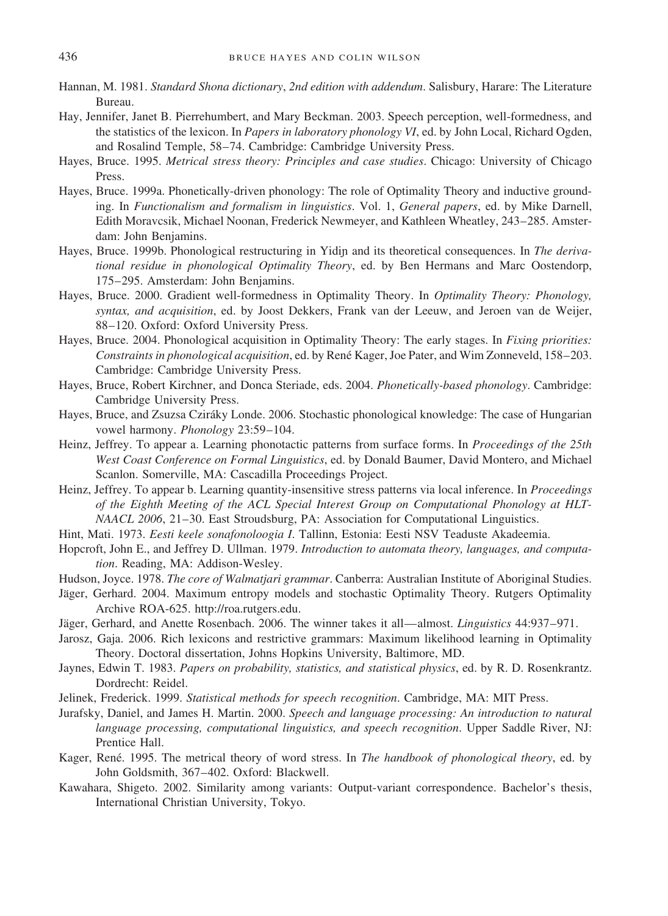Hannan, M. 1981. *Standard Shona dictionary*, *2nd edition with addendum*. Salisbury, Harare: The Literature Bureau.

Hay, Jennifer, Janet B. Pierrehumbert, and Mary Beckman. 2003. Speech perception, well-formedness, and the statistics of the lexicon. In *Papers in laboratory phonology VI*, ed. by John Local, Richard Ogden, and Rosalind Temple, 58–74. Cambridge: Cambridge University Press.

Hayes, Bruce. 1995. *Metrical stress theory: Principles and case studies*. Chicago: University of Chicago Press.

Hayes, Bruce. 1999a. Phonetically-driven phonology: The role of Optimality Theory and inductive grounding. In *Functionalism and formalism in linguistics*. Vol. 1, *General papers*, ed. by Mike Darnell, Edith Moravcsik, Michael Noonan, Frederick Newmeyer, and Kathleen Wheatley, 243–285. Amsterdam: John Benjamins.

Hayes, Bruce. 1999b. Phonological restructuring in Yidiɲ and its theoretical consequences. In *The derivational residue in phonological Optimality Theory*, ed. by Ben Hermans and Marc Oostendorp, 175–295. Amsterdam: John Benjamins.

Hayes, Bruce. 2000. Gradient well-formedness in Optimality Theory. In *Optimality Theory: Phonology, syntax, and acquisition*, ed. by Joost Dekkers, Frank van der Leeuw, and Jeroen van de Weijer, 88–120. Oxford: Oxford University Press.

Hayes, Bruce. 2004. Phonological acquisition in Optimality Theory: The early stages. In *Fixing priorities: Constraints in phonological acquisition*, ed. by René Kager, Joe Pater, and Wim Zonneveld, 158–203. Cambridge: Cambridge University Press.

Hayes, Bruce, Robert Kirchner, and Donca Steriade, eds. 2004. *Phonetically-based phonology*. Cambridge: Cambridge University Press.

Hayes, Bruce, and Zsuzsa Cziráky Londe. 2006. Stochastic phonological knowledge: The case of Hungarian vowel harmony. *Phonology* 23:59–104.

Heinz, Jeffrey. To appear a. Learning phonotactic patterns from surface forms. In *Proceedings of the 25th West Coast Conference on Formal Linguistics*, ed. by Donald Baumer, David Montero, and Michael Scanlon. Somerville, MA: Cascadilla Proceedings Project.

Heinz, Jeffrey. To appear b. Learning quantity-insensitive stress patterns via local inference. In *Proceedings of the Eighth Meeting of the ACL Special Interest Group on Computational Phonology at HLT-NAACL 2006*, 21–30. East Stroudsburg, PA: Association for Computational Linguistics.

Hint, Mati. 1973. *Eesti keele sonafonoloogia I*. Tallinn, Estonia: Eesti NSV Teaduste Akadeemia.

Hopcroft, John E., and Jeffrey D. Ullman. 1979. *Introduction to automata theory, languages, and computation*. Reading, MA: Addison-Wesley.

Hudson, Joyce. 1978. *The core of Walmatjari grammar*. Canberra: Australian Institute of Aboriginal Studies.

Jäger, Gerhard. 2004. Maximum entropy models and stochastic Optimality Theory. Rutgers Optimality Archive ROA-625. http://roa.rutgers.edu.

Jäger, Gerhard, and Anette Rosenbach. 2006. The winner takes it all—almost. *Linguistics* 44:937–971.

Jarosz, Gaja. 2006. Rich lexicons and restrictive grammars: Maximum likelihood learning in Optimality Theory. Doctoral dissertation, Johns Hopkins University, Baltimore, MD.

Jaynes, Edwin T. 1983. *Papers on probability, statistics, and statistical physics*, ed. by R. D. Rosenkrantz. Dordrecht: Reidel.

Jelinek, Frederick. 1999. *Statistical methods for speech recognition*. Cambridge, MA: MIT Press.

Jurafsky, Daniel, and James H. Martin. 2000. *Speech and language processing: An introduction to natural language processing, computational linguistics, and speech recognition*. Upper Saddle River, NJ: Prentice Hall.

Kager, René. 1995. The metrical theory of word stress. In *The handbook of phonological theory*, ed. by John Goldsmith, 367–402. Oxford: Blackwell.

Kawahara, Shigeto. 2002. Similarity among variants: Output-variant correspondence. Bachelor's thesis, International Christian University, Tokyo.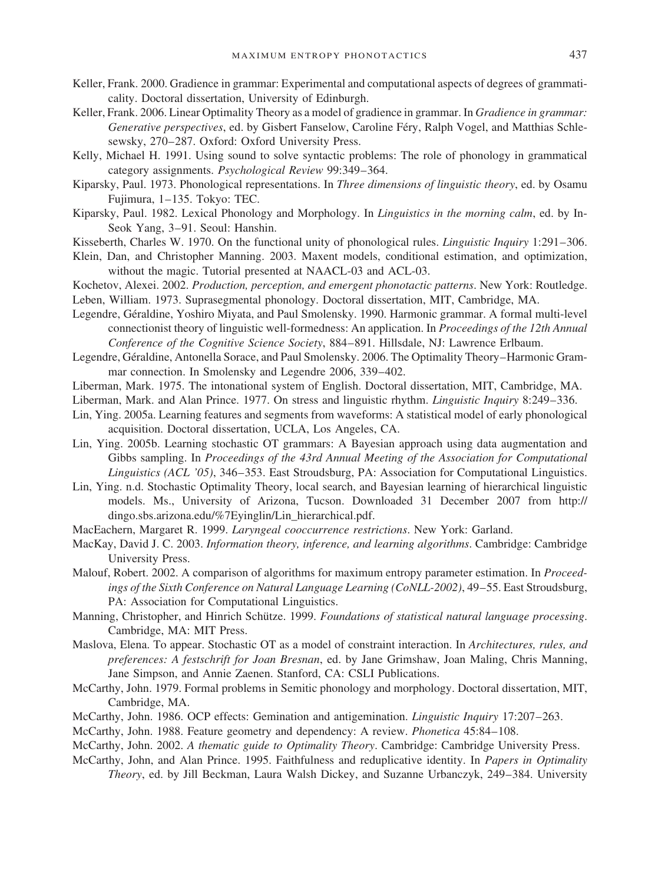Keller, Frank. 2000. Gradience in grammar: Experimental and computational aspects of degrees of grammaticality. Doctoral dissertation, University of Edinburgh.

Keller, Frank. 2006. Linear Optimality Theory as a model of gradience in grammar. In *Gradience in grammar: Generative perspectives*, ed. by Gisbert Fanselow, Caroline Féry, Ralph Vogel, and Matthias Schlesewsky, 270–287. Oxford: Oxford University Press.

Kelly, Michael H. 1991. Using sound to solve syntactic problems: The role of phonology in grammatical category assignments. *Psychological Review* 99:349–364.

Kiparsky, Paul. 1973. Phonological representations. In *Three dimensions of linguistic theory*, ed. by Osamu Fujimura, 1–135. Tokyo: TEC.

Kiparsky, Paul. 1982. Lexical Phonology and Morphology. In *Linguistics in the morning calm*, ed. by In-Seok Yang, 3–91. Seoul: Hanshin.

Kisseberth, Charles W. 1970. On the functional unity of phonological rules. *Linguistic Inquiry* 1:291–306.

Klein, Dan, and Christopher Manning. 2003. Maxent models, conditional estimation, and optimization, without the magic. Tutorial presented at NAACL-03 and ACL-03.

Kochetov, Alexei. 2002. *Production, perception, and emergent phonotactic patterns*. New York: Routledge.

Leben, William. 1973. Suprasegmental phonology. Doctoral dissertation, MIT, Cambridge, MA.

Legendre, Géraldine, Yoshiro Miyata, and Paul Smolensky. 1990. Harmonic grammar. A formal multi-level connectionist theory of linguistic well-formedness: An application. In *Proceedings of the 12th Annual Conference of the Cognitive Science Society*, 884–891. Hillsdale, NJ: Lawrence Erlbaum.

Legendre, Géraldine, Antonella Sorace, and Paul Smolensky. 2006. The Optimality Theory–Harmonic Grammar connection. In Smolensky and Legendre 2006, 339–402.

Liberman, Mark. 1975. The intonational system of English. Doctoral dissertation, MIT, Cambridge, MA.

Liberman, Mark. and Alan Prince. 1977. On stress and linguistic rhythm. *Linguistic Inquiry* 8:249–336.

Lin, Ying. 2005a. Learning features and segments from waveforms: A statistical model of early phonological acquisition. Doctoral dissertation, UCLA, Los Angeles, CA.

Lin, Ying. 2005b. Learning stochastic OT grammars: A Bayesian approach using data augmentation and Gibbs sampling. In *Proceedings of the 43rd Annual Meeting of the Association for Computational Linguistics (ACL '05)*, 346–353. East Stroudsburg, PA: Association for Computational Linguistics.

Lin, Ying. n.d. Stochastic Optimality Theory, local search, and Bayesian learning of hierarchical linguistic models. Ms., University of Arizona, Tucson. Downloaded 31 December 2007 from http://dingo.sbs.arizona.edu/%7Eyinglin/Lin_hierarchical.pdf.

MacEachern, Margaret R. 1999. *Laryngeal cooccurrence restrictions*. New York: Garland.

MacKay, David J. C. 2003. *Information theory, inference, and learning algorithms*. Cambridge: Cambridge University Press.

Malouf, Robert. 2002. A comparison of algorithms for maximum entropy parameter estimation. In *Proceedings of the Sixth Conference on Natural Language Learning (CoNLL-2002)*, 49–55. East Stroudsburg, PA: Association for Computational Linguistics.

Manning, Christopher, and Hinrich Schütze. 1999. *Foundations of statistical natural language processing*. Cambridge, MA: MIT Press.

Maslova, Elena. To appear. Stochastic OT as a model of constraint interaction. In *Architectures, rules, and preferences: A festschrift for Joan Bresnan*, ed. by Jane Grimshaw, Joan Maling, Chris Manning, Jane Simpson, and Annie Zaenen. Stanford, CA: CSLI Publications.

McCarthy, John. 1979. Formal problems in Semitic phonology and morphology. Doctoral dissertation, MIT, Cambridge, MA.

McCarthy, John. 1986. OCP effects: Gemination and antigemination. *Linguistic Inquiry* 17:207–263.

McCarthy, John. 1988. Feature geometry and dependency: A review. *Phonetica* 45:84–108.

McCarthy, John. 2002. *A thematic guide to Optimality Theory*. Cambridge: Cambridge University Press.

McCarthy, John, and Alan Prince. 1995. Faithfulness and reduplicative identity. In *Papers in Optimality Theory*, ed. by Jill Beckman, Laura Walsh Dickey, and Suzanne Urbanczyk, 249–384. University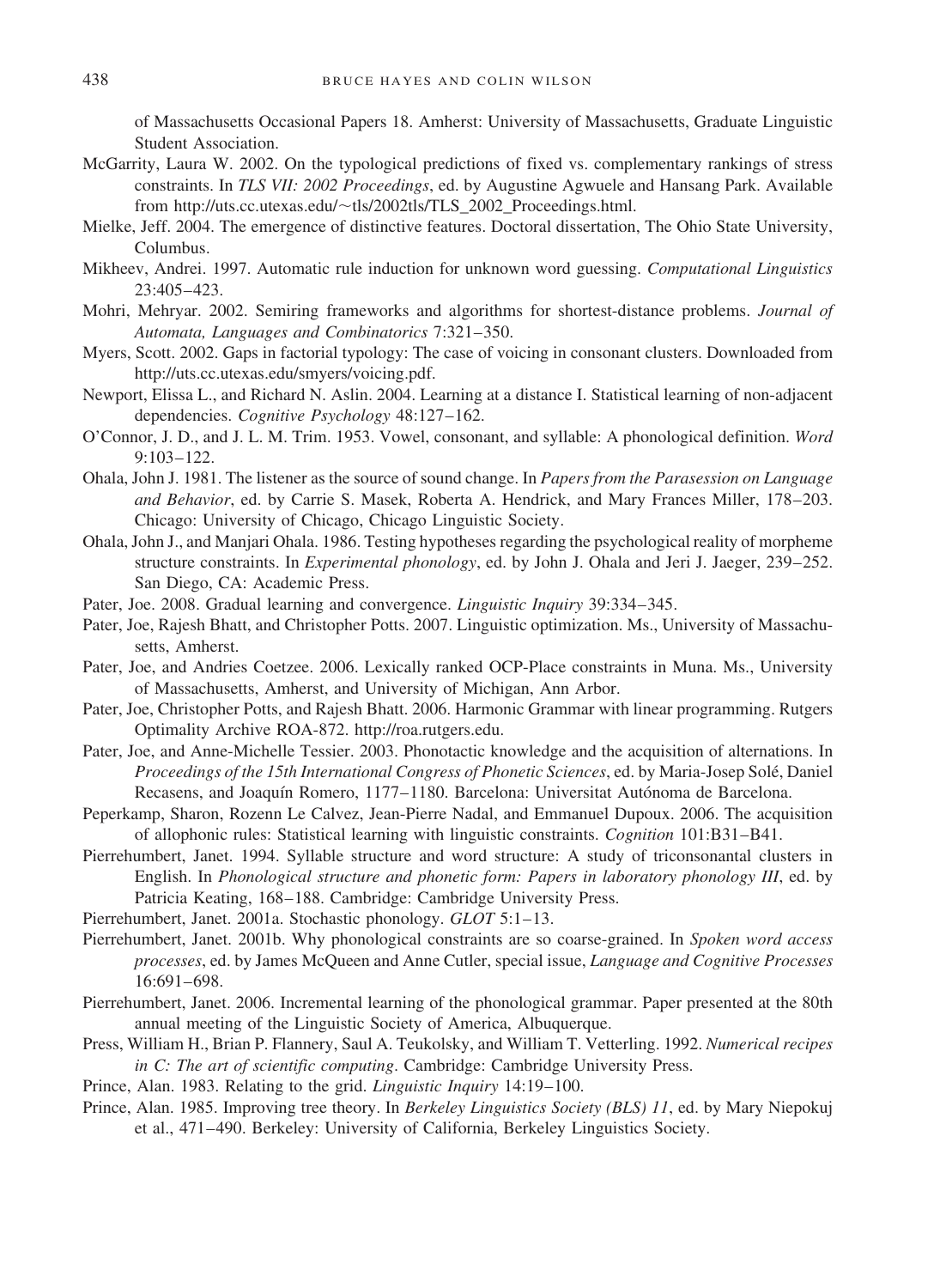of Massachusetts Occasional Papers 18. Amherst: University of Massachusetts, Graduate Linguistic Student Association.

McGarrity, Laura W. 2002. On the typological predictions of fixed vs. complementary rankings of stress constraints. In *TLS VII: 2002 Proceedings*, ed. by Augustine Agwuele and Hansang Park. Available from http://uts.cc.utexas.edu/~tls/2002tls/TLS_2002_Proceedings.html.

Mielke, Jeff. 2004. The emergence of distinctive features. Doctoral dissertation, The Ohio State University, Columbus.

Mikheev, Andrei. 1997. Automatic rule induction for unknown word guessing. *Computational Linguistics* 23:405–423.

Mohri, Mehryar. 2002. Semiring frameworks and algorithms for shortest-distance problems. *Journal of Automata, Languages and Combinatorics* 7:321–350.

Myers, Scott. 2002. Gaps in factorial typology: The case of voicing in consonant clusters. Downloaded from http://uts.cc.utexas.edu/smyers/voicing.pdf.

Newport, Elissa L., and Richard N. Aslin. 2004. Learning at a distance I. Statistical learning of non-adjacent dependencies. *Cognitive Psychology* 48:127–162.

O'Connor, J. D., and J. L. M. Trim. 1953. Vowel, consonant, and syllable: A phonological definition. *Word* 9:103–122.

Ohala, John J. 1981. The listener as the source of sound change. In *Papers from the Parasession on Language and Behavior*, ed. by Carrie S. Masek, Roberta A. Hendrick, and Mary Frances Miller, 178–203. Chicago: University of Chicago, Chicago Linguistic Society.

Ohala, John J., and Manjari Ohala. 1986. Testing hypotheses regarding the psychological reality of morpheme structure constraints. In *Experimental phonology*, ed. by John J. Ohala and Jeri J. Jaeger, 239–252. San Diego, CA: Academic Press.

Pater, Joe. 2008. Gradual learning and convergence. *Linguistic Inquiry* 39:334–345.

Pater, Joe, Rajesh Bhatt, and Christopher Potts. 2007. Linguistic optimization. Ms., University of Massachusetts, Amherst.

Pater, Joe, and Andries Coetzee. 2006. Lexically ranked OCP-Place constraints in Muna. Ms., University of Massachusetts, Amherst, and University of Michigan, Ann Arbor.

Pater, Joe, Christopher Potts, and Rajesh Bhatt. 2006. Harmonic Grammar with linear programming. Rutgers Optimality Archive ROA-872. http://roa.rutgers.edu.

Pater, Joe, and Anne-Michelle Tessier. 2003. Phonotactic knowledge and the acquisition of alternations. In *Proceedings of the 15th International Congress of Phonetic Sciences*, ed. by Maria-Josep Solé, Daniel Recasens, and Joaquín Romero, 1177–1180. Barcelona: Universitat Autónoma de Barcelona.

Peperkamp, Sharon, Rozenn Le Calvez, Jean-Pierre Nadal, and Emmanuel Dupoux. 2006. The acquisition of allophonic rules: Statistical learning with linguistic constraints. *Cognition* 101:B31–B41.

Pierrehumbert, Janet. 1994. Syllable structure and word structure: A study of triconsonantal clusters in English. In *Phonological structure and phonetic form: Papers in laboratory phonology III*, ed. by Patricia Keating, 168–188. Cambridge: Cambridge University Press.

Pierrehumbert, Janet. 2001a. Stochastic phonology. *GLOT* 5:1–13.

Pierrehumbert, Janet. 2001b. Why phonological constraints are so coarse-grained. In *Spoken word access processes*, ed. by James McQueen and Anne Cutler, special issue, *Language and Cognitive Processes* 16:691–698.

Pierrehumbert, Janet. 2006. Incremental learning of the phonological grammar. Paper presented at the 80th annual meeting of the Linguistic Society of America, Albuquerque.

Press, William H., Brian P. Flannery, Saul A. Teukolsky, and William T. Vetterling. 1992. *Numerical recipes in C: The art of scientific computing*. Cambridge: Cambridge University Press.

Prince, Alan. 1983. Relating to the grid. *Linguistic Inquiry* 14:19–100.

Prince, Alan. 1985. Improving tree theory. In *Berkeley Linguistics Society (BLS) 11*, ed. by Mary Niepokuj et al., 471–490. Berkeley: University of California, Berkeley Linguistics Society.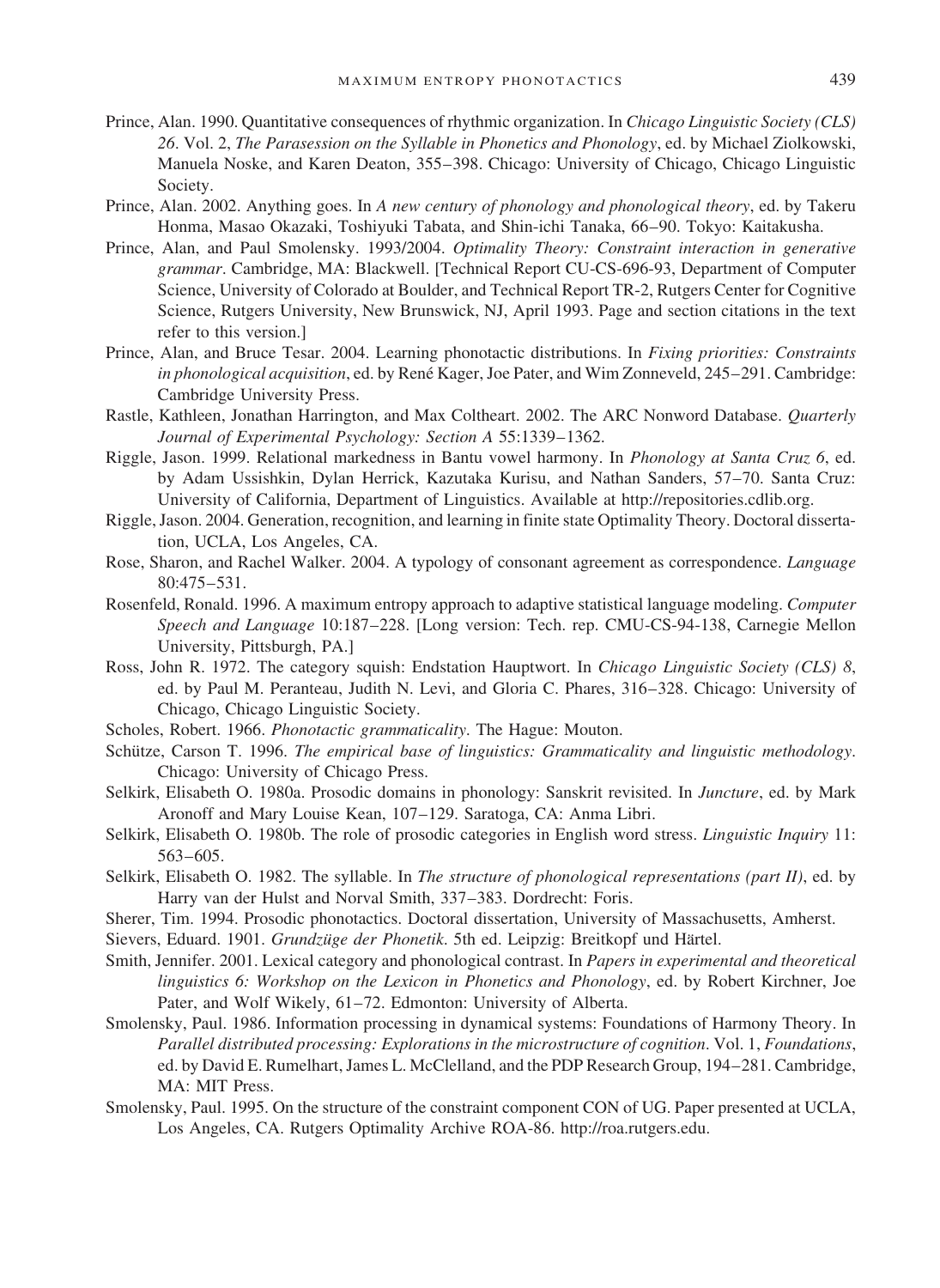Prince, Alan. 1990. Quantitative consequences of rhythmic organization. In *Chicago Linguistic Society (CLS) 26*. Vol. 2, *The Parasession on the Syllable in Phonetics and Phonology*, ed. by Michael Ziolkowski, Manuela Noske, and Karen Deaton, 355–398. Chicago: University of Chicago, Chicago Linguistic Society.

Prince, Alan. 2002. Anything goes. In *A new century of phonology and phonological theory*, ed. by Takeru Honma, Masao Okazaki, Toshiyuki Tabata, and Shin-ichi Tanaka, 66–90. Tokyo: Kaitakusha.

Prince, Alan, and Paul Smolensky. 1993/2004. *Optimality Theory: Constraint interaction in generative grammar*. Cambridge, MA: Blackwell. [Technical Report CU-CS-696-93, Department of Computer Science, University of Colorado at Boulder, and Technical Report TR-2, Rutgers Center for Cognitive Science, Rutgers University, New Brunswick, NJ, April 1993. Page and section citations in the text refer to this version.]

Prince, Alan, and Bruce Tesar. 2004. Learning phonotactic distributions. In *Fixing priorities: Constraints in phonological acquisition*, ed. by René Kager, Joe Pater, and Wim Zonneveld, 245–291. Cambridge: Cambridge University Press.

Rastle, Kathleen, Jonathan Harrington, and Max Coltheart. 2002. The ARC Nonword Database. *Quarterly Journal of Experimental Psychology: Section A* 55:1339–1362.

Riggle, Jason. 1999. Relational markedness in Bantu vowel harmony. In *Phonology at Santa Cruz 6*, ed. by Adam Ussishkin, Dylan Herrick, Kazutaka Kurisu, and Nathan Sanders, 57–70. Santa Cruz: University of California, Department of Linguistics. Available at http://repositories.cdlib.org.

Riggle, Jason. 2004. Generation, recognition, and learning in finite state Optimality Theory. Doctoral dissertation, UCLA, Los Angeles, CA.

Rose, Sharon, and Rachel Walker. 2004. A typology of consonant agreement as correspondence. *Language* 80:475–531.

Rosenfeld, Ronald. 1996. A maximum entropy approach to adaptive statistical language modeling. *Computer Speech and Language* 10:187–228. [Long version: Tech. rep. CMU-CS-94-138, Carnegie Mellon University, Pittsburgh, PA.]

Ross, John R. 1972. The category squish: Endstation Hauptwort. In *Chicago Linguistic Society (CLS) 8*, ed. by Paul M. Peranteau, Judith N. Levi, and Gloria C. Phares, 316–328. Chicago: University of Chicago, Chicago Linguistic Society.

Scholes, Robert. 1966. *Phonotactic grammaticality*. The Hague: Mouton.

Schütze, Carson T. 1996. *The empirical base of linguistics: Grammaticality and linguistic methodology*. Chicago: University of Chicago Press.

Selkirk, Elisabeth O. 1980a. Prosodic domains in phonology: Sanskrit revisited. In *Juncture*, ed. by Mark Aronoff and Mary Louise Kean, 107–129. Saratoga, CA: Anma Libri.

Selkirk, Elisabeth O. 1980b. The role of prosodic categories in English word stress. *Linguistic Inquiry* 11: 563–605.

Selkirk, Elisabeth O. 1982. The syllable. In *The structure of phonological representations (part II)*, ed. by Harry van der Hulst and Norval Smith, 337–383. Dordrecht: Foris.

Sherer, Tim. 1994. Prosodic phonotactics. Doctoral dissertation, University of Massachusetts, Amherst.

Sievers, Eduard. 1901. *Grundzüge der Phonetik*. 5th ed. Leipzig: Breitkopf und Härtel.

Smith, Jennifer. 2001. Lexical category and phonological contrast. In *Papers in experimental and theoretical linguistics 6: Workshop on the Lexicon in Phonetics and Phonology*, ed. by Robert Kirchner, Joe Pater, and Wolf Wikely, 61–72. Edmonton: University of Alberta.

Smolensky, Paul. 1986. Information processing in dynamical systems: Foundations of Harmony Theory. In *Parallel distributed processing: Explorations in the microstructure of cognition*. Vol. 1, *Foundations*, ed. by David E. Rumelhart, James L. McClelland, and the PDP Research Group, 194–281. Cambridge, MA: MIT Press.

Smolensky, Paul. 1995. On the structure of the constraint component CON of UG. Paper presented at UCLA, Los Angeles, CA. Rutgers Optimality Archive ROA-86. http://roa.rutgers.edu.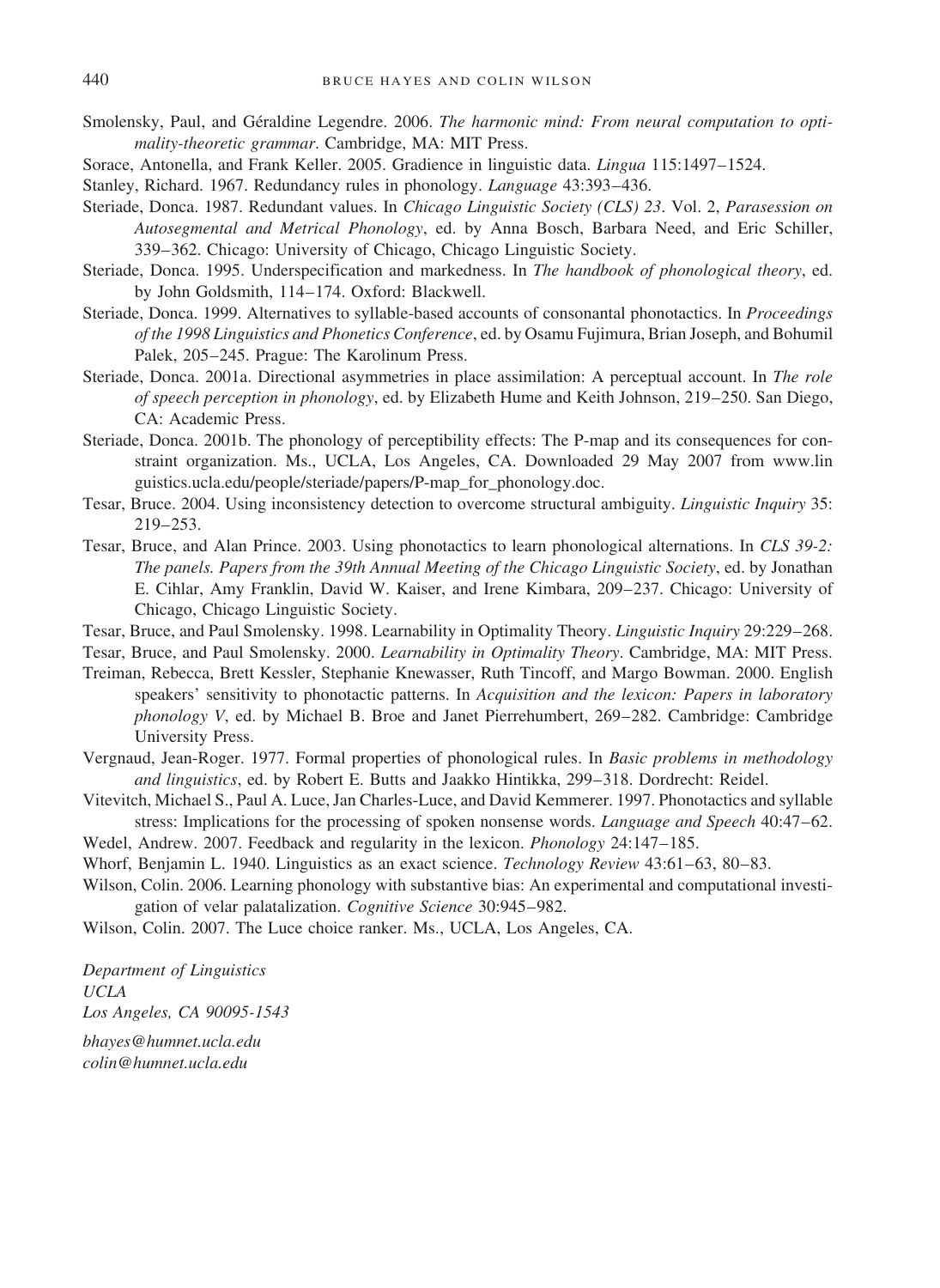Smolensky, Paul, and Géraldine Legendre. 2006. *The harmonic mind: From neural computation to optimality-theoretic grammar*. Cambridge, MA: MIT Press.

Sorace, Antonella, and Frank Keller. 2005. Gradience in linguistic data. *Lingua* 115:1497–1524.

Stanley, Richard. 1967. Redundancy rules in phonology. *Language* 43:393–436.

Steriade, Donca. 1987. Redundant values. In *Chicago Linguistic Society (CLS) 23*. Vol. 2, *Parasession on Autosegmental and Metrical Phonology*, ed. by Anna Bosch, Barbara Need, and Eric Schiller, 339–362. Chicago: University of Chicago, Chicago Linguistic Society.

Steriade, Donca. 1995. Underspecification and markedness. In *The handbook of phonological theory*, ed. by John Goldsmith, 114–174. Oxford: Blackwell.

Steriade, Donca. 1999. Alternatives to syllable-based accounts of consonantal phonotactics. In *Proceedings of the 1998 Linguistics and Phonetics Conference*, ed. by Osamu Fujimura, Brian Joseph, and Bohumil Palek, 205–245. Prague: The Karolinum Press.

Steriade, Donca. 2001a. Directional asymmetries in place assimilation: A perceptual account. In *The role of speech perception in phonology*, ed. by Elizabeth Hume and Keith Johnson, 219–250. San Diego, CA: Academic Press.

Steriade, Donca. 2001b. The phonology of perceptibility effects: The P-map and its consequences for constraint organization. Ms., UCLA, Los Angeles, CA. Downloaded 29 May 2007 from www.linguistics.ucla.edu/people/steriade/papers/P-map_for_phonology.doc.

Tesar, Bruce. 2004. Using inconsistency detection to overcome structural ambiguity. *Linguistic Inquiry* 35: 219–253.

Tesar, Bruce, and Alan Prince. 2003. Using phonotactics to learn phonological alternations. In *CLS 39-2: The panels. Papers from the 39th Annual Meeting of the Chicago Linguistic Society*, ed. by Jonathan E. Cihlar, Amy Franklin, David W. Kaiser, and Irene Kimbara, 209–237. Chicago: University of Chicago, Chicago Linguistic Society.

Tesar, Bruce, and Paul Smolensky. 1998. Learnability in Optimality Theory. *Linguistic Inquiry* 29:229–268.

Tesar, Bruce, and Paul Smolensky. 2000. *Learnability in Optimality Theory*. Cambridge, MA: MIT Press.

Treiman, Rebecca, Brett Kessler, Stephanie Knewasser, Ruth Tincoff, and Margo Bowman. 2000. English speakers' sensitivity to phonotactic patterns. In *Acquisition and the lexicon: Papers in laboratory phonology V*, ed. by Michael B. Broe and Janet Pierrehumbert, 269–282. Cambridge: Cambridge University Press.

Vergnaud, Jean-Roger. 1977. Formal properties of phonological rules. In *Basic problems in methodology and linguistics*, ed. by Robert E. Butts and Jaakko Hintikka, 299–318. Dordrecht: Reidel.

Vitevitch, Michael S., Paul A. Luce, Jan Charles-Luce, and David Kemmerer. 1997. Phonotactics and syllable stress: Implications for the processing of spoken nonsense words. *Language and Speech* 40:47–62.

Wedel, Andrew. 2007. Feedback and regularity in the lexicon. *Phonology* 24:147–185.

Whorf, Benjamin L. 1940. Linguistics as an exact science. *Technology Review* 43:61–63, 80–83.

Wilson, Colin. 2006. Learning phonology with substantive bias: An experimental and computational investigation of velar palatalization. *Cognitive Science* 30:945–982.

Wilson, Colin. 2007. The Luce choice ranker. Ms., UCLA, Los Angeles, CA.

*Department of Linguistics*
*UCLA*
*Los Angeles, CA 90095-1543*

*bhayes@humnet.ucla.edu*
*colin@humnet.ucla.edu*